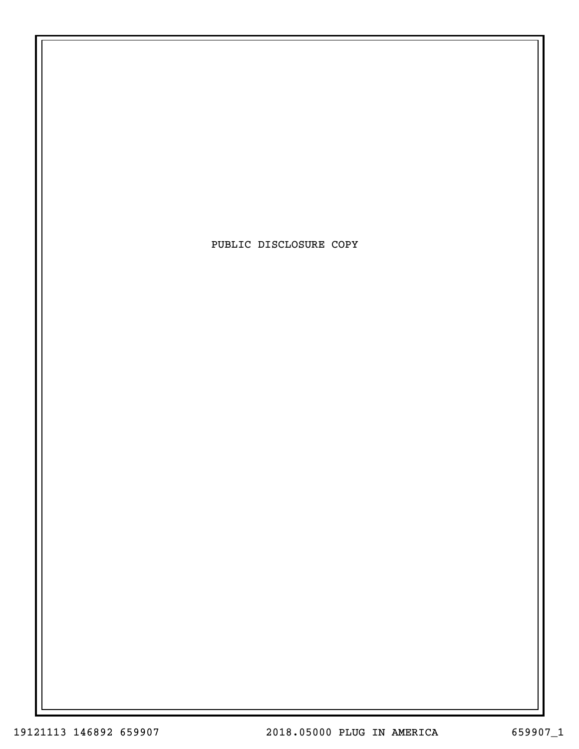PUBLIC DISCLOSURE COPY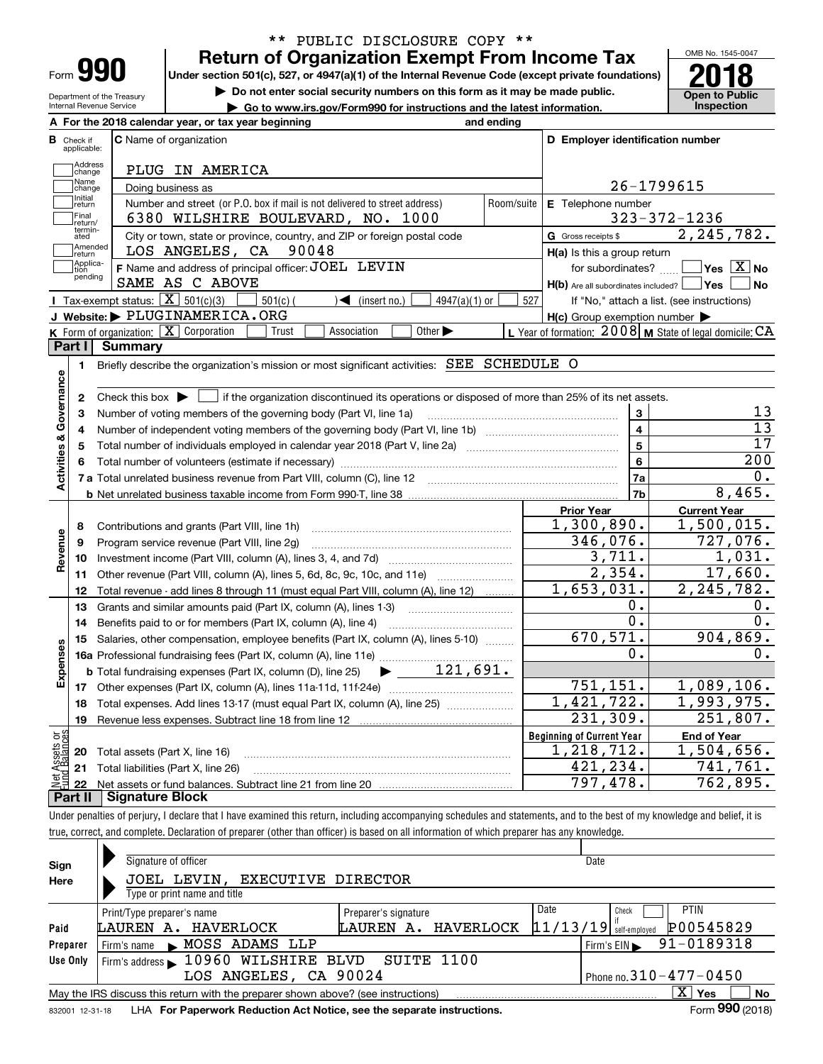\*\* PUBLIC DISCLOSURE COPY \*\*

# Form 990 Return of Organization Exempt From Income Tax

Under section 501(c), 527, or 4947(a)(1) of the Internal Revenue Code (except private foundations)

▶ Do not enter social security numbers on this form as it may be made public.

▶ Go to www.irs.gov/Form990 for instructions and the latest information.

Department of the Treasury
Internal Revenue Service

OMB No. 1545-0047

**2018**

**Open to Public Inspection**

**A** For the 2018 calendar year, or tax year beginning and ending

**B** Check if applicable: Address change, Name change, Initial return, Final return/terminated, Amended return, Application pending

**C** Name of organization: PLUG IN AMERICA

Doing business as

Number and street (or P.O. box if mail is not delivered to street address): 6380 WILSHIRE BOULEVARD, NO. 1000 Room/suite

City or town, state or province, country, and ZIP or foreign postal code: LOS ANGELES, CA 90048

**D** Employer identification number: 26-1799615

**E** Telephone number: 323-372-1236

**G** Gross receipts $ 2,245,782.

**F** Name and address of principal officer: JOEL LEVIN
SAME AS C ABOVE

**H(a)** Is this a group return for subordinates? Yes [ ] No [X]

**H(b)** Are all subordinates included? Yes [ ] No [ ]
If "No," attach a list. (see instructions)

**H(c)** Group exemption number ▶

**I** Tax-exempt status: [X] 501(c)(3) [ ] 501(c) ( ) ◀ (insert no.) [ ] 4947(a)(1) or [ ] 527

**J** Website: ▶ PLUGINAMERICA.ORG

**K** Form of organization: [X] Corporation [ ] Trust [ ] Association [ ] Other ▶

**L** Year of formation: 2008 **M** State of legal domicile: CA

## Part I Summary

**Activities & Governance**

1 Briefly describe the organization's mission or most significant activities: SEE SCHEDULE O

2 Check this box ▶ [ ] if the organization discontinued its operations or disposed of more than 25% of its net assets.

| | | | |
|---|---|---|---|
| 3 | Number of voting members of the governing body (Part VI, line 1a) | 3 | 13 |
| 4 | Number of independent voting members of the governing body (Part VI, line 1b) | 4 | 13 |
| 5 | Total number of individuals employed in calendar year 2018 (Part V, line 2a) | 5 | 17 |
| 6 | Total number of volunteers (estimate if necessary) | 6 | 200 |
| 7a | Total unrelated business revenue from Part VIII, column (C), line 12 | 7a | 0. |
| b | Net unrelated business taxable income from Form 990-T, line 38 | 7b | 8,465. |

| | | | Prior Year | Current Year |
|---|---|---|---|---|
| **Revenue** | 8 | Contributions and grants (Part VIII, line 1h) | 1,300,890. | 1,500,015. |
| | 9 | Program service revenue (Part VIII, line 2g) | 346,076. | 727,076. |
| | 10 | Investment income (Part VIII, column (A), lines 3, 4, and 7d) | 3,711. | 1,031. |
| | 11 | Other revenue (Part VIII, column (A), lines 5, 6d, 8c, 9c, 10c, and 11e) | 2,354. | 17,660. |
| | 12 | Total revenue - add lines 8 through 11 (must equal Part VIII, column (A), line 12) | 1,653,031. | 2,245,782. |
| **Expenses** | 13 | Grants and similar amounts paid (Part IX, column (A), lines 1-3) | 0. | 0. |
| | 14 | Benefits paid to or for members (Part IX, column (A), line 4) | 0. | 0. |
| | 15 | Salaries, other compensation, employee benefits (Part IX, column (A), lines 5-10) | 670,571. | 904,869. |
| | 16a | Professional fundraising fees (Part IX, column (A), line 11e) | 0. | 0. |
| | b | Total fundraising expenses (Part IX, column (D), line 25) ▶ 121,691. | | |
| | 17 | Other expenses (Part IX, column (A), lines 11a-11d, 11f-24e) | 751,151. | 1,089,106. |
| | 18 | Total expenses. Add lines 13-17 (must equal Part IX, column (A), line 25) | 1,421,722. | 1,993,975. |
| | 19 | Revenue less expenses. Subtract line 18 from line 12 | 231,309. | 251,807. |
| | | | **Beginning of Current Year** | **End of Year** |
| **Net Assets or Fund Balances** | 20 | Total assets (Part X, line 16) | 1,218,712. | 1,504,656. |
| | 21 | Total liabilities (Part X, line 26) | 421,234. | 741,761. |
| | 22 | Net assets or fund balances. Subtract line 21 from line 20 | 797,478. | 762,895. |

## Part II Signature Block

Under penalties of perjury, I declare that I have examined this return, including accompanying schedules and statements, and to the best of my knowledge and belief, it is true, correct, and complete. Declaration of preparer (other than officer) is based on all information of which preparer has any knowledge.

**Sign Here**

Signature of officer — Date

JOEL LEVIN, EXECUTIVE DIRECTOR
Type or print name and title

**Paid Preparer Use Only**

| Print/Type preparer's name | Preparer's signature | Date | Check if self-employed | PTIN |
|---|---|---|---|---|
| LAUREN A. HAVERLOCK | LAUREN A. HAVERLOCK | 11/13/19 | [ ] | P00545829 |

Firm's name ▶ MOSS ADAMS LLP — Firm's EIN ▶ 91-0189318

Firm's address ▶ 10960 WILSHIRE BLVD SUITE 1100, LOS ANGELES, CA 90024 — Phone no. 310-477-0450

May the IRS discuss this return with the preparer shown above? (see instructions) [X] Yes [ ] No

832001 12-31-18 LHA For Paperwork Reduction Act Notice, see the separate instructions. Form **990** (2018)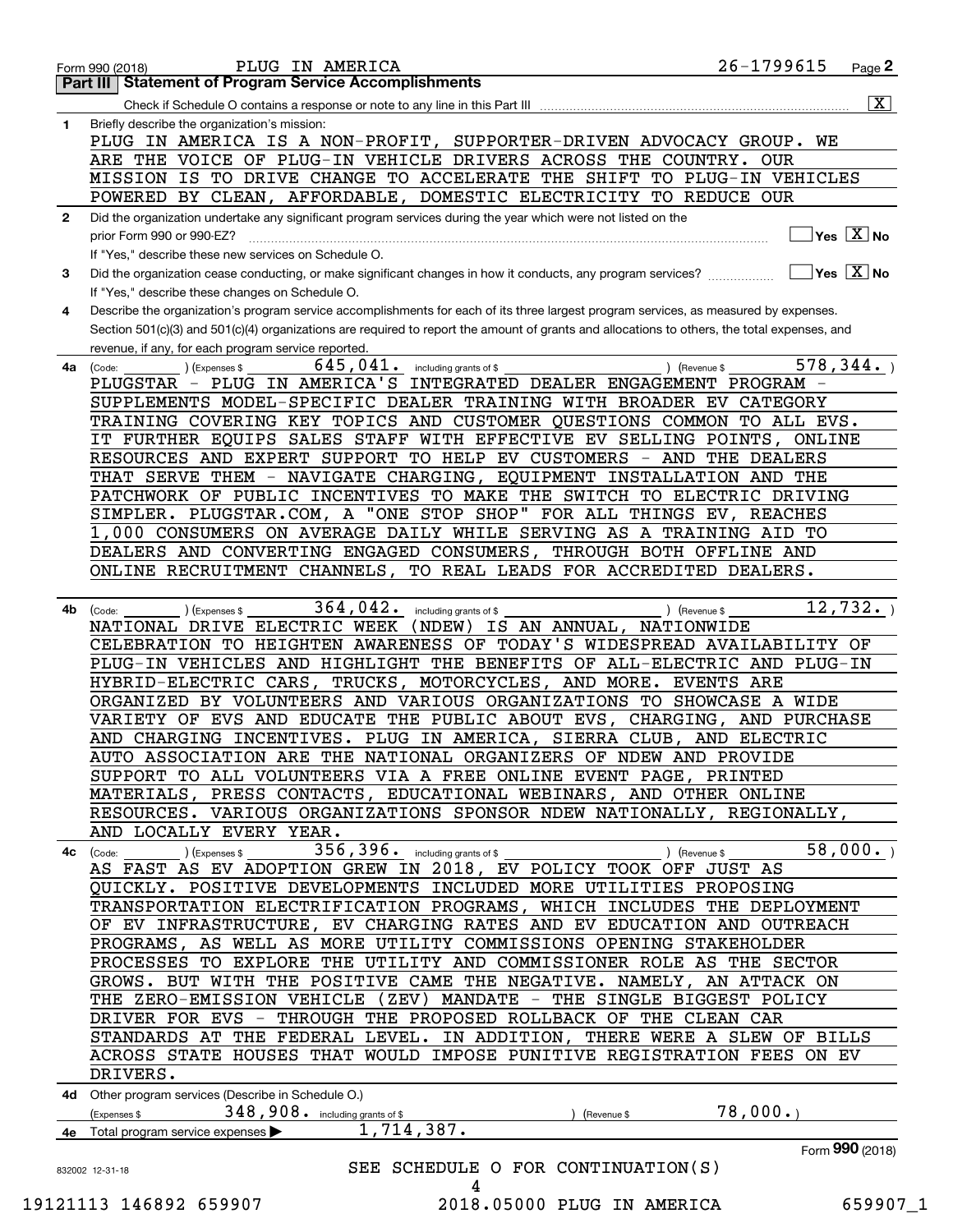Form 990 (2018) PLUG IN AMERICA 26-1799615 Page 2

## Part III Statement of Program Service Accomplishments

Check if Schedule O contains a response or note to any line in this Part III [X]

**1** Briefly describe the organization's mission:

PLUG IN AMERICA IS A NON-PROFIT, SUPPORTER-DRIVEN ADVOCACY GROUP. WE ARE THE VOICE OF PLUG-IN VEHICLE DRIVERS ACROSS THE COUNTRY. OUR MISSION IS TO DRIVE CHANGE TO ACCELERATE THE SHIFT TO PLUG-IN VEHICLES POWERED BY CLEAN, AFFORDABLE, DOMESTIC ELECTRICITY TO REDUCE OUR

**2** Did the organization undertake any significant program services during the year which were not listed on the prior Form 990 or 990-EZ? [ ] Yes [X] No

If "Yes," describe these new services on Schedule O.

**3** Did the organization cease conducting, or make significant changes in how it conducts, any program services? [ ] Yes [X] No

If "Yes," describe these changes on Schedule O.

**4** Describe the organization's program service accomplishments for each of its three largest program services, as measured by expenses. Section 501(c)(3) and 501(c)(4) organizations are required to report the amount of grants and allocations to others, the total expenses, and revenue, if any, for each program service reported.

**4a** (Code: ) (Expenses $ 645,041. including grants of $ ) (Revenue $ 578,344. )

PLUGSTAR - PLUG IN AMERICA'S INTEGRATED DEALER ENGAGEMENT PROGRAM - SUPPLEMENTS MODEL-SPECIFIC DEALER TRAINING WITH BROADER EV CATEGORY TRAINING COVERING KEY TOPICS AND CUSTOMER QUESTIONS COMMON TO ALL EVS. IT FURTHER EQUIPS SALES STAFF WITH EFFECTIVE EV SELLING POINTS, ONLINE RESOURCES AND EXPERT SUPPORT TO HELP EV CUSTOMERS - AND THE DEALERS THAT SERVE THEM - NAVIGATE CHARGING, EQUIPMENT INSTALLATION AND THE PATCHWORK OF PUBLIC INCENTIVES TO MAKE THE SWITCH TO ELECTRIC DRIVING SIMPLER. PLUGSTAR.COM, A "ONE STOP SHOP" FOR ALL THINGS EV, REACHES 1,000 CONSUMERS ON AVERAGE DAILY WHILE SERVING AS A TRAINING AID TO DEALERS AND CONVERTING ENGAGED CONSUMERS, THROUGH BOTH OFFLINE AND ONLINE RECRUITMENT CHANNELS, TO REAL LEADS FOR ACCREDITED DEALERS.

**4b** (Code: ) (Expenses $ 364,042. including grants of $ ) (Revenue $ 12,732. )

NATIONAL DRIVE ELECTRIC WEEK (NDEW) IS AN ANNUAL, NATIONWIDE CELEBRATION TO HEIGHTEN AWARENESS OF TODAY'S WIDESPREAD AVAILABILITY OF PLUG-IN VEHICLES AND HIGHLIGHT THE BENEFITS OF ALL-ELECTRIC AND PLUG-IN HYBRID-ELECTRIC CARS, TRUCKS, MOTORCYCLES, AND MORE. EVENTS ARE ORGANIZED BY VOLUNTEERS AND VARIOUS ORGANIZATIONS TO SHOWCASE A WIDE VARIETY OF EVS AND EDUCATE THE PUBLIC ABOUT EVS, CHARGING, AND PURCHASE AND CHARGING INCENTIVES. PLUG IN AMERICA, SIERRA CLUB, AND ELECTRIC AUTO ASSOCIATION ARE THE NATIONAL ORGANIZERS OF NDEW AND PROVIDE SUPPORT TO ALL VOLUNTEERS VIA A FREE ONLINE EVENT PAGE, PRINTED MATERIALS, PRESS CONTACTS, EDUCATIONAL WEBINARS, AND OTHER ONLINE RESOURCES. VARIOUS ORGANIZATIONS SPONSOR NDEW NATIONALLY, REGIONALLY, AND LOCALLY EVERY YEAR.

**4c** (Code: ) (Expenses $ 356,396. including grants of $ ) (Revenue $ 58,000. )

AS FAST AS EV ADOPTION GREW IN 2018, EV POLICY TOOK OFF JUST AS QUICKLY. POSITIVE DEVELOPMENTS INCLUDED MORE UTILITIES PROPOSING TRANSPORTATION ELECTRIFICATION PROGRAMS, WHICH INCLUDES THE DEPLOYMENT OF EV INFRASTRUCTURE, EV CHARGING RATES AND EV EDUCATION AND OUTREACH PROGRAMS, AS WELL AS MORE UTILITY COMMISSIONS OPENING STAKEHOLDER PROCESSES TO EXPLORE THE UTILITY AND COMMISSIONER ROLE AS THE SECTOR GROWS. BUT WITH THE POSITIVE CAME THE NEGATIVE. NAMELY, AN ATTACK ON THE ZERO-EMISSION VEHICLE (ZEV) MANDATE - THE SINGLE BIGGEST POLICY DRIVER FOR EVS - THROUGH THE PROPOSED ROLLBACK OF THE CLEAN CAR STANDARDS AT THE FEDERAL LEVEL. IN ADDITION, THERE WERE A SLEW OF BILLS ACROSS STATE HOUSES THAT WOULD IMPOSE PUNITIVE REGISTRATION FEES ON EV DRIVERS.

**4d** Other program services (Describe in Schedule O.)

(Expenses $ 348,908. including grants of $ ) (Revenue $ 78,000.)

**4e** Total program service expenses ▶ 1,714,387.

Form **990** (2018)

SEE SCHEDULE O FOR CONTINUATION(S)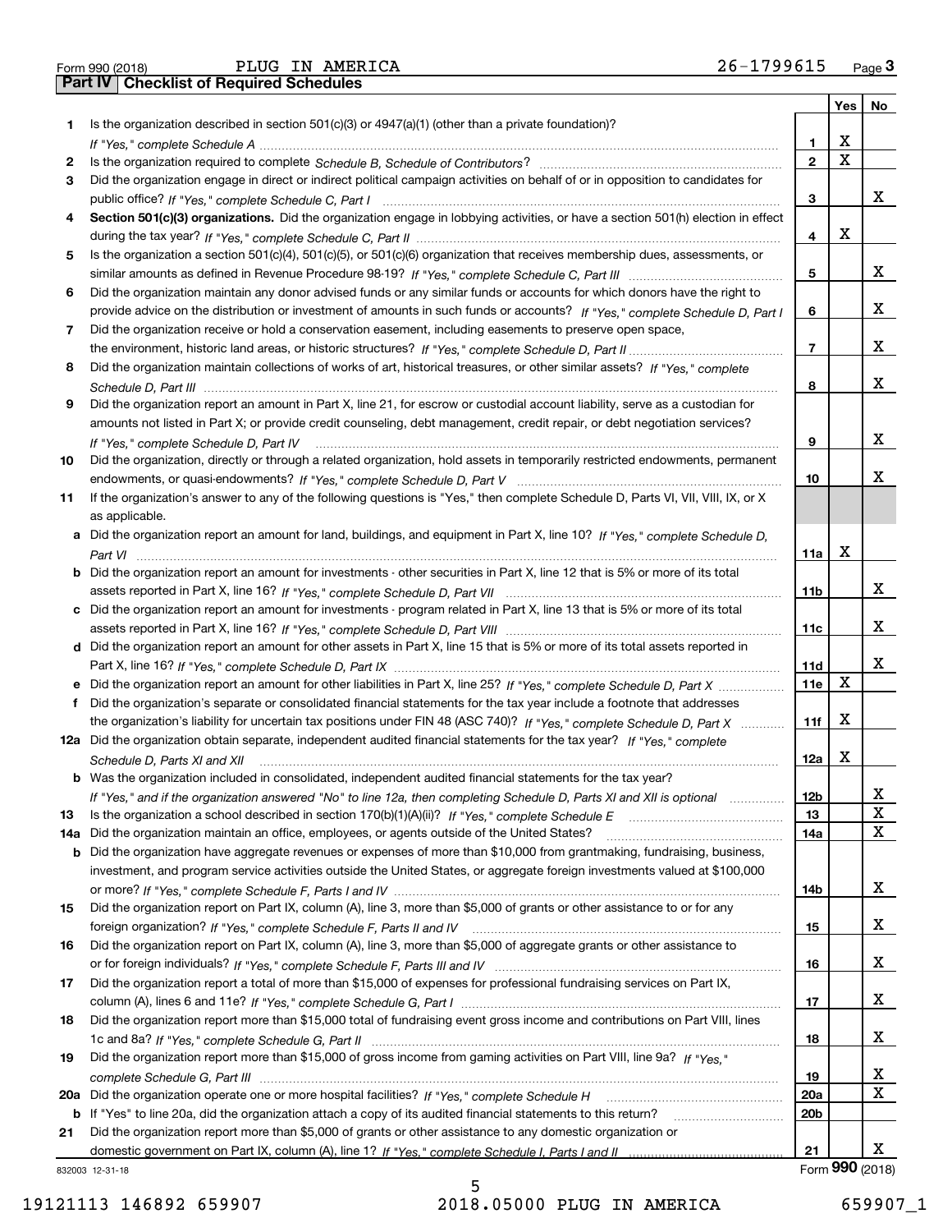Form 990 (2018) PLUG IN AMERICA 26-1799615

## Part IV Checklist of Required Schedules

| | | | Yes | No |
|---|---|---|---|---|
| **1** | Is the organization described in section 501(c)(3) or 4947(a)(1) (other than a private foundation)? *If "Yes," complete Schedule A* | 1 | X | |
| **2** | Is the organization required to complete *Schedule B, Schedule of Contributors*? | 2 | X | |
| **3** | Did the organization engage in direct or indirect political campaign activities on behalf of or in opposition to candidates for public office? *If "Yes," complete Schedule C, Part I* | 3 | | X |
| **4** | **Section 501(c)(3) organizations.** Did the organization engage in lobbying activities, or have a section 501(h) election in effect during the tax year? *If "Yes," complete Schedule C, Part II* | 4 | X | |
| **5** | Is the organization a section 501(c)(4), 501(c)(5), or 501(c)(6) organization that receives membership dues, assessments, or similar amounts as defined in Revenue Procedure 98-19? *If "Yes," complete Schedule C, Part III* | 5 | | X |
| **6** | Did the organization maintain any donor advised funds or any similar funds or accounts for which donors have the right to provide advice on the distribution or investment of amounts in such funds or accounts? *If "Yes," complete Schedule D, Part I* | 6 | | X |
| **7** | Did the organization receive or hold a conservation easement, including easements to preserve open space, the environment, historic land areas, or historic structures? *If "Yes," complete Schedule D, Part II* | 7 | | X |
| **8** | Did the organization maintain collections of works of art, historical treasures, or other similar assets? *If "Yes," complete Schedule D, Part III* | 8 | | X |
| **9** | Did the organization report an amount in Part X, line 21, for escrow or custodial account liability, serve as a custodian for amounts not listed in Part X; or provide credit counseling, debt management, credit repair, or debt negotiation services? *If "Yes," complete Schedule D, Part IV* | 9 | | X |
| **10** | Did the organization, directly or through a related organization, hold assets in temporarily restricted endowments, permanent endowments, or quasi-endowments? *If "Yes," complete Schedule D, Part V* | 10 | | X |
| **11** | If the organization's answer to any of the following questions is "Yes," then complete Schedule D, Parts VI, VII, VIII, IX, or X as applicable. | | | |
| **a** | Did the organization report an amount for land, buildings, and equipment in Part X, line 10? *If "Yes," complete Schedule D, Part VI* | 11a | X | |
| **b** | Did the organization report an amount for investments - other securities in Part X, line 12 that is 5% or more of its total assets reported in Part X, line 16? *If "Yes," complete Schedule D, Part VII* | 11b | | X |
| **c** | Did the organization report an amount for investments - program related in Part X, line 13 that is 5% or more of its total assets reported in Part X, line 16? *If "Yes," complete Schedule D, Part VIII* | 11c | | X |
| **d** | Did the organization report an amount for other assets in Part X, line 15 that is 5% or more of its total assets reported in Part X, line 16? *If "Yes," complete Schedule D, Part IX* | 11d | | X |
| **e** | Did the organization report an amount for other liabilities in Part X, line 25? *If "Yes," complete Schedule D, Part X* | 11e | X | |
| **f** | Did the organization's separate or consolidated financial statements for the tax year include a footnote that addresses the organization's liability for uncertain tax positions under FIN 48 (ASC 740)? *If "Yes," complete Schedule D, Part X* | 11f | X | |
| **12a** | Did the organization obtain separate, independent audited financial statements for the tax year? *If "Yes," complete Schedule D, Parts XI and XII* | 12a | X | |
| **b** | Was the organization included in consolidated, independent audited financial statements for the tax year? *If "Yes," and if the organization answered "No" to line 12a, then completing Schedule D, Parts XI and XII is optional* | 12b | | X |
| **13** | Is the organization a school described in section 170(b)(1)(A)(ii)? *If "Yes," complete Schedule E* | 13 | | X |
| **14a** | Did the organization maintain an office, employees, or agents outside of the United States? | 14a | | X |
| **b** | Did the organization have aggregate revenues or expenses of more than $10,000 from grantmaking, fundraising, business, investment, and program service activities outside the United States, or aggregate foreign investments valued at $100,000 or more? *If "Yes," complete Schedule F, Parts I and IV* | 14b | | X |
| **15** | Did the organization report on Part IX, column (A), line 3, more than $5,000 of grants or other assistance to or for any foreign organization? *If "Yes," complete Schedule F, Parts II and IV* | 15 | | X |
| **16** | Did the organization report on Part IX, column (A), line 3, more than $5,000 of aggregate grants or other assistance to or for foreign individuals? *If "Yes," complete Schedule F, Parts III and IV* | 16 | | X |
| **17** | Did the organization report a total of more than $15,000 of expenses for professional fundraising services on Part IX, column (A), lines 6 and 11e? *If "Yes," complete Schedule G, Part I* | 17 | | X |
| **18** | Did the organization report more than $15,000 total of fundraising event gross income and contributions on Part VIII, lines 1c and 8a? *If "Yes," complete Schedule G, Part II* | 18 | | X |
| **19** | Did the organization report more than $15,000 of gross income from gaming activities on Part VIII, line 9a? *If "Yes," complete Schedule G, Part III* | 19 | | X |
| **20a** | Did the organization operate one or more hospital facilities? *If "Yes," complete Schedule H* | 20a | | X |
| **b** | If "Yes" to line 20a, did the organization attach a copy of its audited financial statements to this return? | 20b | | |
| **21** | Did the organization report more than $5,000 of grants or other assistance to any domestic organization or domestic government on Part IX, column (A), line 1? *If "Yes," complete Schedule I, Parts I and II* | 21 | | X |

832003 12-31-18 Form **990** (2018)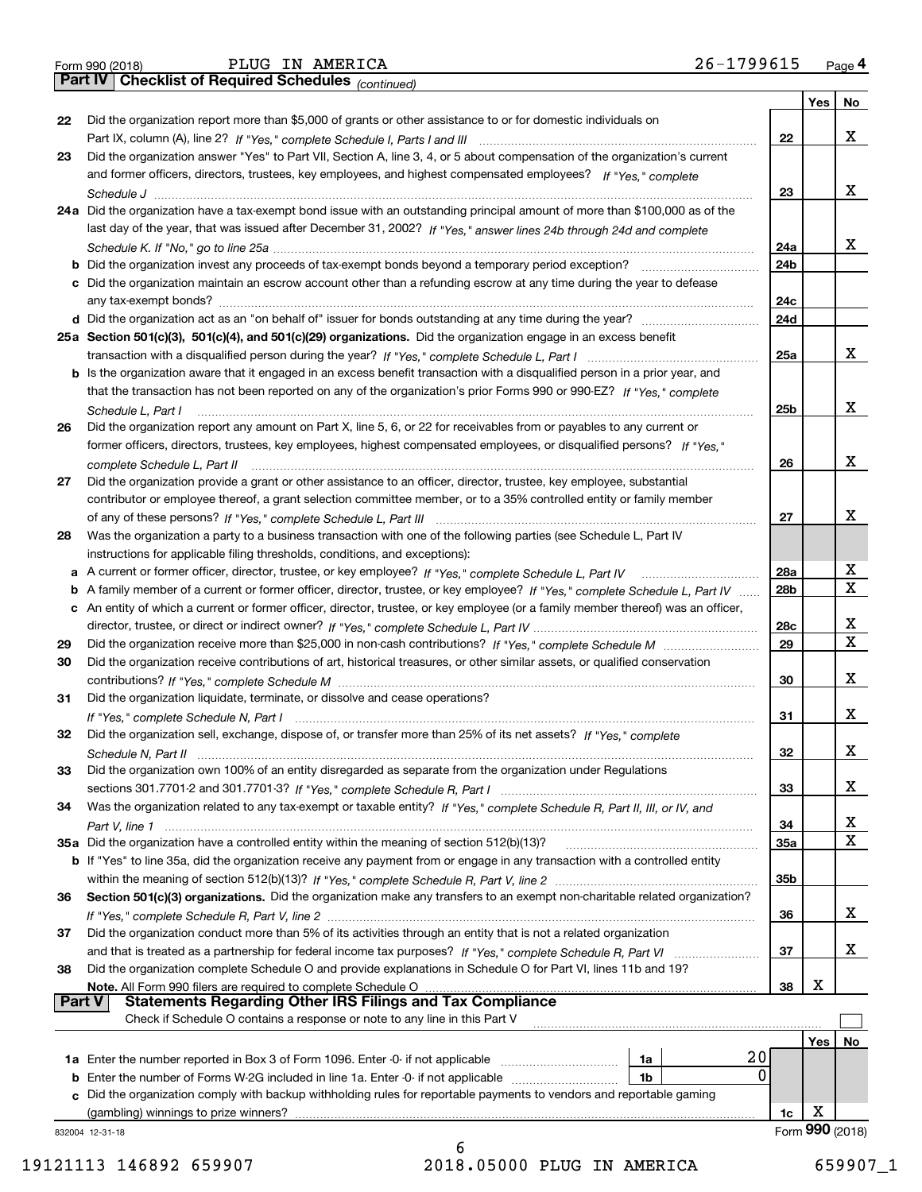Form 990 (2018) PLUG IN AMERICA 26-1799615 Page 4

**Part IV Checklist of Required Schedules** *(continued)*

| | | | Yes | No |
|---|---|---|---|---|
| 22 | Did the organization report more than \$5,000 of grants or other assistance to or for domestic individuals on Part IX, column (A), line 2? *If "Yes," complete Schedule I, Parts I and III* | 22 | | X |
| 23 | Did the organization answer "Yes" to Part VII, Section A, line 3, 4, or 5 about compensation of the organization's current and former officers, directors, trustees, key employees, and highest compensated employees? *If "Yes," complete Schedule J* | 23 | | X |
| 24a | Did the organization have a tax-exempt bond issue with an outstanding principal amount of more than \$100,000 as of the last day of the year, that was issued after December 31, 2002? *If "Yes," answer lines 24b through 24d and complete Schedule K. If "No," go to line 25a* | 24a | | X |
| b | Did the organization invest any proceeds of tax-exempt bonds beyond a temporary period exception? | 24b | | |
| c | Did the organization maintain an escrow account other than a refunding escrow at any time during the year to defease any tax-exempt bonds? | 24c | | |
| d | Did the organization act as an "on behalf of" issuer for bonds outstanding at any time during the year? | 24d | | |
| 25a | **Section 501(c)(3), 501(c)(4), and 501(c)(29) organizations.** Did the organization engage in an excess benefit transaction with a disqualified person during the year? *If "Yes," complete Schedule L, Part I* | 25a | | X |
| b | Is the organization aware that it engaged in an excess benefit transaction with a disqualified person in a prior year, and that the transaction has not been reported on any of the organization's prior Forms 990 or 990-EZ? *If "Yes," complete Schedule L, Part I* | 25b | | X |
| 26 | Did the organization report any amount on Part X, line 5, 6, or 22 for receivables from or payables to any current or former officers, directors, trustees, key employees, highest compensated employees, or disqualified persons? *If "Yes," complete Schedule L, Part II* | 26 | | X |
| 27 | Did the organization provide a grant or other assistance to an officer, director, trustee, key employee, substantial contributor or employee thereof, a grant selection committee member, or to a 35% controlled entity or family member of any of these persons? *If "Yes," complete Schedule L, Part III* | 27 | | X |
| 28 | Was the organization a party to a business transaction with one of the following parties (see Schedule L, Part IV instructions for applicable filing thresholds, conditions, and exceptions): | | | |
| a | A current or former officer, director, trustee, or key employee? *If "Yes," complete Schedule L, Part IV* | 28a | | X |
| b | A family member of a current or former officer, director, trustee, or key employee? *If "Yes," complete Schedule L, Part IV* | 28b | | X |
| c | An entity of which a current or former officer, director, trustee, or key employee (or a family member thereof) was an officer, director, trustee, or direct or indirect owner? *If "Yes," complete Schedule L, Part IV* | 28c | | X |
| 29 | Did the organization receive more than \$25,000 in non-cash contributions? *If "Yes," complete Schedule M* | 29 | | X |
| 30 | Did the organization receive contributions of art, historical treasures, or other similar assets, or qualified conservation contributions? *If "Yes," complete Schedule M* | 30 | | X |
| 31 | Did the organization liquidate, terminate, or dissolve and cease operations? *If "Yes," complete Schedule N, Part I* | 31 | | X |
| 32 | Did the organization sell, exchange, dispose of, or transfer more than 25% of its net assets? *If "Yes," complete Schedule N, Part II* | 32 | | X |
| 33 | Did the organization own 100% of an entity disregarded as separate from the organization under Regulations sections 301.7701-2 and 301.7701-3? *If "Yes," complete Schedule R, Part I* | 33 | | X |
| 34 | Was the organization related to any tax-exempt or taxable entity? *If "Yes," complete Schedule R, Part II, III, or IV, and Part V, line 1* | 34 | | X |
| 35a | Did the organization have a controlled entity within the meaning of section 512(b)(13)? | 35a | | X |
| b | If "Yes" to line 35a, did the organization receive any payment from or engage in any transaction with a controlled entity within the meaning of section 512(b)(13)? *If "Yes," complete Schedule R, Part V, line 2* | 35b | | |
| 36 | **Section 501(c)(3) organizations.** Did the organization make any transfers to an exempt non-charitable related organization? *If "Yes," complete Schedule R, Part V, line 2* | 36 | | X |
| 37 | Did the organization conduct more than 5% of its activities through an entity that is not a related organization and that is treated as a partnership for federal income tax purposes? *If "Yes," complete Schedule R, Part VI* | 37 | | X |
| 38 | Did the organization complete Schedule O and provide explanations in Schedule O for Part VI, lines 11b and 19? **Note.** All Form 990 filers are required to complete Schedule O | 38 | X | |

**Part V Statements Regarding Other IRS Filings and Tax Compliance**

Check if Schedule O contains a response or note to any line in this Part V ☐

| | | | | | Yes | No |
|---|---|---|---|---|---|---|
| 1a | Enter the number reported in Box 3 of Form 1096. Enter -0- if not applicable | 1a | 20 | | | |
| b | Enter the number of Forms W-2G included in line 1a. Enter -0- if not applicable | 1b | 0 | | | |
| c | Did the organization comply with backup withholding rules for reportable payments to vendors and reportable gaming (gambling) winnings to prize winners? | | | 1c | X | |

832004 12-31-18 Form **990** (2018)

19121113 146892 659907 2018.05000 PLUG IN AMERICA 659907_1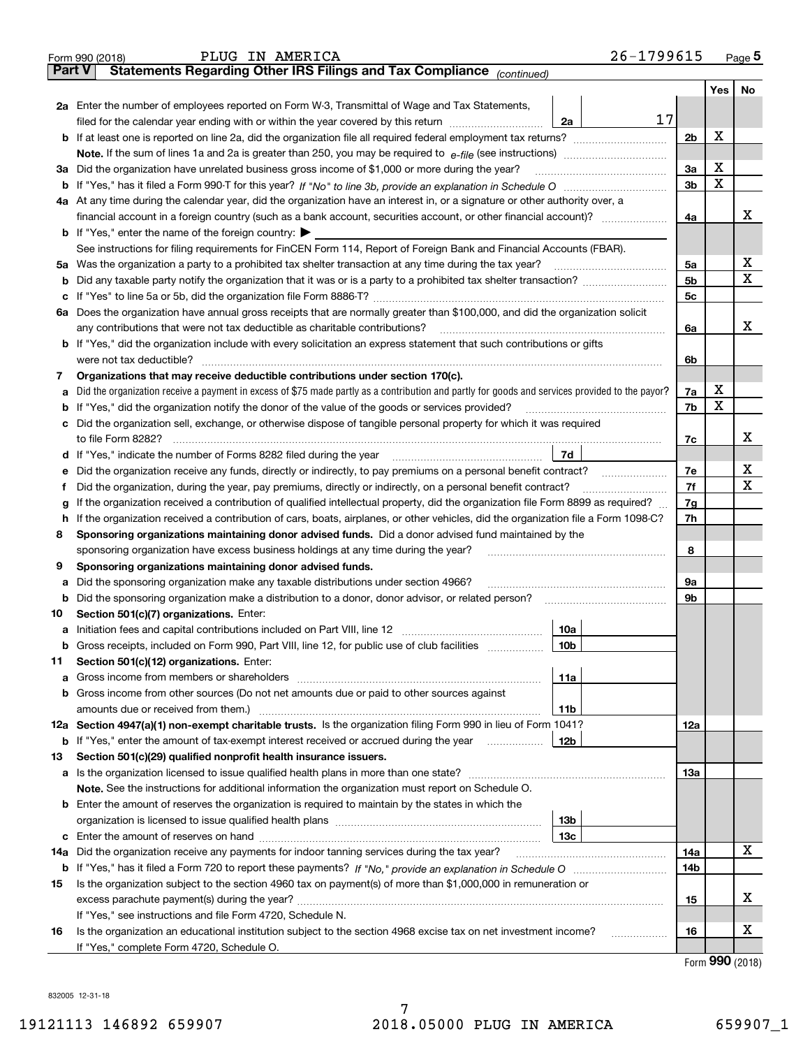Form 990 (2018) PLUG IN AMERICA 26-1799615 Page **5**

**Part V** **Statements Regarding Other IRS Filings and Tax Compliance** *(continued)*

| | | | | Yes | No |
|---|---|---|---|---|---|
| **2a** | Enter the number of employees reported on Form W-3, Transmittal of Wage and Tax Statements, filed for the calendar year ending with or within the year covered by this return | 2a | 17 | | |
| **b** | If at least one is reported on line 2a, did the organization file all required federal employment tax returns? | | 2b | X | |
| | **Note.** If the sum of lines 1a and 2a is greater than 250, you may be required to *e-file* (see instructions) | | | | |
| **3a** | Did the organization have unrelated business gross income of $1,000 or more during the year? | | 3a | X | |
| **b** | If "Yes," has it filed a Form 990-T for this year? *If "No" to line 3b, provide an explanation in Schedule O* | | 3b | X | |
| **4a** | At any time during the calendar year, did the organization have an interest in, or a signature or other authority over, a financial account in a foreign country (such as a bank account, securities account, or other financial account)? | | 4a | | X |
| **b** | If "Yes," enter the name of the foreign country: ▶ | | | | |
| | See instructions for filing requirements for FinCEN Form 114, Report of Foreign Bank and Financial Accounts (FBAR). | | | | |
| **5a** | Was the organization a party to a prohibited tax shelter transaction at any time during the tax year? | | 5a | | X |
| **b** | Did any taxable party notify the organization that it was or is a party to a prohibited tax shelter transaction? | | 5b | | X |
| **c** | If "Yes" to line 5a or 5b, did the organization file Form 8886-T? | | 5c | | |
| **6a** | Does the organization have annual gross receipts that are normally greater than $100,000, and did the organization solicit any contributions that were not tax deductible as charitable contributions? | | 6a | | X |
| **b** | If "Yes," did the organization include with every solicitation an express statement that such contributions or gifts were not tax deductible? | | 6b | | |
| **7** | **Organizations that may receive deductible contributions under section 170(c).** | | | | |
| **a** | Did the organization receive a payment in excess of $75 made partly as a contribution and partly for goods and services provided to the payor? | | 7a | X | |
| **b** | If "Yes," did the organization notify the donor of the value of the goods or services provided? | | 7b | X | |
| **c** | Did the organization sell, exchange, or otherwise dispose of tangible personal property for which it was required to file Form 8282? | | 7c | | X |
| **d** | If "Yes," indicate the number of Forms 8282 filed during the year | 7d | | | |
| **e** | Did the organization receive any funds, directly or indirectly, to pay premiums on a personal benefit contract? | | 7e | | X |
| **f** | Did the organization, during the year, pay premiums, directly or indirectly, on a personal benefit contract? | | 7f | | X |
| **g** | If the organization received a contribution of qualified intellectual property, did the organization file Form 8899 as required? | | 7g | | |
| **h** | If the organization received a contribution of cars, boats, airplanes, or other vehicles, did the organization file a Form 1098-C? | | 7h | | |
| **8** | **Sponsoring organizations maintaining donor advised funds.** Did a donor advised fund maintained by the sponsoring organization have excess business holdings at any time during the year? | | 8 | | |
| **9** | **Sponsoring organizations maintaining donor advised funds.** | | | | |
| **a** | Did the sponsoring organization make any taxable distributions under section 4966? | | 9a | | |
| **b** | Did the sponsoring organization make a distribution to a donor, donor advisor, or related person? | | 9b | | |
| **10** | **Section 501(c)(7) organizations.** Enter: | | | | |
| **a** | Initiation fees and capital contributions included on Part VIII, line 12 | 10a | | | |
| **b** | Gross receipts, included on Form 990, Part VIII, line 12, for public use of club facilities | 10b | | | |
| **11** | **Section 501(c)(12) organizations.** Enter: | | | | |
| **a** | Gross income from members or shareholders | 11a | | | |
| **b** | Gross income from other sources (Do not net amounts due or paid to other sources against amounts due or received from them.) | 11b | | | |
| **12a** | **Section 4947(a)(1) non-exempt charitable trusts.** Is the organization filing Form 990 in lieu of Form 1041? | | 12a | | |
| **b** | If "Yes," enter the amount of tax-exempt interest received or accrued during the year | 12b | | | |
| **13** | **Section 501(c)(29) qualified nonprofit health insurance issuers.** | | | | |
| **a** | Is the organization licensed to issue qualified health plans in more than one state? | | 13a | | |
| | **Note.** See the instructions for additional information the organization must report on Schedule O. | | | | |
| **b** | Enter the amount of reserves the organization is required to maintain by the states in which the organization is licensed to issue qualified health plans | 13b | | | |
| **c** | Enter the amount of reserves on hand | 13c | | | |
| **14a** | Did the organization receive any payments for indoor tanning services during the tax year? | | 14a | | X |
| **b** | If "Yes," has it filed a Form 720 to report these payments? *If "No," provide an explanation in Schedule O* | | 14b | | |
| **15** | Is the organization subject to the section 4960 tax on payment(s) of more than $1,000,000 in remuneration or excess parachute payment(s) during the year? | | 15 | | X |
| | If "Yes," see instructions and file Form 4720, Schedule N. | | | | |
| **16** | Is the organization an educational institution subject to the section 4968 excise tax on net investment income? | | 16 | | X |
| | If "Yes," complete Form 4720, Schedule O. | | | | |

Form **990** (2018)

832005 12-31-18

19121113 146892 659907 2018.05000 PLUG IN AMERICA 659907_1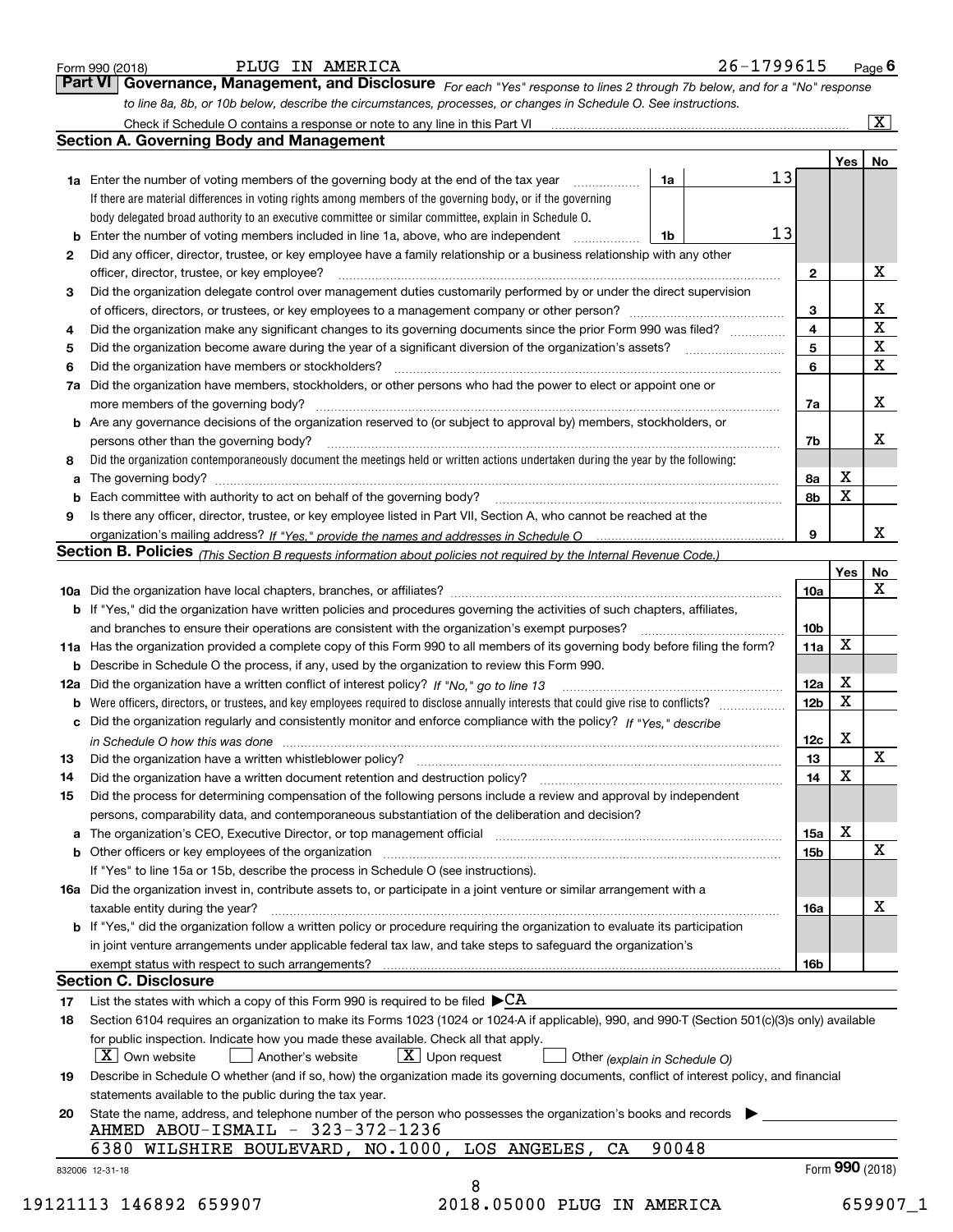Form 990 (2018) PLUG IN AMERICA 26-1799615 Page **6**

## Part VI Governance, Management, and Disclosure

*For each "Yes" response to lines 2 through 7b below, and for a "No" response to line 8a, 8b, or 10b below, describe the circumstances, processes, or changes in Schedule O. See instructions.*

Check if Schedule O contains a response or note to any line in this Part VI [X]

### Section A. Governing Body and Management

| | | | | Yes | No |
|---|---|---|---|---|---|
| **1a** | Enter the number of voting members of the governing body at the end of the tax year. If there are material differences in voting rights among members of the governing body, or if the governing body delegated broad authority to an executive committee or similar committee, explain in Schedule O. | 1a | 13 | | |
| **b** | Enter the number of voting members included in line 1a, above, who are independent | 1b | 13 | | |
| **2** | Did any officer, director, trustee, or key employee have a family relationship or a business relationship with any other officer, director, trustee, or key employee? | 2 | | | X |
| **3** | Did the organization delegate control over management duties customarily performed by or under the direct supervision of officers, directors, or trustees, or key employees to a management company or other person? | 3 | | | X |
| **4** | Did the organization make any significant changes to its governing documents since the prior Form 990 was filed? | 4 | | | X |
| **5** | Did the organization become aware during the year of a significant diversion of the organization's assets? | 5 | | | X |
| **6** | Did the organization have members or stockholders? | 6 | | | X |
| **7a** | Did the organization have members, stockholders, or other persons who had the power to elect or appoint one or more members of the governing body? | 7a | | | X |
| **b** | Are any governance decisions of the organization reserved to (or subject to approval by) members, stockholders, or persons other than the governing body? | 7b | | | X |
| **8** | Did the organization contemporaneously document the meetings held or written actions undertaken during the year by the following: | | | | |
| **a** | The governing body? | 8a | | X | |
| **b** | Each committee with authority to act on behalf of the governing body? | 8b | | X | |
| **9** | Is there any officer, director, trustee, or key employee listed in Part VII, Section A, who cannot be reached at the organization's mailing address? *If "Yes," provide the names and addresses in Schedule O* | 9 | | | X |

### Section B. Policies *(This Section B requests information about policies not required by the Internal Revenue Code.)*

| | | | Yes | No |
|---|---|---|---|---|
| **10a** | Did the organization have local chapters, branches, or affiliates? | 10a | | X |
| **b** | If "Yes," did the organization have written policies and procedures governing the activities of such chapters, affiliates, and branches to ensure their operations are consistent with the organization's exempt purposes? | 10b | | |
| **11a** | Has the organization provided a complete copy of this Form 990 to all members of its governing body before filing the form? | 11a | X | |
| **b** | Describe in Schedule O the process, if any, used by the organization to review this Form 990. | | | |
| **12a** | Did the organization have a written conflict of interest policy? *If "No," go to line 13* | 12a | X | |
| **b** | Were officers, directors, or trustees, and key employees required to disclose annually interests that could give rise to conflicts? | 12b | X | |
| **c** | Did the organization regularly and consistently monitor and enforce compliance with the policy? *If "Yes," describe in Schedule O how this was done* | 12c | X | |
| **13** | Did the organization have a written whistleblower policy? | 13 | | X |
| **14** | Did the organization have a written document retention and destruction policy? | 14 | X | |
| **15** | Did the process for determining compensation of the following persons include a review and approval by independent persons, comparability data, and contemporaneous substantiation of the deliberation and decision? | | | |
| **a** | The organization's CEO, Executive Director, or top management official | 15a | X | |
| **b** | Other officers or key employees of the organization | 15b | | X |
| | If "Yes" to line 15a or 15b, describe the process in Schedule O (see instructions). | | | |
| **16a** | Did the organization invest in, contribute assets to, or participate in a joint venture or similar arrangement with a taxable entity during the year? | 16a | | X |
| **b** | If "Yes," did the organization follow a written policy or procedure requiring the organization to evaluate its participation in joint venture arrangements under applicable federal tax law, and take steps to safeguard the organization's exempt status with respect to such arrangements? | 16b | | |

### Section C. Disclosure

**17** List the states with which a copy of this Form 990 is required to be filed ▶CA

**18** Section 6104 requires an organization to make its Forms 1023 (1024 or 1024-A if applicable), 990, and 990-T (Section 501(c)(3)s only) available for public inspection. Indicate how you made these available. Check all that apply.

[X] Own website [ ] Another's website [X] Upon request [ ] Other *(explain in Schedule O)*

**19** Describe in Schedule O whether (and if so, how) the organization made its governing documents, conflict of interest policy, and financial statements available to the public during the tax year.

**20** State the name, address, and telephone number of the person who possesses the organization's books and records ▶

AHMED ABOU-ISMAIL - 323-372-1236
6380 WILSHIRE BOULEVARD, NO.1000, LOS ANGELES, CA 90048

832006 12-31-18 Form **990** (2018)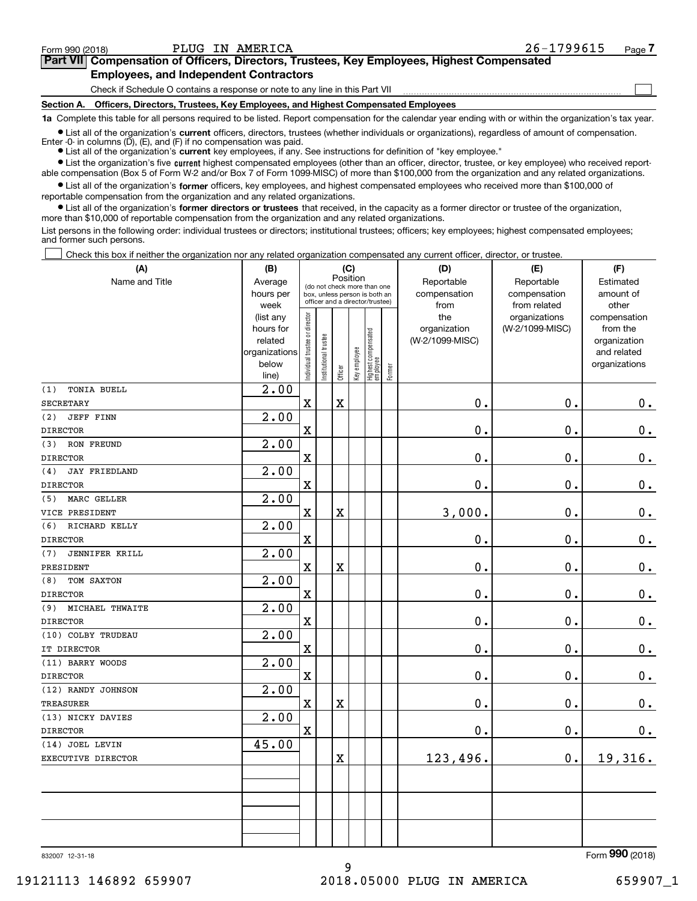Form 990 (2018) PLUG IN AMERICA 26-1799615

## Part VII Compensation of Officers, Directors, Trustees, Key Employees, Highest Compensated Employees, and Independent Contractors

Check if Schedule O contains a response or note to any line in this Part VII ☐

### Section A. Officers, Directors, Trustees, Key Employees, and Highest Compensated Employees

**1a** Complete this table for all persons required to be listed. Report compensation for the calendar year ending with or within the organization's tax year.

- List all of the organization's **current** officers, directors, trustees (whether individuals or organizations), regardless of amount of compensation. Enter -0- in columns (D), (E), and (F) if no compensation was paid.
- List all of the organization's **current** key employees, if any. See instructions for definition of "key employee."
- List the organization's five **current** highest compensated employees (other than an officer, director, trustee, or key employee) who received reportable compensation (Box 5 of Form W-2 and/or Box 7 of Form 1099-MISC) of more than $100,000 from the organization and any related organizations.
- List all of the organization's **former** officers, key employees, and highest compensated employees who received more than $100,000 of reportable compensation from the organization and any related organizations.
- List all of the organization's **former directors or trustees** that received, in the capacity as a former director or trustee of the organization, more than $10,000 of reportable compensation from the organization and any related organizations.

List persons in the following order: individual trustees or directors; institutional trustees; officers; key employees; highest compensated employees; and former such persons.

☐ Check this box if neither the organization nor any related organization compensated any current officer, director, or trustee.

| (A) Name and Title | (B) Average hours per week (list any hours for related organizations below line) | (C) Position: Individual trustee or director | Institutional trustee | Officer | Key employee | Highest compensated employee | Former | (D) Reportable compensation from the organization (W-2/1099-MISC) | (E) Reportable compensation from related organizations (W-2/1099-MISC) | (F) Estimated amount of other compensation from the organization and related organizations |
|---|---|---|---|---|---|---|---|---|---|---|
| (1) TONIA BUELL<br>SECRETARY | 2.00 | X | | X | | | | 0. | 0. | 0. |
| (2) JEFF FINN<br>DIRECTOR | 2.00 | X | | | | | | 0. | 0. | 0. |
| (3) RON FREUND<br>DIRECTOR | 2.00 | X | | | | | | 0. | 0. | 0. |
| (4) JAY FRIEDLAND<br>DIRECTOR | 2.00 | X | | | | | | 0. | 0. | 0. |
| (5) MARC GELLER<br>VICE PRESIDENT | 2.00 | X | | X | | | | 3,000. | 0. | 0. |
| (6) RICHARD KELLY<br>DIRECTOR | 2.00 | X | | | | | | 0. | 0. | 0. |
| (7) JENNIFER KRILL<br>PRESIDENT | 2.00 | X | | X | | | | 0. | 0. | 0. |
| (8) TOM SAXTON<br>DIRECTOR | 2.00 | X | | | | | | 0. | 0. | 0. |
| (9) MICHAEL THWAITE<br>DIRECTOR | 2.00 | X | | | | | | 0. | 0. | 0. |
| (10) COLBY TRUDEAU<br>IT DIRECTOR | 2.00 | X | | | | | | 0. | 0. | 0. |
| (11) BARRY WOODS<br>DIRECTOR | 2.00 | X | | | | | | 0. | 0. | 0. |
| (12) RANDY JOHNSON<br>TREASURER | 2.00 | X | | X | | | | 0. | 0. | 0. |
| (13) NICKY DAVIES<br>DIRECTOR | 2.00 | X | | | | | | 0. | 0. | 0. |
| (14) JOEL LEVIN<br>EXECUTIVE DIRECTOR | 45.00 | | | X | | | | 123,496. | 0. | 19,316. |
| | | | | | | | | | | |
| | | | | | | | | | | |
| | | | | | | | | | | |

832007 12-31-18 Form 990 (2018)

19121113 146892 659907 2018.05000 PLUG IN AMERICA 659907_1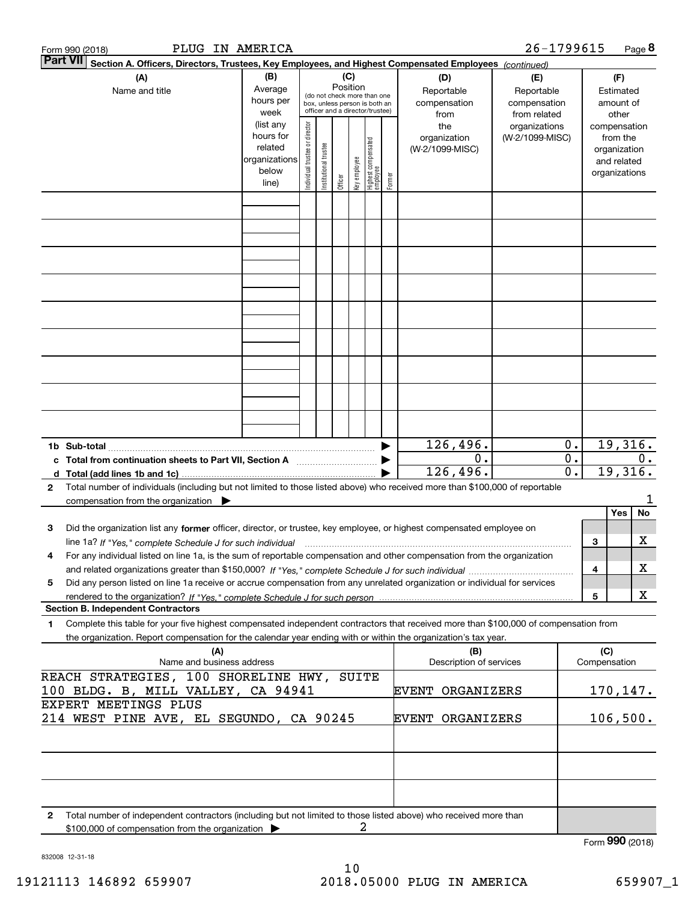Form 990 (2018) PLUG IN AMERICA 26-1799615 Page **8**

**Part VII** **Section A. Officers, Directors, Trustees, Key Employees, and Highest Compensated Employees** *(continued)*

| (A) Name and title | (B) Average hours per week (list any hours for related organizations below line) | (C) Position (do not check more than one box, unless person is both an officer and a director/trustee): Individual trustee or director | Institutional trustee | Officer | Key employee | Highest compensated employee | Former | (D) Reportable compensation from the organization (W-2/1099-MISC) | (E) Reportable compensation from related organizations (W-2/1099-MISC) | (F) Estimated amount of other compensation from the organization and related organizations |
|---|---|---|---|---|---|---|---|---|---|---|
| | | | | | | | | | | |
| | | | | | | | | | | |
| | | | | | | | | | | |
| | | | | | | | | | | |
| | | | | | | | | | | |
| | | | | | | | | | | |
| | | | | | | | | | | |
| | | | | | | | | | | |
| | | | | | | | | | | |
| **1b Sub-total** | | | | | | | ▶ | 126,496. | 0. | 19,316. |
| **c Total from continuation sheets to Part VII, Section A** | | | | | | | ▶ | 0. | 0. | 0. |
| **d Total (add lines 1b and 1c)** | | | | | | | ▶ | 126,496. | 0. | 19,316. |

**2** Total number of individuals (including but not limited to those listed above) who received more than $100,000 of reportable compensation from the organization ▶ 1

| | | | Yes | No |
|---|---|---|---|---|
| **3** | Did the organization list any **former** officer, director, or trustee, key employee, or highest compensated employee on line 1a? *If "Yes," complete Schedule J for such individual* | 3 | | X |
| **4** | For any individual listed on line 1a, is the sum of reportable compensation and other compensation from the organization and related organizations greater than $150,000? *If "Yes," complete Schedule J for such individual* | 4 | | X |
| **5** | Did any person listed on line 1a receive or accrue compensation from any unrelated organization or individual for services rendered to the organization? *If "Yes," complete Schedule J for such person* | 5 | | X |

**Section B. Independent Contractors**

**1** Complete this table for your five highest compensated independent contractors that received more than $100,000 of compensation from the organization. Report compensation for the calendar year ending with or within the organization's tax year.

| (A) Name and business address | (B) Description of services | (C) Compensation |
|---|---|---|
| REACH STRATEGIES, 100 SHORELINE HWY, SUITE 100 BLDG. B, MILL VALLEY, CA 94941 | EVENT ORGANIZERS | 170,147. |
| EXPERT MEETINGS PLUS 214 WEST PINE AVE, EL SEGUNDO, CA 90245 | EVENT ORGANIZERS | 106,500. |
| | | |
| | | |
| | | |

**2** Total number of independent contractors (including but not limited to those listed above) who received more than $100,000 of compensation from the organization ▶ 2

Form **990** (2018)

832008 12-31-18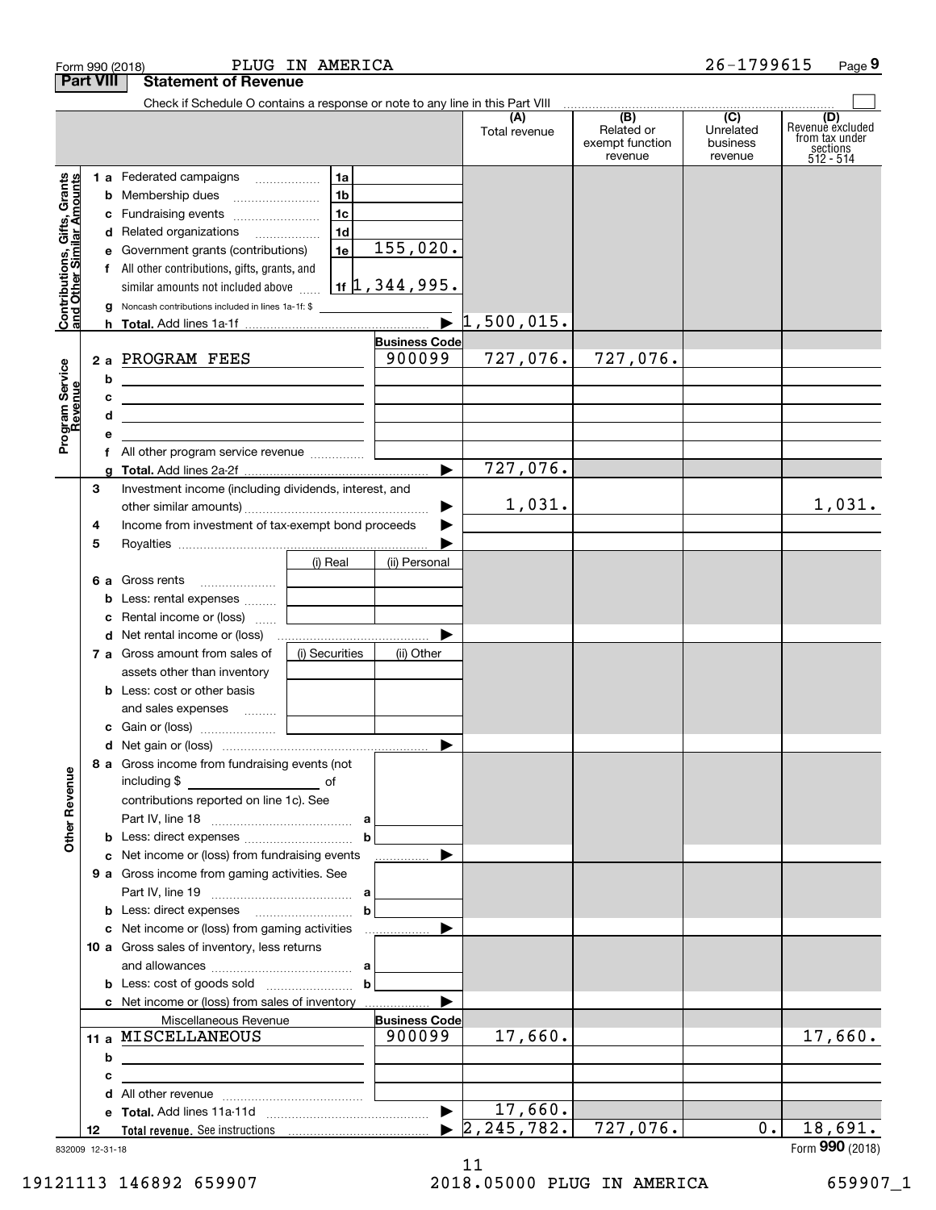Form 990 (2018) PLUG IN AMERICA 26-1799615 Page **9**

## Part VIII Statement of Revenue

Check if Schedule O contains a response or note to any line in this Part VIII

| | | | (A) Total revenue | (B) Related or exempt function revenue | (C) Unrelated business revenue | (D) Revenue excluded from tax under sections 512 - 514 |
|---|---|---|---|---|---|---|
| **Contributions, Gifts, Grants and Other Similar Amounts** | | | | | | |
| 1 a | Federated campaigns 1a | | | | | |
| b | Membership dues 1b | | | | | |
| c | Fundraising events 1c | | | | | |
| d | Related organizations 1d | | | | | |
| e | Government grants (contributions) 1e | 155,020. | | | | |
| f | All other contributions, gifts, grants, and similar amounts not included above 1f | 1,344,995. | | | | |
| g | Noncash contributions included in lines 1a-1f: $ | | | | | |
| h | **Total.** Add lines 1a-1f | | 1,500,015. | | | |
| **Program Service Revenue** | | **Business Code** | | | | |
| 2 a | PROGRAM FEES | 900099 | 727,076. | 727,076. | | |
| b | | | | | | |
| c | | | | | | |
| d | | | | | | |
| e | | | | | | |
| f | All other program service revenue | | | | | |
| g | **Total.** Add lines 2a-2f | | 727,076. | | | |
| **Other Revenue** | | | | | | |
| 3 | Investment income (including dividends, interest, and other similar amounts) | | 1,031. | | | 1,031. |
| 4 | Income from investment of tax-exempt bond proceeds | | | | | |
| 5 | Royalties | | | | | |
| | | (i) Real / (ii) Personal | | | | |
| 6 a | Gross rents | | | | | |
| b | Less: rental expenses | | | | | |
| c | Rental income or (loss) | | | | | |
| d | Net rental income or (loss) | | | | | |
| | | (i) Securities / (ii) Other | | | | |
| 7 a | Gross amount from sales of assets other than inventory | | | | | |
| b | Less: cost or other basis and sales expenses | | | | | |
| c | Gain or (loss) | | | | | |
| d | Net gain or (loss) | | | | | |
| 8 a | Gross income from fundraising events (not including $ of contributions reported on line 1c). See Part IV, line 18 a | | | | | |
| b | Less: direct expenses b | | | | | |
| c | Net income or (loss) from fundraising events | | | | | |
| 9 a | Gross income from gaming activities. See Part IV, line 19 a | | | | | |
| b | Less: direct expenses b | | | | | |
| c | Net income or (loss) from gaming activities | | | | | |
| 10 a | Gross sales of inventory, less returns and allowances a | | | | | |
| b | Less: cost of goods sold b | | | | | |
| c | Net income or (loss) from sales of inventory | | | | | |
| | Miscellaneous Revenue | **Business Code** | | | | |
| 11 a | MISCELLANEOUS | 900099 | 17,660. | | | 17,660. |
| b | | | | | | |
| c | | | | | | |
| d | All other revenue | | | | | |
| e | **Total.** Add lines 11a-11d | | 17,660. | | | |
| 12 | **Total revenue.** See instructions | | 2,245,782. | 727,076. | 0. | 18,691. |

832009 12-31-18 Form **990** (2018)

19121113 146892 659907 2018.05000 PLUG IN AMERICA 659907_1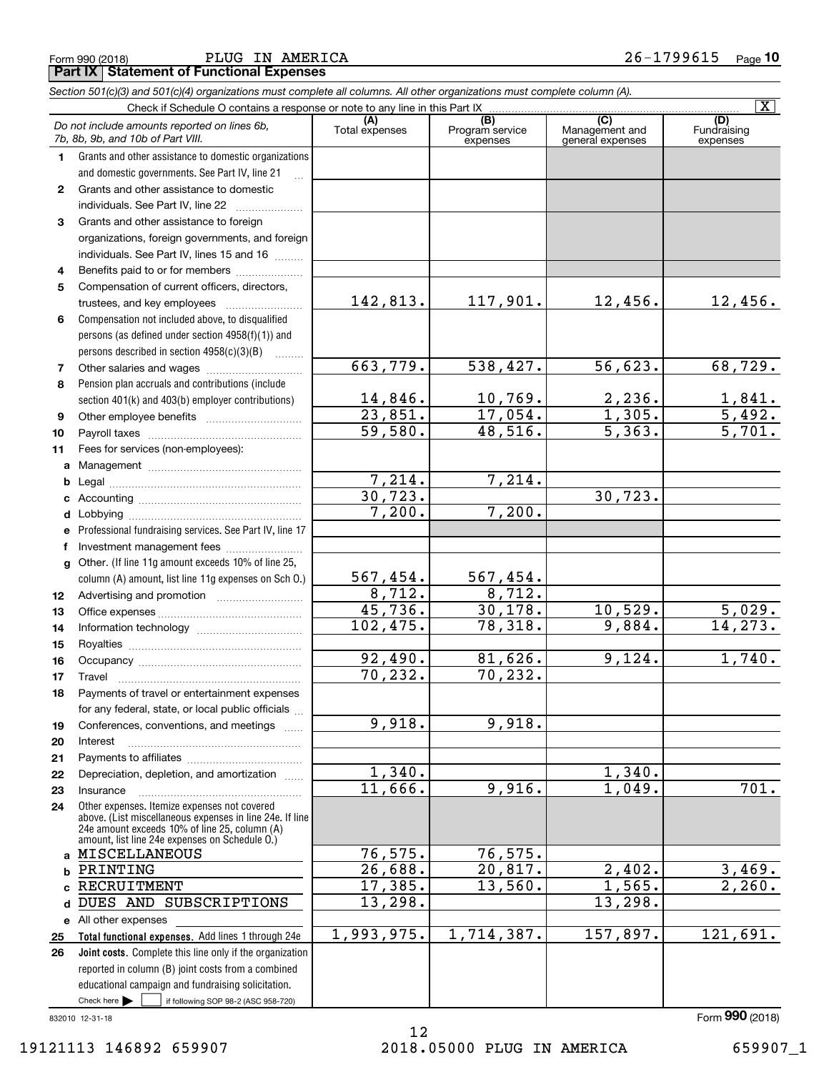Form 990 (2018) PLUG IN AMERICA 26-1799615 Page 10

**Part IX Statement of Functional Expenses**

*Section 501(c)(3) and 501(c)(4) organizations must complete all columns. All other organizations must complete column (A).*

Check if Schedule O contains a response or note to any line in this Part IX [X]

| *Do not include amounts reported on lines 6b, 7b, 8b, 9b, and 10b of Part VIII.* | (A) Total expenses | (B) Program service expenses | (C) Management and general expenses | (D) Fundraising expenses |
|---|---|---|---|---|
| **1** Grants and other assistance to domestic organizations and domestic governments. See Part IV, line 21 | | | | |
| **2** Grants and other assistance to domestic individuals. See Part IV, line 22 | | | | |
| **3** Grants and other assistance to foreign organizations, foreign governments, and foreign individuals. See Part IV, lines 15 and 16 | | | | |
| **4** Benefits paid to or for members | | | | |
| **5** Compensation of current officers, directors, trustees, and key employees | 142,813. | 117,901. | 12,456. | 12,456. |
| **6** Compensation not included above, to disqualified persons (as defined under section 4958(f)(1)) and persons described in section 4958(c)(3)(B) | | | | |
| **7** Other salaries and wages | 663,779. | 538,427. | 56,623. | 68,729. |
| **8** Pension plan accruals and contributions (include section 401(k) and 403(b) employer contributions) | 14,846. | 10,769. | 2,236. | 1,841. |
| **9** Other employee benefits | 23,851. | 17,054. | 1,305. | 5,492. |
| **10** Payroll taxes | 59,580. | 48,516. | 5,363. | 5,701. |
| **11** Fees for services (non-employees): | | | | |
| **a** Management | | | | |
| **b** Legal | 7,214. | 7,214. | | |
| **c** Accounting | 30,723. | | 30,723. | |
| **d** Lobbying | 7,200. | 7,200. | | |
| **e** Professional fundraising services. See Part IV, line 17 | | | | |
| **f** Investment management fees | | | | |
| **g** Other. (If line 11g amount exceeds 10% of line 25, column (A) amount, list line 11g expenses on Sch O.) | 567,454. | 567,454. | | |
| **12** Advertising and promotion | 8,712. | 8,712. | | |
| **13** Office expenses | 45,736. | 30,178. | 10,529. | 5,029. |
| **14** Information technology | 102,475. | 78,318. | 9,884. | 14,273. |
| **15** Royalties | | | | |
| **16** Occupancy | 92,490. | 81,626. | 9,124. | 1,740. |
| **17** Travel | 70,232. | 70,232. | | |
| **18** Payments of travel or entertainment expenses for any federal, state, or local public officials | | | | |
| **19** Conferences, conventions, and meetings | 9,918. | 9,918. | | |
| **20** Interest | | | | |
| **21** Payments to affiliates | | | | |
| **22** Depreciation, depletion, and amortization | 1,340. | | 1,340. | |
| **23** Insurance | 11,666. | 9,916. | 1,049. | 701. |
| **24** Other expenses. Itemize expenses not covered above. (List miscellaneous expenses in line 24e. If line 24e amount exceeds 10% of line 25, column (A) amount, list line 24e expenses on Schedule O.) | | | | |
| **a** MISCELLANEOUS | 76,575. | 76,575. | | |
| **b** PRINTING | 26,688. | 20,817. | 2,402. | 3,469. |
| **c** RECRUITMENT | 17,385. | 13,560. | 1,565. | 2,260. |
| **d** DUES AND SUBSCRIPTIONS | 13,298. | | 13,298. | |
| **e** All other expenses | | | | |
| **25 Total functional expenses.** Add lines 1 through 24e | 1,993,975. | 1,714,387. | 157,897. | 121,691. |
| **26 Joint costs.** Complete this line only if the organization reported in column (B) joint costs from a combined educational campaign and fundraising solicitation. Check here [ ] if following SOP 98-2 (ASC 958-720) | | | | |

832010 12-31-18

Form **990** (2018)

19121113 146892 659907 2018.05000 PLUG IN AMERICA 659907_1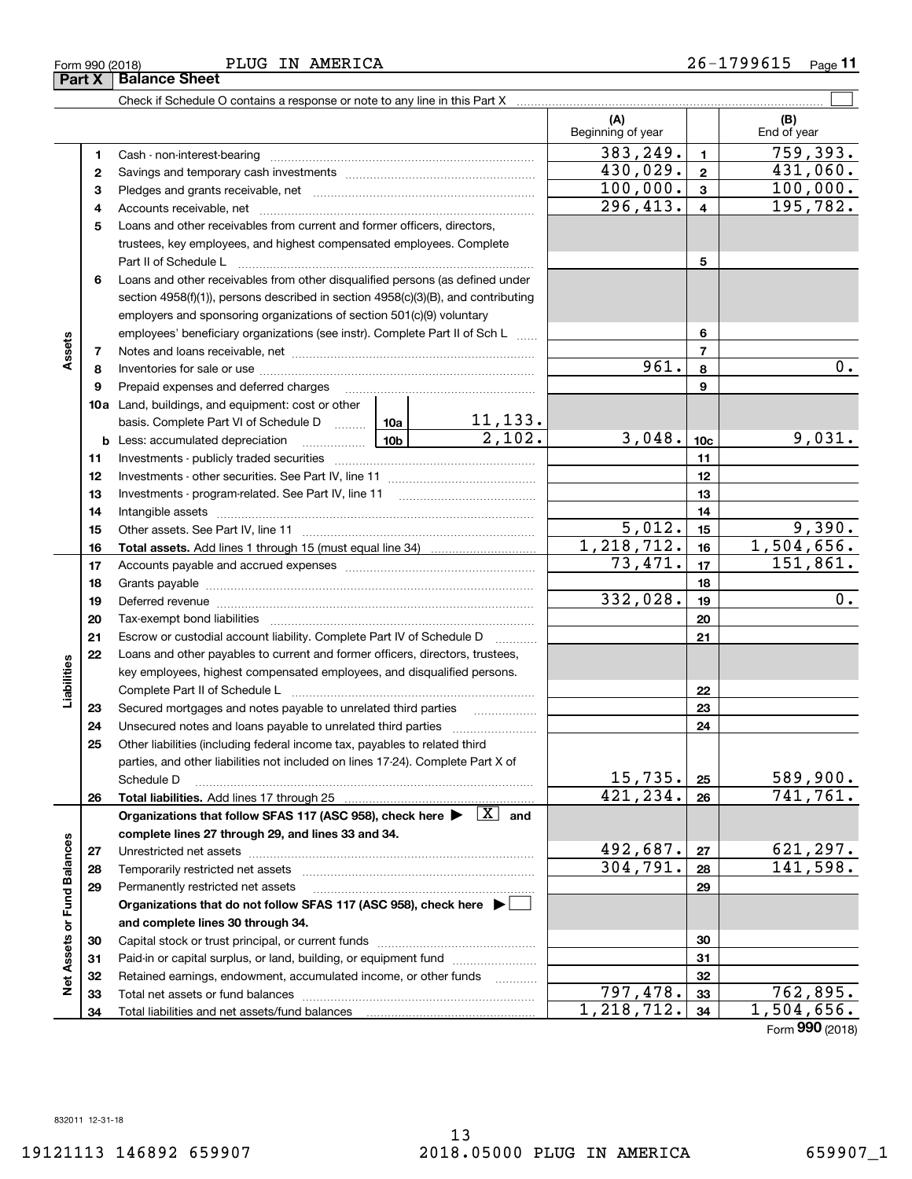Form 990 (2018) PLUG IN AMERICA 26-1799615 Page **11**

## Part X Balance Sheet

Check if Schedule O contains a response or note to any line in this Part X

| | | | | (A) Beginning of year | | (B) End of year |
|---|---|---|---|---|---|---|
| **Assets** | 1 | Cash - non-interest-bearing | | 383,249. | 1 | 759,393. |
| | 2 | Savings and temporary cash investments | | 430,029. | 2 | 431,060. |
| | 3 | Pledges and grants receivable, net | | 100,000. | 3 | 100,000. |
| | 4 | Accounts receivable, net | | 296,413. | 4 | 195,782. |
| | 5 | Loans and other receivables from current and former officers, directors, trustees, key employees, and highest compensated employees. Complete Part II of Schedule L | | | 5 | |
| | 6 | Loans and other receivables from other disqualified persons (as defined under section 4958(f)(1)), persons described in section 4958(c)(3)(B), and contributing employers and sponsoring organizations of section 501(c)(9) voluntary employees' beneficiary organizations (see instr). Complete Part II of Sch L | | | 6 | |
| | 7 | Notes and loans receivable, net | | | 7 | |
| | 8 | Inventories for sale or use | | 961. | 8 | 0. |
| | 9 | Prepaid expenses and deferred charges | | | 9 | |
| | 10a | Land, buildings, and equipment: cost or other basis. Complete Part VI of Schedule D | 10a 11,133. | | | |
| | b | Less: accumulated depreciation | 10b 2,102. | 3,048. | 10c | 9,031. |
| | 11 | Investments - publicly traded securities | | | 11 | |
| | 12 | Investments - other securities. See Part IV, line 11 | | | 12 | |
| | 13 | Investments - program-related. See Part IV, line 11 | | | 13 | |
| | 14 | Intangible assets | | | 14 | |
| | 15 | Other assets. See Part IV, line 11 | | 5,012. | 15 | 9,390. |
| | 16 | **Total assets.** Add lines 1 through 15 (must equal line 34) | | 1,218,712. | 16 | 1,504,656. |
| **Liabilities** | 17 | Accounts payable and accrued expenses | | 73,471. | 17 | 151,861. |
| | 18 | Grants payable | | | 18 | |
| | 19 | Deferred revenue | | 332,028. | 19 | 0. |
| | 20 | Tax-exempt bond liabilities | | | 20 | |
| | 21 | Escrow or custodial account liability. Complete Part IV of Schedule D | | | 21 | |
| | 22 | Loans and other payables to current and former officers, directors, trustees, key employees, highest compensated employees, and disqualified persons. Complete Part II of Schedule L | | | 22 | |
| | 23 | Secured mortgages and notes payable to unrelated third parties | | | 23 | |
| | 24 | Unsecured notes and loans payable to unrelated third parties | | | 24 | |
| | 25 | Other liabilities (including federal income tax, payables to related third parties, and other liabilities not included on lines 17-24). Complete Part X of Schedule D | | 15,735. | 25 | 589,900. |
| | 26 | **Total liabilities.** Add lines 17 through 25 | | 421,234. | 26 | 741,761. |
| **Net Assets or Fund Balances** | | **Organizations that follow SFAS 117 (ASC 958), check here ▶ [X] and complete lines 27 through 29, and lines 33 and 34.** | | | | |
| | 27 | Unrestricted net assets | | 492,687. | 27 | 621,297. |
| | 28 | Temporarily restricted net assets | | 304,791. | 28 | 141,598. |
| | 29 | Permanently restricted net assets | | | 29 | |
| | | **Organizations that do not follow SFAS 117 (ASC 958), check here ▶ [ ] and complete lines 30 through 34.** | | | | |
| | 30 | Capital stock or trust principal, or current funds | | | 30 | |
| | 31 | Paid-in or capital surplus, or land, building, or equipment fund | | | 31 | |
| | 32 | Retained earnings, endowment, accumulated income, or other funds | | | 32 | |
| | 33 | Total net assets or fund balances | | 797,478. | 33 | 762,895. |
| | 34 | Total liabilities and net assets/fund balances | | 1,218,712. | 34 | 1,504,656. |

Form **990** (2018)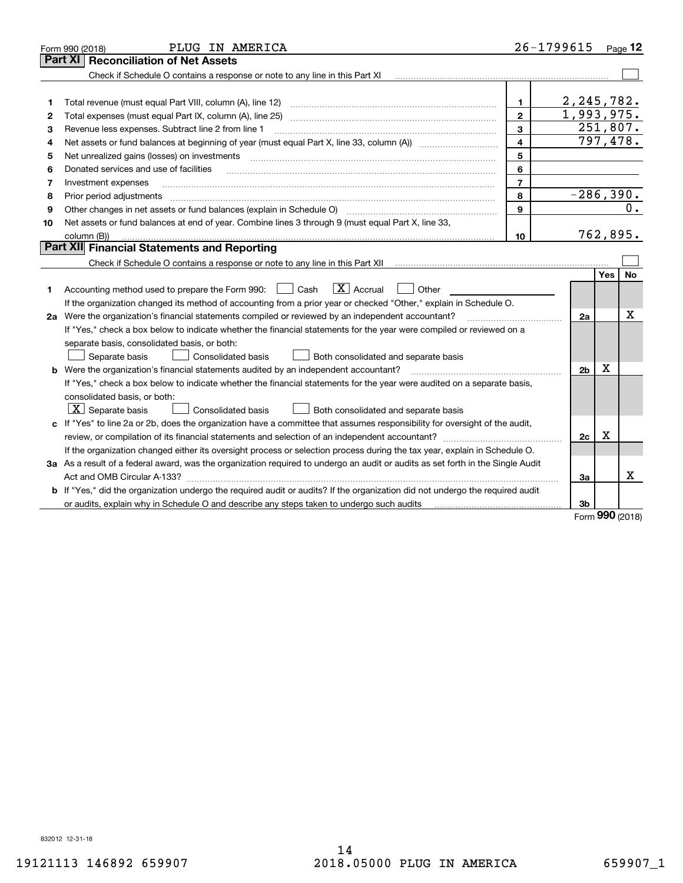Form 990 (2018) PLUG IN AMERICA 26-1799615 Page 12

## Part XI Reconciliation of Net Assets

Check if Schedule O contains a response or note to any line in this Part XI ☐

| | | | |
|---|---|---|---|
| 1 | Total revenue (must equal Part VIII, column (A), line 12) | 1 | 2,245,782. |
| 2 | Total expenses (must equal Part IX, column (A), line 25) | 2 | 1,993,975. |
| 3 | Revenue less expenses. Subtract line 2 from line 1 | 3 | 251,807. |
| 4 | Net assets or fund balances at beginning of year (must equal Part X, line 33, column (A)) | 4 | 797,478. |
| 5 | Net unrealized gains (losses) on investments | 5 | |
| 6 | Donated services and use of facilities | 6 | |
| 7 | Investment expenses | 7 | |
| 8 | Prior period adjustments | 8 | -286,390. |
| 9 | Other changes in net assets or fund balances (explain in Schedule O) | 9 | 0. |
| 10 | Net assets or fund balances at end of year. Combine lines 3 through 9 (must equal Part X, line 33, column (B)) | 10 | 762,895. |

## Part XII Financial Statements and Reporting

Check if Schedule O contains a response or note to any line in this Part XII ☐

| | | | Yes | No |
|---|---|---|---|---|
| 1 | Accounting method used to prepare the Form 990: ☐ Cash ☒ Accrual ☐ Other<br>If the organization changed its method of accounting from a prior year or checked "Other," explain in Schedule O. | | | |
| 2a | Were the organization's financial statements compiled or reviewed by an independent accountant?<br>If "Yes," check a box below to indicate whether the financial statements for the year were compiled or reviewed on a separate basis, consolidated basis, or both:<br>☐ Separate basis ☐ Consolidated basis ☐ Both consolidated and separate basis | 2a | | X |
| b | Were the organization's financial statements audited by an independent accountant?<br>If "Yes," check a box below to indicate whether the financial statements for the year were audited on a separate basis, consolidated basis, or both:<br>☒ Separate basis ☐ Consolidated basis ☐ Both consolidated and separate basis | 2b | X | |
| c | If "Yes" to line 2a or 2b, does the organization have a committee that assumes responsibility for oversight of the audit, review, or compilation of its financial statements and selection of an independent accountant?<br>If the organization changed either its oversight process or selection process during the tax year, explain in Schedule O. | 2c | X | |
| 3a | As a result of a federal award, was the organization required to undergo an audit or audits as set forth in the Single Audit Act and OMB Circular A-133? | 3a | | X |
| b | If "Yes," did the organization undergo the required audit or audits? If the organization did not undergo the required audit or audits, explain why in Schedule O and describe any steps taken to undergo such audits | 3b | | |

Form 990 (2018)

832012 12-31-18

19121113 146892 659907 2018.05000 PLUG IN AMERICA 659907_1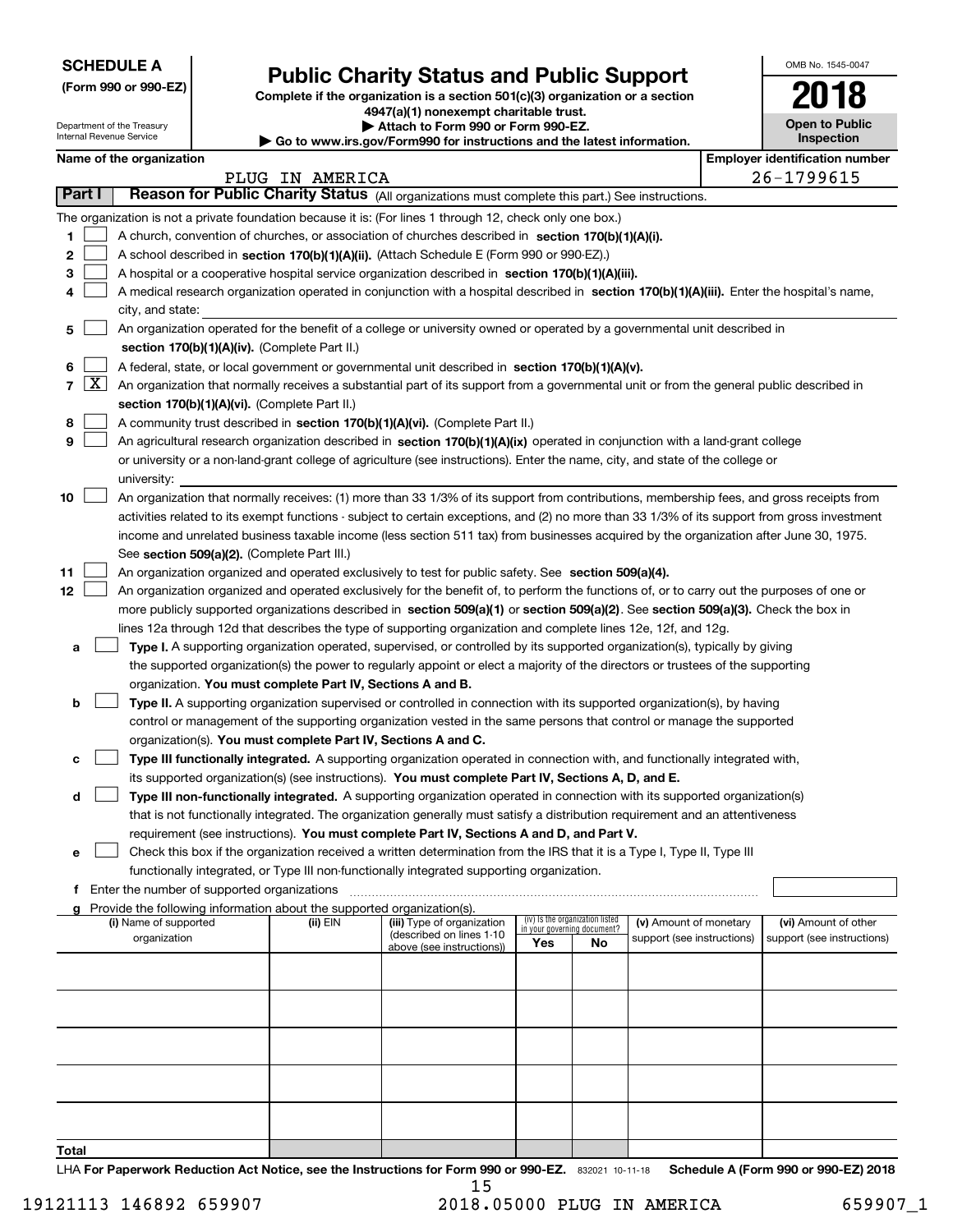**SCHEDULE A**
**(Form 990 or 990-EZ)**

Department of the Treasury
Internal Revenue Service

# Public Charity Status and Public Support

**Complete if the organization is a section 501(c)(3) organization or a section 4947(a)(1) nonexempt charitable trust.**
**▶ Attach to Form 990 or Form 990-EZ.**
**▶ Go to www.irs.gov/Form990 for instructions and the latest information.**

OMB No. 1545-0047

**2018**

**Open to Public Inspection**

**Name of the organization**
PLUG IN AMERICA

**Employer identification number**
26-1799615

## Part I — Reason for Public Charity Status (All organizations must complete this part.) See instructions.

The organization is not a private foundation because it is: (For lines 1 through 12, check only one box.)

1 ☐ A church, convention of churches, or association of churches described in **section 170(b)(1)(A)(i).**

2 ☐ A school described in **section 170(b)(1)(A)(ii).** (Attach Schedule E (Form 990 or 990-EZ).)

3 ☐ A hospital or a cooperative hospital service organization described in **section 170(b)(1)(A)(iii).**

4 ☐ A medical research organization operated in conjunction with a hospital described in **section 170(b)(1)(A)(iii).** Enter the hospital's name, city, and state:

5 ☐ An organization operated for the benefit of a college or university owned or operated by a governmental unit described in **section 170(b)(1)(A)(iv).** (Complete Part II.)

6 ☐ A federal, state, or local government or governmental unit described in **section 170(b)(1)(A)(v).**

7 ☒ An organization that normally receives a substantial part of its support from a governmental unit or from the general public described in **section 170(b)(1)(A)(vi).** (Complete Part II.)

8 ☐ A community trust described in **section 170(b)(1)(A)(vi).** (Complete Part II.)

9 ☐ An agricultural research organization described in **section 170(b)(1)(A)(ix)** operated in conjunction with a land-grant college or university or a non-land-grant college of agriculture (see instructions). Enter the name, city, and state of the college or university:

10 ☐ An organization that normally receives: (1) more than 33 1/3% of its support from contributions, membership fees, and gross receipts from activities related to its exempt functions - subject to certain exceptions, and (2) no more than 33 1/3% of its support from gross investment income and unrelated business taxable income (less section 511 tax) from businesses acquired by the organization after June 30, 1975. See **section 509(a)(2).** (Complete Part III.)

11 ☐ An organization organized and operated exclusively to test for public safety. See **section 509(a)(4).**

12 ☐ An organization organized and operated exclusively for the benefit of, to perform the functions of, or to carry out the purposes of one or more publicly supported organizations described in **section 509(a)(1)** or **section 509(a)(2)**. See **section 509(a)(3).** Check the box in lines 12a through 12d that describes the type of supporting organization and complete lines 12e, 12f, and 12g.

a ☐ **Type I.** A supporting organization operated, supervised, or controlled by its supported organization(s), typically by giving the supported organization(s) the power to regularly appoint or elect a majority of the directors or trustees of the supporting organization. **You must complete Part IV, Sections A and B.**

b ☐ **Type II.** A supporting organization supervised or controlled in connection with its supported organization(s), by having control or management of the supporting organization vested in the same persons that control or manage the supported organization(s). **You must complete Part IV, Sections A and C.**

c ☐ **Type III functionally integrated.** A supporting organization operated in connection with, and functionally integrated with, its supported organization(s) (see instructions). **You must complete Part IV, Sections A, D, and E.**

d ☐ **Type III non-functionally integrated.** A supporting organization operated in connection with its supported organization(s) that is not functionally integrated. The organization generally must satisfy a distribution requirement and an attentiveness requirement (see instructions). **You must complete Part IV, Sections A and D, and Part V.**

e ☐ Check this box if the organization received a written determination from the IRS that it is a Type I, Type II, Type III functionally integrated, or Type III non-functionally integrated supporting organization.

f Enter the number of supported organizations

g Provide the following information about the supported organization(s).

| (i) Name of supported organization | (ii) EIN | (iii) Type of organization (described on lines 1-10 above (see instructions)) | (iv) Is the organization listed in your governing document? Yes | No | (v) Amount of monetary support (see instructions) | (vi) Amount of other support (see instructions) |
|---|---|---|---|---|---|---|
| | | | | | | |
| | | | | | | |
| | | | | | | |
| | | | | | | |
| | | | | | | |
| **Total** | | | | | | |

LHA **For Paperwork Reduction Act Notice, see the Instructions for Form 990 or 990-EZ.** 832021 10-11-18 **Schedule A (Form 990 or 990-EZ) 2018**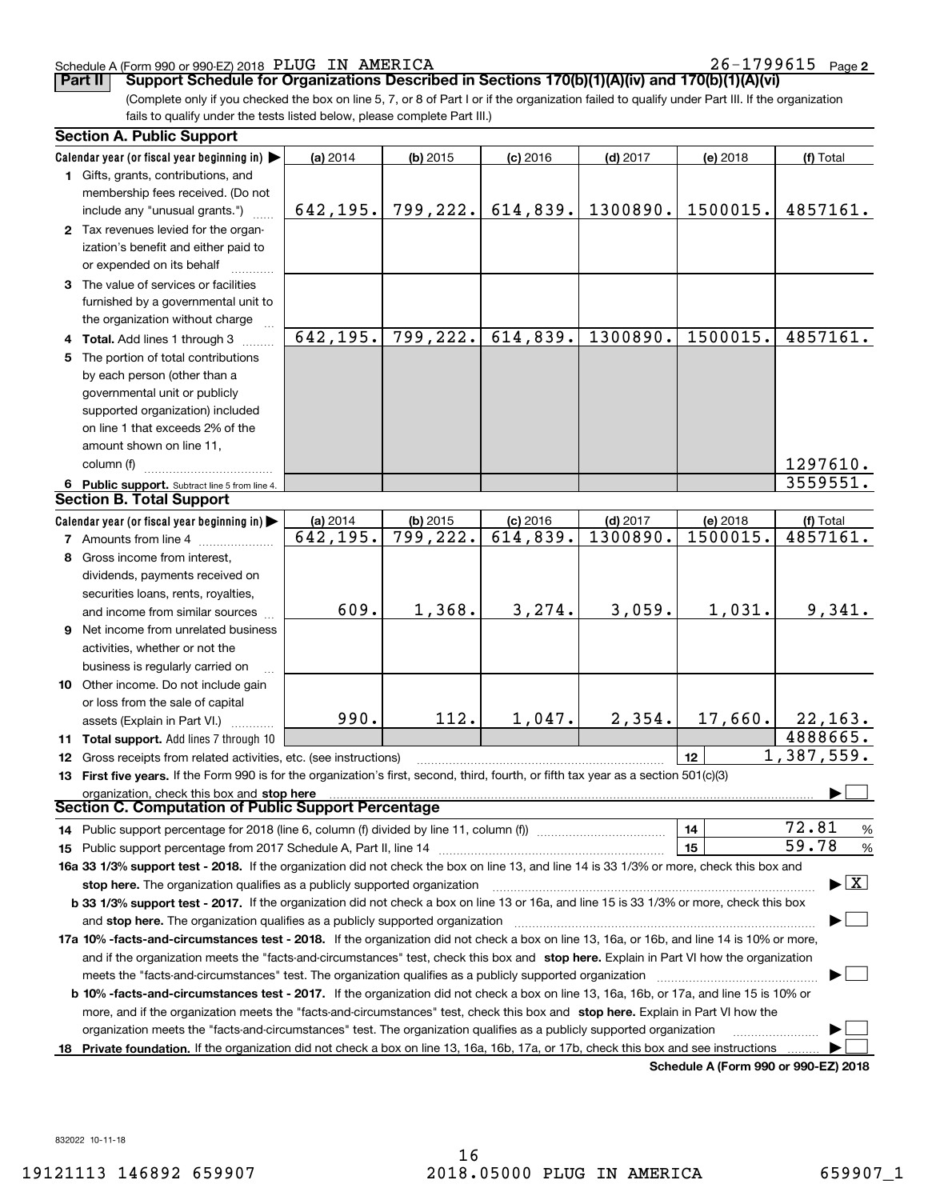Schedule A (Form 990 or 990-EZ) 2018 PLUG IN AMERICA 26-1799615 Page 2

## Part II Support Schedule for Organizations Described in Sections 170(b)(1)(A)(iv) and 170(b)(1)(A)(vi)

(Complete only if you checked the box on line 5, 7, or 8 of Part I or if the organization failed to qualify under Part III. If the organization fails to qualify under the tests listed below, please complete Part III.)

### Section A. Public Support

| Calendar year (or fiscal year beginning in) ▶ | (a) 2014 | (b) 2015 | (c) 2016 | (d) 2017 | (e) 2018 | (f) Total |
|---|---|---|---|---|---|---|
| 1 Gifts, grants, contributions, and membership fees received. (Do not include any "unusual grants.") | 642,195. | 799,222. | 614,839. | 1300890. | 1500015. | 4857161. |
| 2 Tax revenues levied for the organization's benefit and either paid to or expended on its behalf | | | | | | |
| 3 The value of services or facilities furnished by a governmental unit to the organization without charge | | | | | | |
| 4 Total. Add lines 1 through 3 | 642,195. | 799,222. | 614,839. | 1300890. | 1500015. | 4857161. |
| 5 The portion of total contributions by each person (other than a governmental unit or publicly supported organization) included on line 1 that exceeds 2% of the amount shown on line 11, column (f) | | | | | | 1297610. |
| 6 Public support. Subtract line 5 from line 4. | | | | | | 3559551. |

### Section B. Total Support

| Calendar year (or fiscal year beginning in) ▶ | (a) 2014 | (b) 2015 | (c) 2016 | (d) 2017 | (e) 2018 | (f) Total |
|---|---|---|---|---|---|---|
| 7 Amounts from line 4 | 642,195. | 799,222. | 614,839. | 1300890. | 1500015. | 4857161. |
| 8 Gross income from interest, dividends, payments received on securities loans, rents, royalties, and income from similar sources | 609. | 1,368. | 3,274. | 3,059. | 1,031. | 9,341. |
| 9 Net income from unrelated business activities, whether or not the business is regularly carried on | | | | | | |
| 10 Other income. Do not include gain or loss from the sale of capital assets (Explain in Part VI.) | 990. | 112. | 1,047. | 2,354. | 17,660. | 22,163. |
| 11 Total support. Add lines 7 through 10 | | | | | | 4888665. |

12 Gross receipts from related activities, etc. (see instructions) | 12 | 1,387,559.

13 **First five years.** If the Form 990 is for the organization's first, second, third, fourth, or fifth tax year as a section 501(c)(3) organization, check this box and **stop here** ▶ ☐

### Section C. Computation of Public Support Percentage

14 Public support percentage for 2018 (line 6, column (f) divided by line 11, column (f)) | 14 | 72.81 %

15 Public support percentage from 2017 Schedule A, Part II, line 14 | 15 | 59.78 %

**16a 33 1/3% support test - 2018.** If the organization did not check the box on line 13, and line 14 is 33 1/3% or more, check this box and **stop here.** The organization qualifies as a publicly supported organization ▶ ☒

**b 33 1/3% support test - 2017.** If the organization did not check a box on line 13 or 16a, and line 15 is 33 1/3% or more, check this box and **stop here.** The organization qualifies as a publicly supported organization ▶ ☐

**17a 10% -facts-and-circumstances test - 2018.** If the organization did not check a box on line 13, 16a, or 16b, and line 14 is 10% or more, and if the organization meets the "facts-and-circumstances" test, check this box and **stop here.** Explain in Part VI how the organization meets the "facts-and-circumstances" test. The organization qualifies as a publicly supported organization ▶ ☐

**b 10% -facts-and-circumstances test - 2017.** If the organization did not check a box on line 13, 16a, 16b, or 17a, and line 15 is 10% or more, and if the organization meets the "facts-and-circumstances" test, check this box and **stop here.** Explain in Part VI how the organization meets the "facts-and-circumstances" test. The organization qualifies as a publicly supported organization ▶ ☐

**18 Private foundation.** If the organization did not check a box on line 13, 16a, 16b, 17a, or 17b, check this box and see instructions ▶ ☐

**Schedule A (Form 990 or 990-EZ) 2018**

832022 10-11-18

19121113 146892 659907 2018.05000 PLUG IN AMERICA 659907_1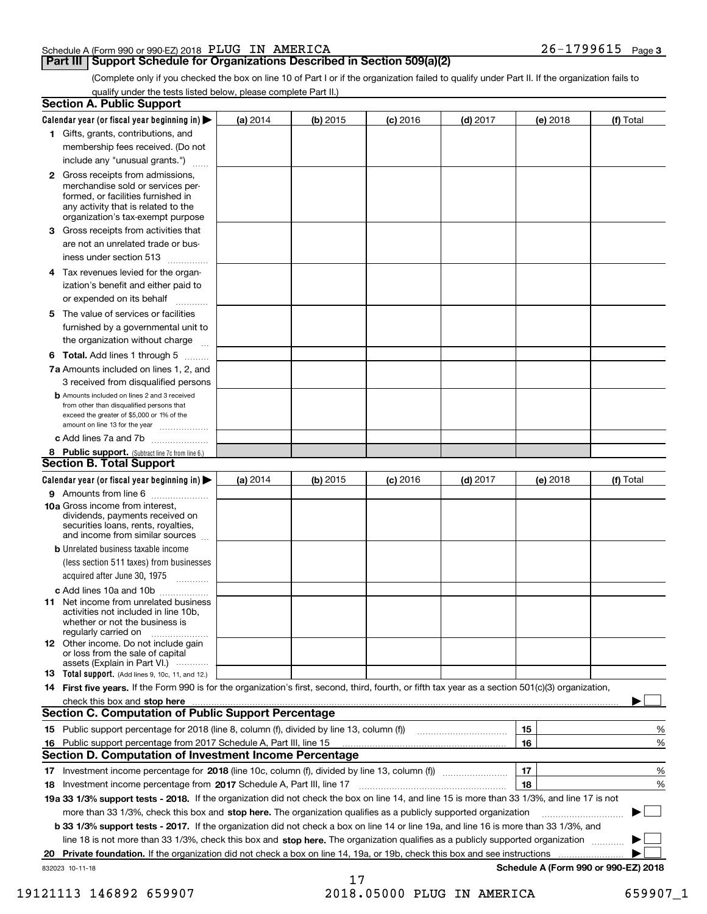Schedule A (Form 990 or 990-EZ) 2018 PLUG IN AMERICA 26-1799615 Page 3

## Part III Support Schedule for Organizations Described in Section 509(a)(2)

(Complete only if you checked the box on line 10 of Part I or if the organization failed to qualify under Part II. If the organization fails to qualify under the tests listed below, please complete Part II.)

### Section A. Public Support

| Calendar year (or fiscal year beginning in) ▶ | (a) 2014 | (b) 2015 | (c) 2016 | (d) 2017 | (e) 2018 | (f) Total |
|---|---|---|---|---|---|---|
| 1 Gifts, grants, contributions, and membership fees received. (Do not include any "unusual grants.") | | | | | | |
| 2 Gross receipts from admissions, merchandise sold or services performed, or facilities furnished in any activity that is related to the organization's tax-exempt purpose | | | | | | |
| 3 Gross receipts from activities that are not an unrelated trade or business under section 513 | | | | | | |
| 4 Tax revenues levied for the organization's benefit and either paid to or expended on its behalf | | | | | | |
| 5 The value of services or facilities furnished by a governmental unit to the organization without charge | | | | | | |
| 6 Total. Add lines 1 through 5 | | | | | | |
| 7a Amounts included on lines 1, 2, and 3 received from disqualified persons | | | | | | |
| b Amounts included on lines 2 and 3 received from other than disqualified persons that exceed the greater of $5,000 or 1% of the amount on line 13 for the year | | | | | | |
| c Add lines 7a and 7b | | | | | | |
| 8 Public support. (Subtract line 7c from line 6.) | | | | | | |

### Section B. Total Support

| Calendar year (or fiscal year beginning in) ▶ | (a) 2014 | (b) 2015 | (c) 2016 | (d) 2017 | (e) 2018 | (f) Total |
|---|---|---|---|---|---|---|
| 9 Amounts from line 6 | | | | | | |
| 10a Gross income from interest, dividends, payments received on securities loans, rents, royalties, and income from similar sources | | | | | | |
| b Unrelated business taxable income (less section 511 taxes) from businesses acquired after June 30, 1975 | | | | | | |
| c Add lines 10a and 10b | | | | | | |
| 11 Net income from unrelated business activities not included in line 10b, whether or not the business is regularly carried on | | | | | | |
| 12 Other income. Do not include gain or loss from the sale of capital assets (Explain in Part VI.) | | | | | | |
| 13 Total support. (Add lines 9, 10c, 11, and 12.) | | | | | | |

14 **First five years.** If the Form 990 is for the organization's first, second, third, fourth, or fifth tax year as a section 501(c)(3) organization, check this box and **stop here** ▶ ☐

### Section C. Computation of Public Support Percentage

| | | | |
|---|---|---|---|
| 15 | Public support percentage for 2018 (line 8, column (f), divided by line 13, column (f)) | 15 | % |
| 16 | Public support percentage from 2017 Schedule A, Part III, line 15 | 16 | % |

### Section D. Computation of Investment Income Percentage

| | | | |
|---|---|---|---|
| 17 | Investment income percentage for **2018** (line 10c, column (f), divided by line 13, column (f)) | 17 | % |
| 18 | Investment income percentage from **2017** Schedule A, Part III, line 17 | 18 | % |

**19a 33 1/3% support tests - 2018.** If the organization did not check the box on line 14, and line 15 is more than 33 1/3%, and line 17 is not more than 33 1/3%, check this box and **stop here.** The organization qualifies as a publicly supported organization ▶ ☐

**b 33 1/3% support tests - 2017.** If the organization did not check a box on line 14 or line 19a, and line 16 is more than 33 1/3%, and line 18 is not more than 33 1/3%, check this box and **stop here.** The organization qualifies as a publicly supported organization ▶ ☐

**20 Private foundation.** If the organization did not check a box on line 14, 19a, or 19b, check this box and see instructions ▶ ☐

832023 10-11-18 **Schedule A (Form 990 or 990-EZ) 2018**

19121113 146892 659907 2018.05000 PLUG IN AMERICA 659907_1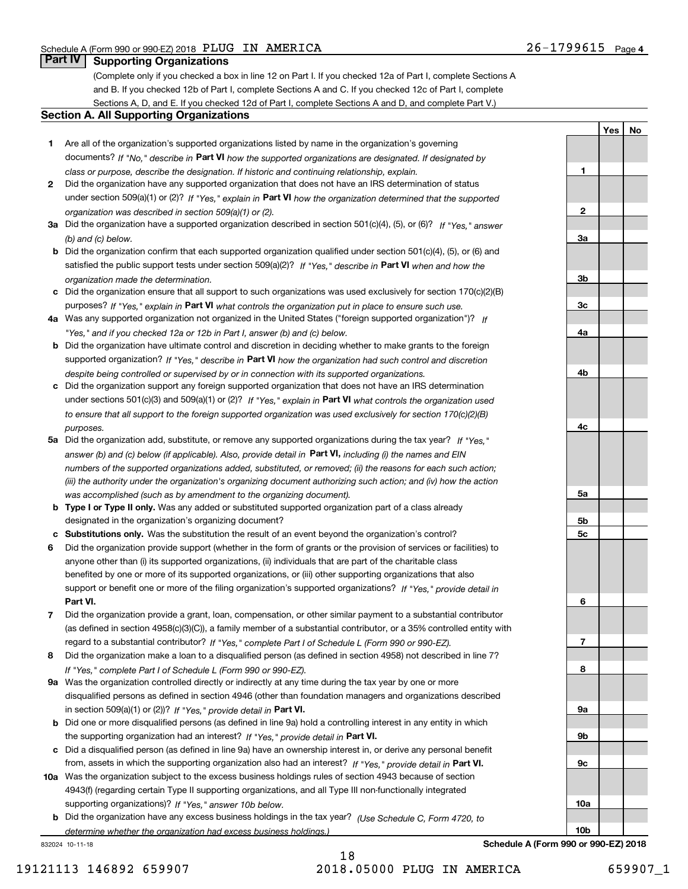Schedule A (Form 990 or 990-EZ) 2018 PLUG IN AMERICA 26-1799615 Page 4

## Part IV Supporting Organizations

(Complete only if you checked a box in line 12 on Part I. If you checked 12a of Part I, complete Sections A and B. If you checked 12b of Part I, complete Sections A and C. If you checked 12c of Part I, complete Sections A, D, and E. If you checked 12d of Part I, complete Sections A and D, and complete Part V.)

### Section A. All Supporting Organizations

| | | Line | Yes | No |
|---|---|---|---|---|
| **1** | Are all of the organization's supported organizations listed by name in the organization's governing documents? *If "No," describe in* **Part VI** *how the supported organizations are designated. If designated by class or purpose, describe the designation. If historic and continuing relationship, explain.* | **1** | | |
| **2** | Did the organization have any supported organization that does not have an IRS determination of status under section 509(a)(1) or (2)? *If "Yes," explain in* **Part VI** *how the organization determined that the supported organization was described in section 509(a)(1) or (2).* | **2** | | |
| **3a** | Did the organization have a supported organization described in section 501(c)(4), (5), or (6)? *If "Yes," answer (b) and (c) below.* | **3a** | | |
| **b** | Did the organization confirm that each supported organization qualified under section 501(c)(4), (5), or (6) and satisfied the public support tests under section 509(a)(2)? *If "Yes," describe in* **Part VI** *when and how the organization made the determination.* | **3b** | | |
| **c** | Did the organization ensure that all support to such organizations was used exclusively for section 170(c)(2)(B) purposes? *If "Yes," explain in* **Part VI** *what controls the organization put in place to ensure such use.* | **3c** | | |
| **4a** | Was any supported organization not organized in the United States ("foreign supported organization")? *If "Yes," and if you checked 12a or 12b in Part I, answer (b) and (c) below.* | **4a** | | |
| **b** | Did the organization have ultimate control and discretion in deciding whether to make grants to the foreign supported organization? *If "Yes," describe in* **Part VI** *how the organization had such control and discretion despite being controlled or supervised by or in connection with its supported organizations.* | **4b** | | |
| **c** | Did the organization support any foreign supported organization that does not have an IRS determination under sections 501(c)(3) and 509(a)(1) or (2)? *If "Yes," explain in* **Part VI** *what controls the organization used to ensure that all support to the foreign supported organization was used exclusively for section 170(c)(2)(B) purposes.* | **4c** | | |
| **5a** | Did the organization add, substitute, or remove any supported organizations during the tax year? *If "Yes," answer (b) and (c) below (if applicable). Also, provide detail in* **Part VI,** *including (i) the names and EIN numbers of the supported organizations added, substituted, or removed; (ii) the reasons for each such action; (iii) the authority under the organization's organizing document authorizing such action; and (iv) how the action was accomplished (such as by amendment to the organizing document).* | **5a** | | |
| **b** | **Type I or Type II only.** Was any added or substituted supported organization part of a class already designated in the organization's organizing document? | **5b** | | |
| **c** | **Substitutions only.** Was the substitution the result of an event beyond the organization's control? | **5c** | | |
| **6** | Did the organization provide support (whether in the form of grants or the provision of services or facilities) to anyone other than (i) its supported organizations, (ii) individuals that are part of the charitable class benefited by one or more of its supported organizations, or (iii) other supporting organizations that also support or benefit one or more of the filing organization's supported organizations? *If "Yes," provide detail in* **Part VI.** | **6** | | |
| **7** | Did the organization provide a grant, loan, compensation, or other similar payment to a substantial contributor (as defined in section 4958(c)(3)(C)), a family member of a substantial contributor, or a 35% controlled entity with regard to a substantial contributor? *If "Yes," complete Part I of Schedule L (Form 990 or 990-EZ).* | **7** | | |
| **8** | Did the organization make a loan to a disqualified person (as defined in section 4958) not described in line 7? *If "Yes," complete Part I of Schedule L (Form 990 or 990-EZ).* | **8** | | |
| **9a** | Was the organization controlled directly or indirectly at any time during the tax year by one or more disqualified persons as defined in section 4946 (other than foundation managers and organizations described in section 509(a)(1) or (2))? *If "Yes," provide detail in* **Part VI.** | **9a** | | |
| **b** | Did one or more disqualified persons (as defined in line 9a) hold a controlling interest in any entity in which the supporting organization had an interest? *If "Yes," provide detail in* **Part VI.** | **9b** | | |
| **c** | Did a disqualified person (as defined in line 9a) have an ownership interest in, or derive any personal benefit from, assets in which the supporting organization also had an interest? *If "Yes," provide detail in* **Part VI.** | **9c** | | |
| **10a** | Was the organization subject to the excess business holdings rules of section 4943 because of section 4943(f) (regarding certain Type II supporting organizations, and all Type III non-functionally integrated supporting organizations)? *If "Yes," answer 10b below.* | **10a** | | |
| **b** | Did the organization have any excess business holdings in the tax year? *(Use Schedule C, Form 4720, to determine whether the organization had excess business holdings.)* | **10b** | | |

832024 10-11-18 **Schedule A (Form 990 or 990-EZ) 2018**

19121113 146892 659907 2018.05000 PLUG IN AMERICA 659907_1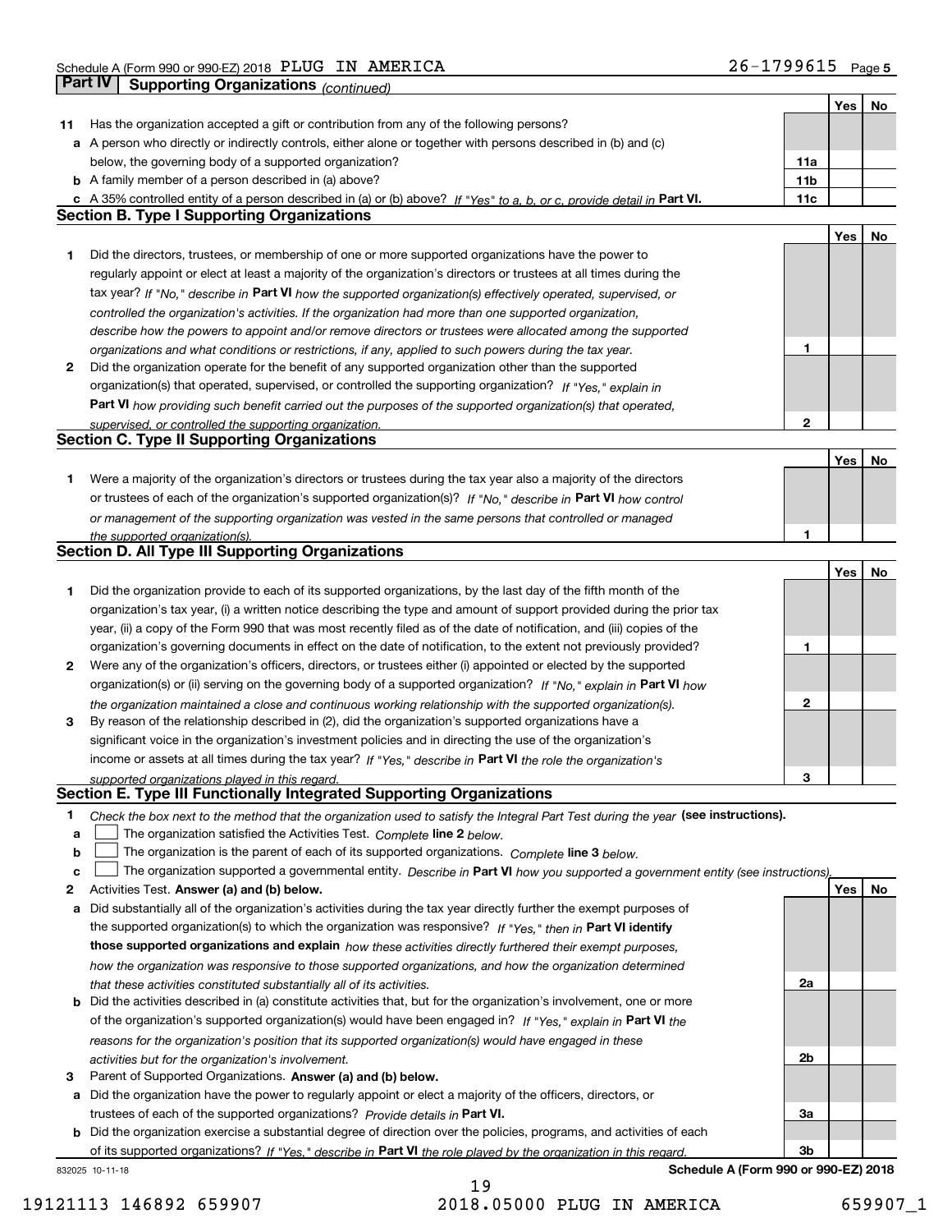## Part IV | Supporting Organizations *(continued)*

| | | | Yes | No |
|---|---|---|---|---|
| **11** | Has the organization accepted a gift or contribution from any of the following persons? | | | |
| **a** | A person who directly or indirectly controls, either alone or together with persons described in (b) and (c) below, the governing body of a supported organization? | 11a | | |
| **b** | A family member of a person described in (a) above? | 11b | | |
| **c** | A 35% controlled entity of a person described in (a) or (b) above? *If "Yes" to a, b, or c, provide detail in* **Part VI.** | 11c | | |

### Section B. Type I Supporting Organizations

| | | | Yes | No |
|---|---|---|---|---|
| **1** | Did the directors, trustees, or membership of one or more supported organizations have the power to regularly appoint or elect at least a majority of the organization's directors or trustees at all times during the tax year? *If "No," describe in* **Part VI** *how the supported organization(s) effectively operated, supervised, or controlled the organization's activities. If the organization had more than one supported organization, describe how the powers to appoint and/or remove directors or trustees were allocated among the supported organizations and what conditions or restrictions, if any, applied to such powers during the tax year.* | 1 | | |
| **2** | Did the organization operate for the benefit of any supported organization other than the supported organization(s) that operated, supervised, or controlled the supporting organization? *If "Yes," explain in* **Part VI** *how providing such benefit carried out the purposes of the supported organization(s) that operated, supervised, or controlled the supporting organization.* | 2 | | |

### Section C. Type II Supporting Organizations

| | | | Yes | No |
|---|---|---|---|---|
| **1** | Were a majority of the organization's directors or trustees during the tax year also a majority of the directors or trustees of each of the organization's supported organization(s)? *If "No," describe in* **Part VI** *how control or management of the supporting organization was vested in the same persons that controlled or managed the supported organization(s).* | 1 | | |

### Section D. All Type III Supporting Organizations

| | | | Yes | No |
|---|---|---|---|---|
| **1** | Did the organization provide to each of its supported organizations, by the last day of the fifth month of the organization's tax year, (i) a written notice describing the type and amount of support provided during the prior tax year, (ii) a copy of the Form 990 that was most recently filed as of the date of notification, and (iii) copies of the organization's governing documents in effect on the date of notification, to the extent not previously provided? | 1 | | |
| **2** | Were any of the organization's officers, directors, or trustees either (i) appointed or elected by the supported organization(s) or (ii) serving on the governing body of a supported organization? *If "No," explain in* **Part VI** *how the organization maintained a close and continuous working relationship with the supported organization(s).* | 2 | | |
| **3** | By reason of the relationship described in (2), did the organization's supported organizations have a significant voice in the organization's investment policies and in directing the use of the organization's income or assets at all times during the tax year? *If "Yes," describe in* **Part VI** *the role the organization's supported organizations played in this regard.* | 3 | | |

### Section E. Type III Functionally Integrated Supporting Organizations

**1** *Check the box next to the method that the organization used to satisfy the Integral Part Test during the year* **(see instructions).**

- **a** ☐ The organization satisfied the Activities Test. *Complete* **line 2** *below.*
- **b** ☐ The organization is the parent of each of its supported organizations. *Complete* **line 3** *below.*
- **c** ☐ The organization supported a governmental entity. *Describe in* **Part VI** *how you supported a government entity (see instructions).*

| | | | Yes | No |
|---|---|---|---|---|
| **2** | Activities Test. **Answer (a) and (b) below.** | | | |
| **a** | Did substantially all of the organization's activities during the tax year directly further the exempt purposes of the supported organization(s) to which the organization was responsive? *If "Yes," then in* **Part VI identify those supported organizations and explain** *how these activities directly furthered their exempt purposes, how the organization was responsive to those supported organizations, and how the organization determined that these activities constituted substantially all of its activities.* | 2a | | |
| **b** | Did the activities described in (a) constitute activities that, but for the organization's involvement, one or more of the organization's supported organization(s) would have been engaged in? *If "Yes," explain in* **Part VI** *the reasons for the organization's position that its supported organization(s) would have engaged in these activities but for the organization's involvement.* | 2b | | |
| **3** | Parent of Supported Organizations. **Answer (a) and (b) below.** | | | |
| **a** | Did the organization have the power to regularly appoint or elect a majority of the officers, directors, or trustees of each of the supported organizations? *Provide details in* **Part VI.** | 3a | | |
| **b** | Did the organization exercise a substantial degree of direction over the policies, programs, and activities of each of its supported organizations? *If "Yes," describe in* **Part VI** *the role played by the organization in this regard.* | 3b | | |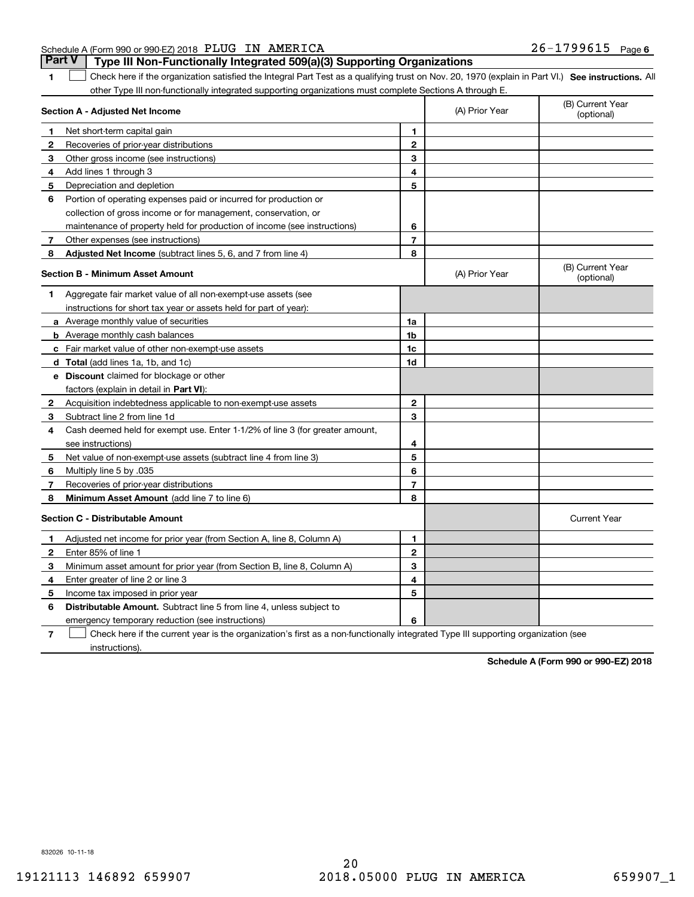Schedule A (Form 990 or 990-EZ) 2018 PLUG IN AMERICA 26-1799615 Page 6

## Part V Type III Non-Functionally Integrated 509(a)(3) Supporting Organizations

1 ☐ Check here if the organization satisfied the Integral Part Test as a qualifying trust on Nov. 20, 1970 (explain in Part VI.) **See instructions.** All other Type III non-functionally integrated supporting organizations must complete Sections A through E.

| **Section A - Adjusted Net Income** | | (A) Prior Year | (B) Current Year (optional) |
|---|---|---|---|
| **1** Net short-term capital gain | 1 | | |
| **2** Recoveries of prior-year distributions | 2 | | |
| **3** Other gross income (see instructions) | 3 | | |
| **4** Add lines 1 through 3 | 4 | | |
| **5** Depreciation and depletion | 5 | | |
| **6** Portion of operating expenses paid or incurred for production or collection of gross income or for management, conservation, or maintenance of property held for production of income (see instructions) | 6 | | |
| **7** Other expenses (see instructions) | 7 | | |
| **8** **Adjusted Net Income** (subtract lines 5, 6, and 7 from line 4) | 8 | | |

| **Section B - Minimum Asset Amount** | | (A) Prior Year | (B) Current Year (optional) |
|---|---|---|---|
| **1** Aggregate fair market value of all non-exempt-use assets (see instructions for short tax year or assets held for part of year): | | | |
| **a** Average monthly value of securities | 1a | | |
| **b** Average monthly cash balances | 1b | | |
| **c** Fair market value of other non-exempt-use assets | 1c | | |
| **d** **Total** (add lines 1a, 1b, and 1c) | 1d | | |
| **e** **Discount** claimed for blockage or other factors (explain in detail in **Part VI**): | | | |
| **2** Acquisition indebtedness applicable to non-exempt-use assets | 2 | | |
| **3** Subtract line 2 from line 1d | 3 | | |
| **4** Cash deemed held for exempt use. Enter 1-1/2% of line 3 (for greater amount, see instructions) | 4 | | |
| **5** Net value of non-exempt-use assets (subtract line 4 from line 3) | 5 | | |
| **6** Multiply line 5 by .035 | 6 | | |
| **7** Recoveries of prior-year distributions | 7 | | |
| **8** **Minimum Asset Amount** (add line 7 to line 6) | 8 | | |

| **Section C - Distributable Amount** | | | Current Year |
|---|---|---|---|
| **1** Adjusted net income for prior year (from Section A, line 8, Column A) | 1 | | |
| **2** Enter 85% of line 1 | 2 | | |
| **3** Minimum asset amount for prior year (from Section B, line 8, Column A) | 3 | | |
| **4** Enter greater of line 2 or line 3 | 4 | | |
| **5** Income tax imposed in prior year | 5 | | |
| **6** **Distributable Amount.** Subtract line 5 from line 4, unless subject to emergency temporary reduction (see instructions) | 6 | | |

7 ☐ Check here if the current year is the organization's first as a non-functionally integrated Type III supporting organization (see instructions).

**Schedule A (Form 990 or 990-EZ) 2018**

832026 10-11-18

19121113 146892 659907 2018.05000 PLUG IN AMERICA 659907_1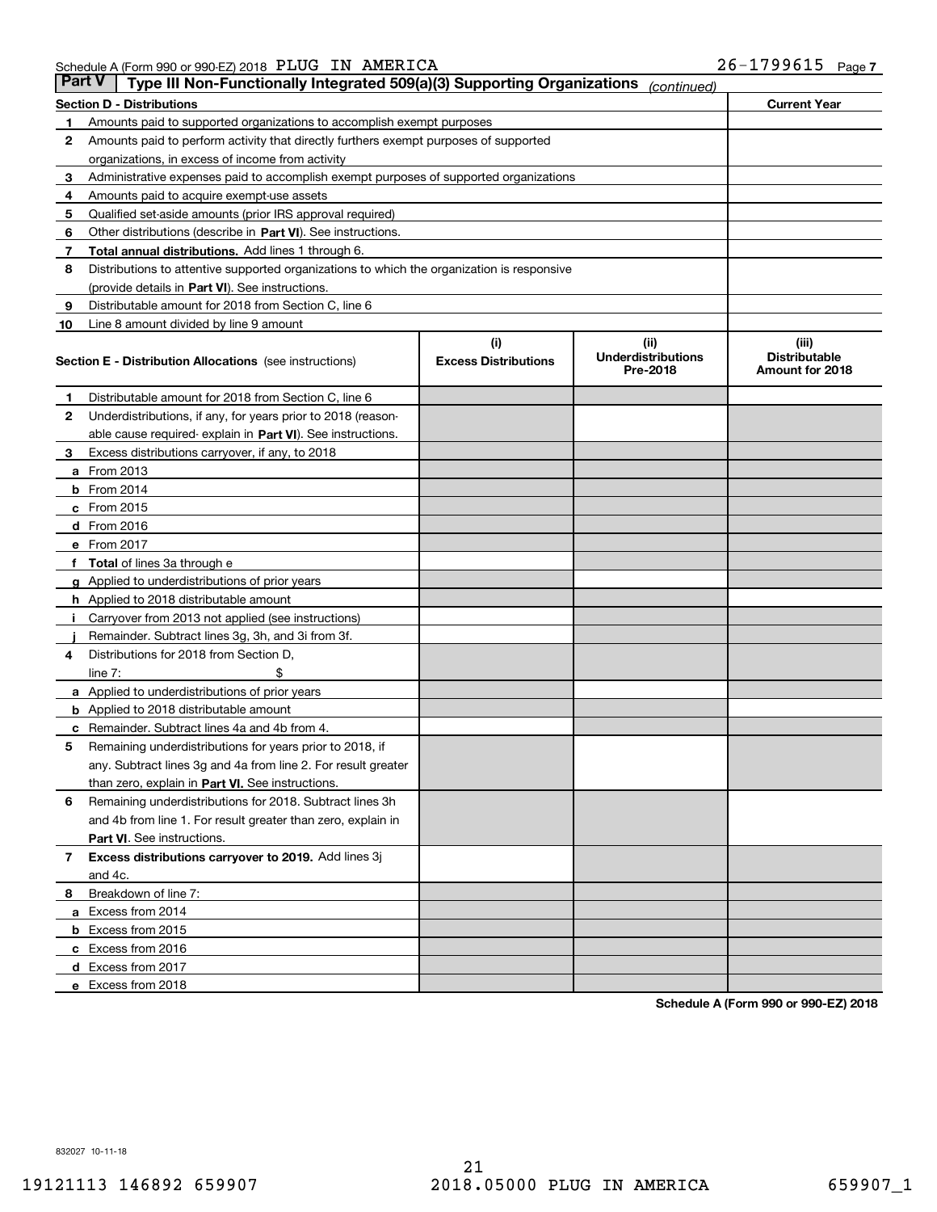Schedule A (Form 990 or 990-EZ) 2018 PLUG IN AMERICA 26-1799615

## Part V | Type III Non-Functionally Integrated 509(a)(3) Supporting Organizations *(continued)*

| Section D - Distributions | | Current Year |
|---|---|---|
| 1 | Amounts paid to supported organizations to accomplish exempt purposes | |
| 2 | Amounts paid to perform activity that directly furthers exempt purposes of supported organizations, in excess of income from activity | |
| 3 | Administrative expenses paid to accomplish exempt purposes of supported organizations | |
| 4 | Amounts paid to acquire exempt-use assets | |
| 5 | Qualified set-aside amounts (prior IRS approval required) | |
| 6 | Other distributions (describe in **Part VI**). See instructions. | |
| 7 | **Total annual distributions.** Add lines 1 through 6. | |
| 8 | Distributions to attentive supported organizations to which the organization is responsive (provide details in **Part VI**). See instructions. | |
| 9 | Distributable amount for 2018 from Section C, line 6 | |
| 10 | Line 8 amount divided by line 9 amount | |

| Section E - Distribution Allocations (see instructions) | (i) Excess Distributions | (ii) Underdistributions Pre-2018 | (iii) Distributable Amount for 2018 |
|---|---|---|---|
| 1 Distributable amount for 2018 from Section C, line 6 | | | |
| 2 Underdistributions, if any, for years prior to 2018 (reasonable cause required- explain in **Part VI**). See instructions. | | | |
| 3 Excess distributions carryover, if any, to 2018 | | | |
| a From 2013 | | | |
| b From 2014 | | | |
| c From 2015 | | | |
| d From 2016 | | | |
| e From 2017 | | | |
| f **Total** of lines 3a through e | | | |
| g Applied to underdistributions of prior years | | | |
| h Applied to 2018 distributable amount | | | |
| i Carryover from 2013 not applied (see instructions) | | | |
| j Remainder. Subtract lines 3g, 3h, and 3i from 3f. | | | |
| 4 Distributions for 2018 from Section D, line 7: $ | | | |
| a Applied to underdistributions of prior years | | | |
| b Applied to 2018 distributable amount | | | |
| c Remainder. Subtract lines 4a and 4b from 4. | | | |
| 5 Remaining underdistributions for years prior to 2018, if any. Subtract lines 3g and 4a from line 2. For result greater than zero, explain in **Part VI.** See instructions. | | | |
| 6 Remaining underdistributions for 2018. Subtract lines 3h and 4b from line 1. For result greater than zero, explain in **Part VI**. See instructions. | | | |
| 7 **Excess distributions carryover to 2019.** Add lines 3j and 4c. | | | |
| 8 Breakdown of line 7: | | | |
| a Excess from 2014 | | | |
| b Excess from 2015 | | | |
| c Excess from 2016 | | | |
| d Excess from 2017 | | | |
| e Excess from 2018 | | | |

**Schedule A (Form 990 or 990-EZ) 2018**

832027 10-11-18

19121113 146892 659907 2018.05000 PLUG IN AMERICA 659907_1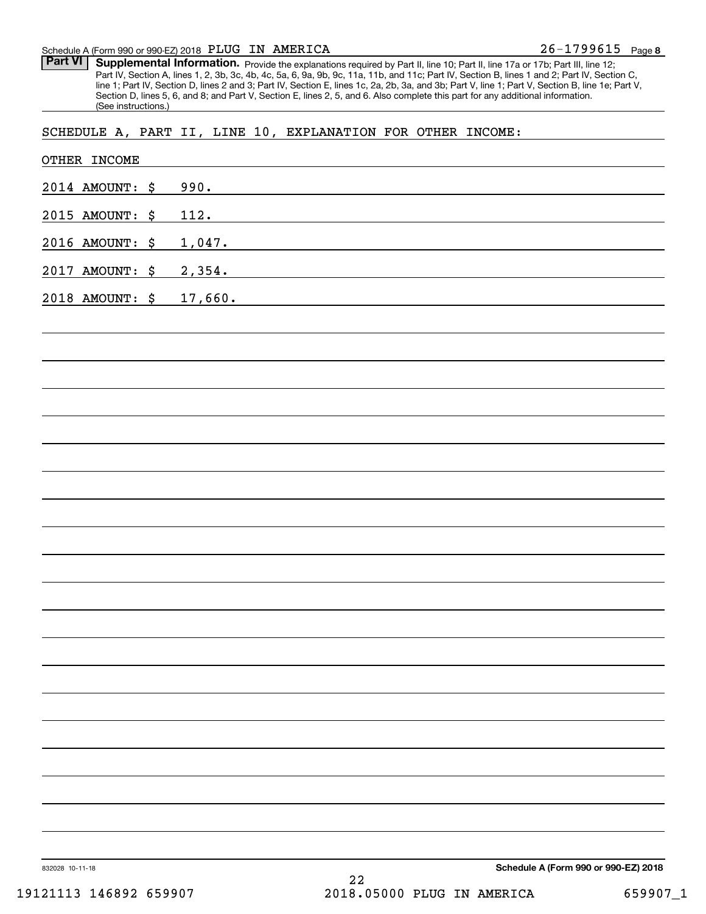## Part VI Supplemental Information.

Provide the explanations required by Part II, line 10; Part II, line 17a or 17b; Part III, line 12; Part IV, Section A, lines 1, 2, 3b, 3c, 4b, 4c, 5a, 6, 9a, 9b, 9c, 11a, 11b, and 11c; Part IV, Section B, lines 1 and 2; Part IV, Section C, line 1; Part IV, Section D, lines 2 and 3; Part IV, Section E, lines 1c, 2a, 2b, 3a, and 3b; Part V, line 1; Part V, Section B, line 1e; Part V, Section D, lines 5, 6, and 8; and Part V, Section E, lines 2, 5, and 6. Also complete this part for any additional information. (See instructions.)

SCHEDULE A, PART II, LINE 10, EXPLANATION FOR OTHER INCOME:

OTHER INCOME

2014 AMOUNT: $ 990.

2015 AMOUNT: $ 112.

2016 AMOUNT: $ 1,047.

2017 AMOUNT: $ 2,354.

2018 AMOUNT: $ 17,660.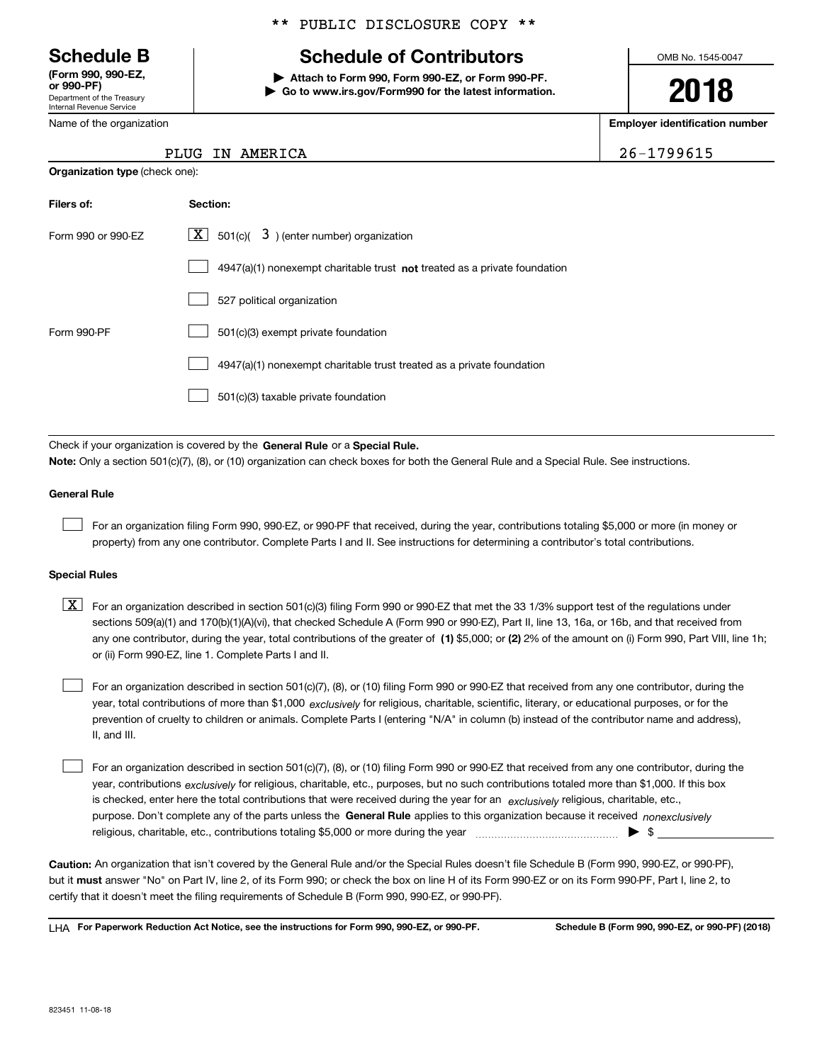** PUBLIC DISCLOSURE COPY **

# Schedule B

**(Form 990, 990-EZ, or 990-PF)**
Department of the Treasury
Internal Revenue Service

## Schedule of Contributors

**▶ Attach to Form 990, Form 990-EZ, or Form 990-PF.**
**▶ Go to www.irs.gov/Form990 for the latest information.**

OMB No. 1545-0047

**2018**

Name of the organization: PLUG IN AMERICA

**Employer identification number:** 26-1799615

**Organization type** (check one):

| **Filers of:** | **Section:** |
|---|---|
| Form 990 or 990-EZ | [X] 501(c)( 3 ) (enter number) organization |
| | [ ] 4947(a)(1) nonexempt charitable trust **not** treated as a private foundation |
| | [ ] 527 political organization |
| Form 990-PF | [ ] 501(c)(3) exempt private foundation |
| | [ ] 4947(a)(1) nonexempt charitable trust treated as a private foundation |
| | [ ] 501(c)(3) taxable private foundation |

Check if your organization is covered by the **General Rule** or a **Special Rule.**

**Note:** Only a section 501(c)(7), (8), or (10) organization can check boxes for both the General Rule and a Special Rule. See instructions.

**General Rule**

[ ] For an organization filing Form 990, 990-EZ, or 990-PF that received, during the year, contributions totaling $5,000 or more (in money or property) from any one contributor. Complete Parts I and II. See instructions for determining a contributor's total contributions.

**Special Rules**

[X] For an organization described in section 501(c)(3) filing Form 990 or 990-EZ that met the 33 1/3% support test of the regulations under sections 509(a)(1) and 170(b)(1)(A)(vi), that checked Schedule A (Form 990 or 990-EZ), Part II, line 13, 16a, or 16b, and that received from any one contributor, during the year, total contributions of the greater of **(1)** $5,000; or **(2)** 2% of the amount on (i) Form 990, Part VIII, line 1h; or (ii) Form 990-EZ, line 1. Complete Parts I and II.

[ ] For an organization described in section 501(c)(7), (8), or (10) filing Form 990 or 990-EZ that received from any one contributor, during the year, total contributions of more than $1,000 *exclusively* for religious, charitable, scientific, literary, or educational purposes, or for the prevention of cruelty to children or animals. Complete Parts I (entering "N/A" in column (b) instead of the contributor name and address), II, and III.

[ ] For an organization described in section 501(c)(7), (8), or (10) filing Form 990 or 990-EZ that received from any one contributor, during the year, contributions *exclusively* for religious, charitable, etc., purposes, but no such contributions totaled more than $1,000. If this box is checked, enter here the total contributions that were received during the year for an *exclusively* religious, charitable, etc., purpose. Don't complete any of the parts unless the **General Rule** applies to this organization because it received *nonexclusively* religious, charitable, etc., contributions totaling $5,000 or more during the year ▶ $

**Caution:** An organization that isn't covered by the General Rule and/or the Special Rules doesn't file Schedule B (Form 990, 990-EZ, or 990-PF), but it **must** answer "No" on Part IV, line 2, of its Form 990; or check the box on line H of its Form 990-EZ or on its Form 990-PF, Part I, line 2, to certify that it doesn't meet the filing requirements of Schedule B (Form 990, 990-EZ, or 990-PF).

LHA **For Paperwork Reduction Act Notice, see the instructions for Form 990, 990-EZ, or 990-PF.** **Schedule B (Form 990, 990-EZ, or 990-PF) (2018)**

823451 11-08-18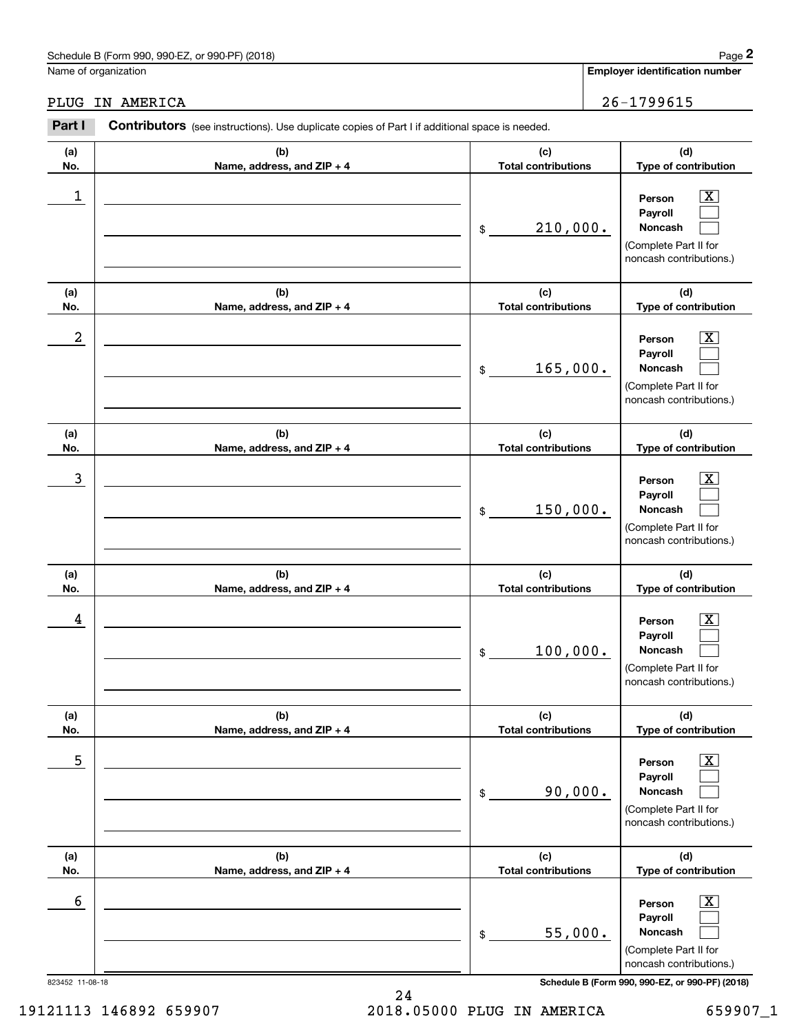Schedule B (Form 990, 990-EZ, or 990-PF) (2018)

Name of organization: PLUG IN AMERICA

Employer identification number: 26-1799615

**Part I** **Contributors** (see instructions). Use duplicate copies of Part I if additional space is needed.

| (a) No. | (b) Name, address, and ZIP + 4 | (c) Total contributions | (d) Type of contribution |
|---|---|---|---|
| 1 | | $ 210,000. | Person [X] Payroll [ ] Noncash [ ] (Complete Part II for noncash contributions.) |
| 2 | | $ 165,000. | Person [X] Payroll [ ] Noncash [ ] (Complete Part II for noncash contributions.) |
| 3 | | $ 150,000. | Person [X] Payroll [ ] Noncash [ ] (Complete Part II for noncash contributions.) |
| 4 | | $ 100,000. | Person [X] Payroll [ ] Noncash [ ] (Complete Part II for noncash contributions.) |
| 5 | | $ 90,000. | Person [X] Payroll [ ] Noncash [ ] (Complete Part II for noncash contributions.) |
| 6 | | $ 55,000. | Person [X] Payroll [ ] Noncash [ ] (Complete Part II for noncash contributions.) |

823452 11-08-18

Schedule B (Form 990, 990-EZ, or 990-PF) (2018)

19121113 146892 659907 2018.05000 PLUG IN AMERICA 659907_1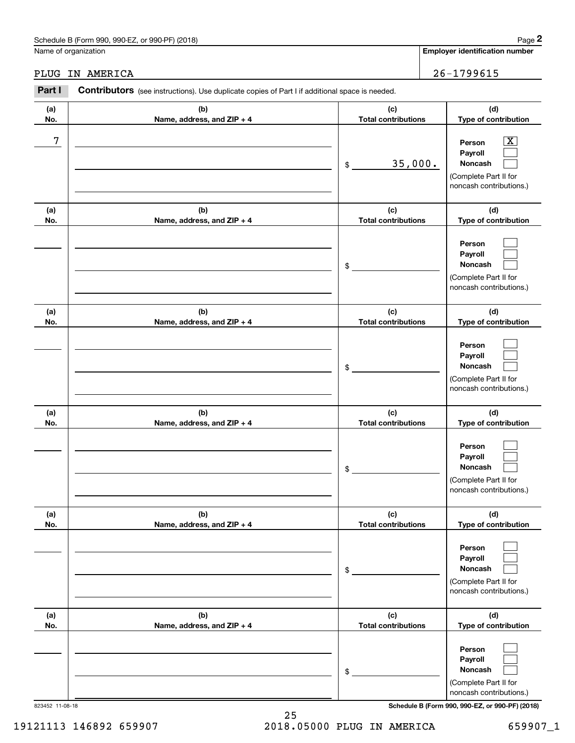Schedule B (Form 990, 990-EZ, or 990-PF) (2018)

Name of organization: PLUG IN AMERICA

Employer identification number: 26-1799615

## Part I Contributors (see instructions). Use duplicate copies of Part I if additional space is needed.

| (a) No. | (b) Name, address, and ZIP + 4 | (c) Total contributions | (d) Type of contribution |
|---|---|---|---|
| 7 | | $ 35,000. | Person [X] Payroll [ ] Noncash [ ] (Complete Part II for noncash contributions.) |
| | | $ | Person [ ] Payroll [ ] Noncash [ ] (Complete Part II for noncash contributions.) |
| | | $ | Person [ ] Payroll [ ] Noncash [ ] (Complete Part II for noncash contributions.) |
| | | $ | Person [ ] Payroll [ ] Noncash [ ] (Complete Part II for noncash contributions.) |
| | | $ | Person [ ] Payroll [ ] Noncash [ ] (Complete Part II for noncash contributions.) |
| | | $ | Person [ ] Payroll [ ] Noncash [ ] (Complete Part II for noncash contributions.) |

823452 11-08-18

Schedule B (Form 990, 990-EZ, or 990-PF) (2018)

19121113 146892 659907 2018.05000 PLUG IN AMERICA 659907_1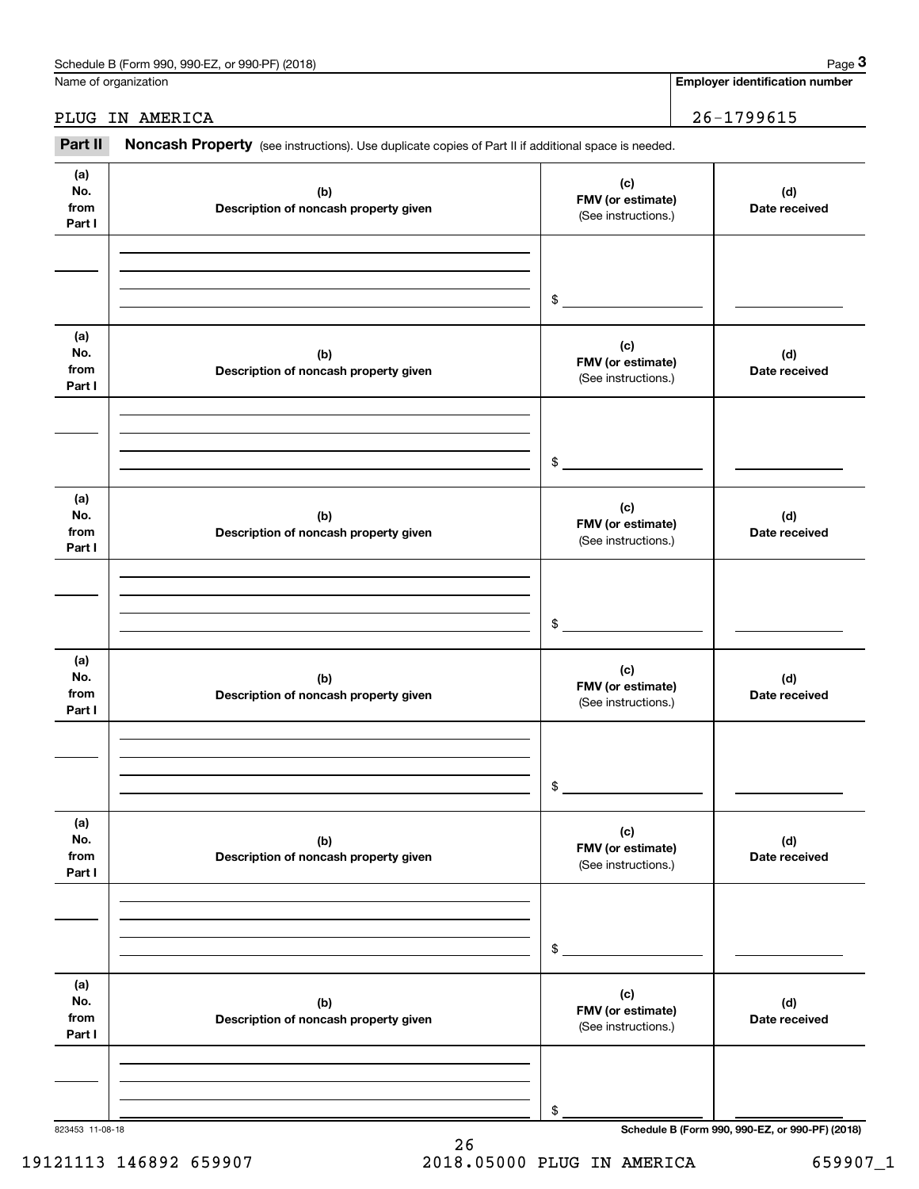Name of organization

PLUG IN AMERICA

**Employer identification number**

26-1799615

**Part II** **Noncash Property** (see instructions). Use duplicate copies of Part II if additional space is needed.

| (a) No. from Part I | (b) Description of noncash property given | (c) FMV (or estimate) (See instructions.) | (d) Date received |
|---|---|---|---|
| | | $ | |

| (a) No. from Part I | (b) Description of noncash property given | (c) FMV (or estimate) (See instructions.) | (d) Date received |
|---|---|---|---|
| | | $ | |

| (a) No. from Part I | (b) Description of noncash property given | (c) FMV (or estimate) (See instructions.) | (d) Date received |
|---|---|---|---|
| | | $ | |

| (a) No. from Part I | (b) Description of noncash property given | (c) FMV (or estimate) (See instructions.) | (d) Date received |
|---|---|---|---|
| | | $ | |

| (a) No. from Part I | (b) Description of noncash property given | (c) FMV (or estimate) (See instructions.) | (d) Date received |
|---|---|---|---|
| | | $ | |

| (a) No. from Part I | (b) Description of noncash property given | (c) FMV (or estimate) (See instructions.) | (d) Date received |
|---|---|---|---|
| | | $ | |

823453 11-08-18

19121113 146892 659907 2018.05000 PLUG IN AMERICA 659907_1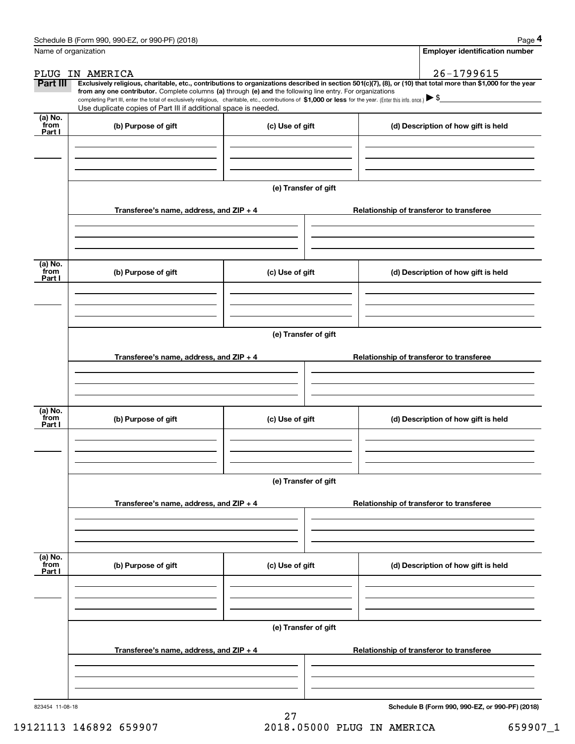Name of organization

PLUG IN AMERICA

**Employer identification number**

26-1799615

**Part III** **Exclusively religious, charitable, etc., contributions to organizations described in section 501(c)(7), (8), or (10) that total more than $1,000 for the year from any one contributor.** Complete columns **(a)** through **(e)** and the following line entry. For organizations completing Part III, enter the total of exclusively religious, charitable, etc., contributions of **$1,000 or less** for the year. (Enter this info. once.) ▶ $

Use duplicate copies of Part III if additional space is needed.

| (a) No. from Part I | (b) Purpose of gift | (c) Use of gift | (d) Description of how gift is held |
|---|---|---|---|
| | | | |

(e) Transfer of gift

| Transferee's name, address, and ZIP + 4 | Relationship of transferor to transferee |
|---|---|
| | |

| (a) No. from Part I | (b) Purpose of gift | (c) Use of gift | (d) Description of how gift is held |
|---|---|---|---|
| | | | |

(e) Transfer of gift

| Transferee's name, address, and ZIP + 4 | Relationship of transferor to transferee |
|---|---|
| | |

| (a) No. from Part I | (b) Purpose of gift | (c) Use of gift | (d) Description of how gift is held |
|---|---|---|---|
| | | | |

(e) Transfer of gift

| Transferee's name, address, and ZIP + 4 | Relationship of transferor to transferee |
|---|---|
| | |

| (a) No. from Part I | (b) Purpose of gift | (c) Use of gift | (d) Description of how gift is held |
|---|---|---|---|
| | | | |

(e) Transfer of gift

| Transferee's name, address, and ZIP + 4 | Relationship of transferor to transferee |
|---|---|
| | |

823454 11-08-18

**Schedule B (Form 990, 990-EZ, or 990-PF) (2018)**

19121113 146892 659907 2018.05000 PLUG IN AMERICA 659907_1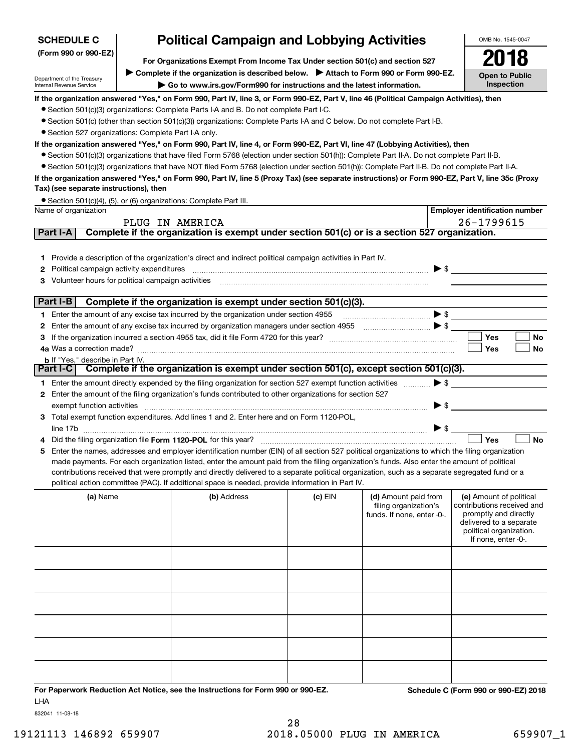**SCHEDULE C (Form 990 or 990-EZ)**

Department of the Treasury
Internal Revenue Service

# Political Campaign and Lobbying Activities

**For Organizations Exempt From Income Tax Under section 501(c) and section 527**

▶ **Complete if the organization is described below.** ▶ **Attach to Form 990 or Form 990-EZ.**

▶ **Go to www.irs.gov/Form990 for instructions and the latest information.**

OMB No. 1545-0047

**2018**

**Open to Public Inspection**

**If the organization answered "Yes," on Form 990, Part IV, line 3, or Form 990-EZ, Part V, line 46 (Political Campaign Activities), then**

- Section 501(c)(3) organizations: Complete Parts I-A and B. Do not complete Part I-C.
- Section 501(c) (other than section 501(c)(3)) organizations: Complete Parts I-A and C below. Do not complete Part I-B.
- Section 527 organizations: Complete Part I-A only.

**If the organization answered "Yes," on Form 990, Part IV, line 4, or Form 990-EZ, Part VI, line 47 (Lobbying Activities), then**

- Section 501(c)(3) organizations that have filed Form 5768 (election under section 501(h)): Complete Part II-A. Do not complete Part II-B.
- Section 501(c)(3) organizations that have NOT filed Form 5768 (election under section 501(h)): Complete Part II-B. Do not complete Part II-A.

**If the organization answered "Yes," on Form 990, Part IV, line 5 (Proxy Tax) (see separate instructions) or Form 990-EZ, Part V, line 35c (Proxy Tax) (see separate instructions), then**

- Section 501(c)(4), (5), or (6) organizations: Complete Part III.

| Name of organization | Employer identification number |
|---|---|
| PLUG IN AMERICA | 26-1799615 |

## Part I-A Complete if the organization is exempt under section 501(c) or is a section 527 organization.

1. Provide a description of the organization's direct and indirect political campaign activities in Part IV.
2. Political campaign activity expenditures ▶ $
3. Volunteer hours for political campaign activities

## Part I-B Complete if the organization is exempt under section 501(c)(3).

1. Enter the amount of any excise tax incurred by the organization under section 4955 ▶ $
2. Enter the amount of any excise tax incurred by organization managers under section 4955 ▶ $
3. If the organization incurred a section 4955 tax, did it file Form 4720 for this year? ☐ Yes ☐ No

4a. Was a correction made? ☐ Yes ☐ No

b. If "Yes," describe in Part IV.

## Part I-C Complete if the organization is exempt under section 501(c), except section 501(c)(3).

1. Enter the amount directly expended by the filing organization for section 527 exempt function activities ▶ $
2. Enter the amount of the filing organization's funds contributed to other organizations for section 527 exempt function activities ▶ $
3. Total exempt function expenditures. Add lines 1 and 2. Enter here and on Form 1120-POL, line 17b ▶ $
4. Did the filing organization file **Form 1120-POL** for this year? ☐ Yes ☐ No
5. Enter the names, addresses and employer identification number (EIN) of all section 527 political organizations to which the filing organization made payments. For each organization listed, enter the amount paid from the filing organization's funds. Also enter the amount of political contributions received that were promptly and directly delivered to a separate political organization, such as a separate segregated fund or a political action committee (PAC). If additional space is needed, provide information in Part IV.

| (a) Name | (b) Address | (c) EIN | (d) Amount paid from filing organization's funds. If none, enter -0-. | (e) Amount of political contributions received and promptly and directly delivered to a separate political organization. If none, enter -0-. |
|---|---|---|---|---|
| | | | | |
| | | | | |
| | | | | |
| | | | | |
| | | | | |
| | | | | |

**For Paperwork Reduction Act Notice, see the Instructions for Form 990 or 990-EZ.** **Schedule C (Form 990 or 990-EZ) 2018**

LHA

832041 11-08-18

19121113 146892 659907 2018.05000 PLUG IN AMERICA 659907_1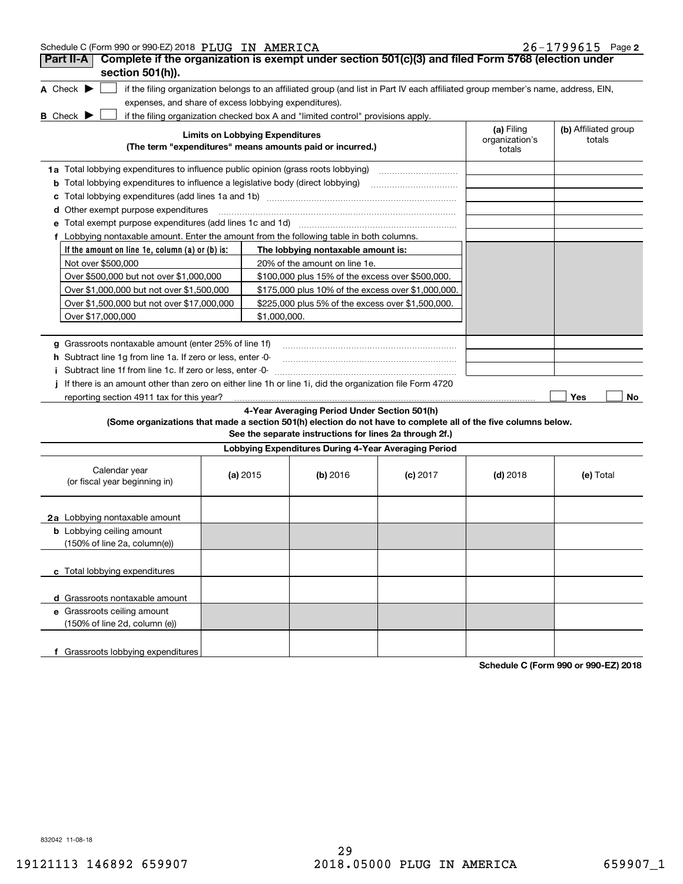Schedule C (Form 990 or 990-EZ) 2018 PLUG IN AMERICA 26-1799615 Page 2

## Part II-A Complete if the organization is exempt under section 501(c)(3) and filed Form 5768 (election under section 501(h)).

**A** Check ▶ ☐ if the filing organization belongs to an affiliated group (and list in Part IV each affiliated group member's name, address, EIN, expenses, and share of excess lobbying expenditures).

**B** Check ▶ ☐ if the filing organization checked box A and "limited control" provisions apply.

| Limits on Lobbying Expenditures (The term "expenditures" means amounts paid or incurred.) | (a) Filing organization's totals | (b) Affiliated group totals |
|---|---|---|
| **1a** Total lobbying expenditures to influence public opinion (grass roots lobbying) | | |
| **b** Total lobbying expenditures to influence a legislative body (direct lobbying) | | |
| **c** Total lobbying expenditures (add lines 1a and 1b) | | |
| **d** Other exempt purpose expenditures | | |
| **e** Total exempt purpose expenditures (add lines 1c and 1d) | | |
| **f** Lobbying nontaxable amount. Enter the amount from the following table in both columns. | | |

| If the amount on line 1e, column (a) or (b) is: | The lobbying nontaxable amount is: |
|---|---|
| Not over $500,000 | 20% of the amount on line 1e. |
| Over $500,000 but not over $1,000,000 | $100,000 plus 15% of the excess over $500,000. |
| Over $1,000,000 but not over $1,500,000 | $175,000 plus 10% of the excess over $1,000,000. |
| Over $1,500,000 but not over $17,000,000 | $225,000 plus 5% of the excess over $1,500,000. |
| Over $17,000,000 | $1,000,000. |

| | (a) Filing organization's totals | (b) Affiliated group totals |
|---|---|---|
| **g** Grassroots nontaxable amount (enter 25% of line 1f) | | |
| **h** Subtract line 1g from line 1a. If zero or less, enter -0- | | |
| **i** Subtract line 1f from line 1c. If zero or less, enter -0- | | |

**j** If there is an amount other than zero on either line 1h or line 1i, did the organization file Form 4720 reporting section 4911 tax for this year? ☐ Yes ☐ No

### 4-Year Averaging Period Under Section 501(h)

**(Some organizations that made a section 501(h) election do not have to complete all of the five columns below. See the separate instructions for lines 2a through 2f.)**

**Lobbying Expenditures During 4-Year Averaging Period**

| Calendar year (or fiscal year beginning in) | (a) 2015 | (b) 2016 | (c) 2017 | (d) 2018 | (e) Total |
|---|---|---|---|---|---|
| **2a** Lobbying nontaxable amount | | | | | |
| **b** Lobbying ceiling amount (150% of line 2a, column(e)) | | | | | |
| **c** Total lobbying expenditures | | | | | |
| **d** Grassroots nontaxable amount | | | | | |
| **e** Grassroots ceiling amount (150% of line 2d, column (e)) | | | | | |
| **f** Grassroots lobbying expenditures | | | | | |

**Schedule C (Form 990 or 990-EZ) 2018**

832042 11-08-18

19121113 146892 659907 2018.05000 PLUG IN AMERICA 659907_1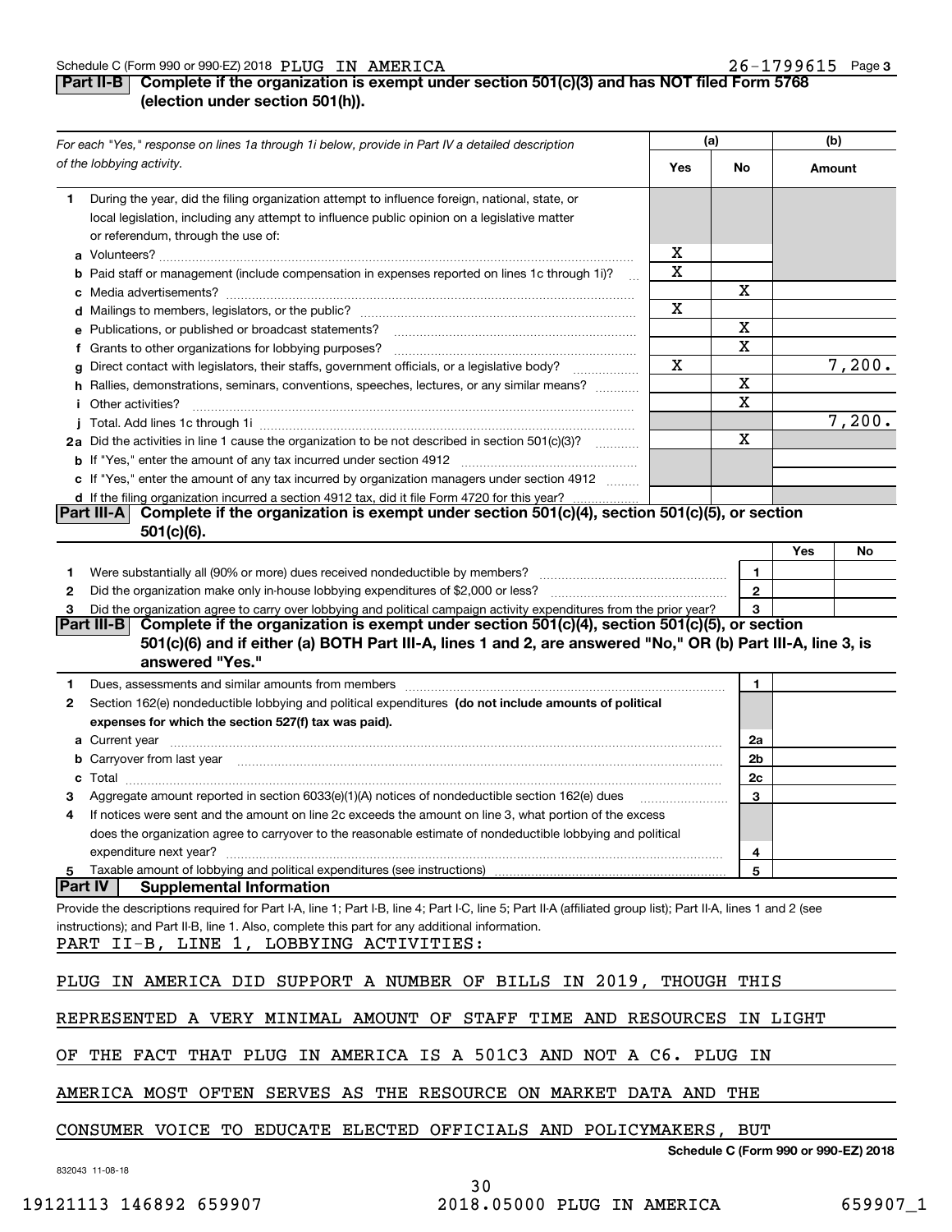Schedule C (Form 990 or 990-EZ) 2018 PLUG IN AMERICA 26-1799615 Page 3

## Part II-B Complete if the organization is exempt under section 501(c)(3) and has NOT filed Form 5768 (election under section 501(h)).

| *For each "Yes," response on lines 1a through 1i below, provide in Part IV a detailed description of the lobbying activity.* | (a) Yes | (a) No | (b) Amount |
|---|---|---|---|
| **1** During the year, did the filing organization attempt to influence foreign, national, state, or local legislation, including any attempt to influence public opinion on a legislative matter or referendum, through the use of: | | | |
| **a** Volunteers? | X | | |
| **b** Paid staff or management (include compensation in expenses reported on lines 1c through 1i)? | X | | |
| **c** Media advertisements? | | X | |
| **d** Mailings to members, legislators, or the public? | X | | |
| **e** Publications, or published or broadcast statements? | | X | |
| **f** Grants to other organizations for lobbying purposes? | | X | |
| **g** Direct contact with legislators, their staffs, government officials, or a legislative body? | X | | 7,200. |
| **h** Rallies, demonstrations, seminars, conventions, speeches, lectures, or any similar means? | | X | |
| **i** Other activities? | | X | |
| **j** Total. Add lines 1c through 1i | | | 7,200. |
| **2a** Did the activities in line 1 cause the organization to be not described in section 501(c)(3)? | | X | |
| **b** If "Yes," enter the amount of any tax incurred under section 4912 | | | |
| **c** If "Yes," enter the amount of any tax incurred by organization managers under section 4912 | | | |
| **d** If the filing organization incurred a section 4912 tax, did it file Form 4720 for this year? | | | |

## Part III-A Complete if the organization is exempt under section 501(c)(4), section 501(c)(5), or section 501(c)(6).

| | | Yes | No |
|---|---|---|---|
| **1** Were substantially all (90% or more) dues received nondeductible by members? | 1 | | |
| **2** Did the organization make only in-house lobbying expenditures of $2,000 or less? | 2 | | |
| **3** Did the organization agree to carry over lobbying and political campaign activity expenditures from the prior year? | 3 | | |

## Part III-B Complete if the organization is exempt under section 501(c)(4), section 501(c)(5), or section 501(c)(6) and if either (a) BOTH Part III-A, lines 1 and 2, are answered "No," OR (b) Part III-A, line 3, is answered "Yes."

| | | |
|---|---|---|
| **1** Dues, assessments and similar amounts from members | 1 | |
| **2** Section 162(e) nondeductible lobbying and political expenditures **(do not include amounts of political expenses for which the section 527(f) tax was paid).** | | |
| **a** Current year | 2a | |
| **b** Carryover from last year | 2b | |
| **c** Total | 2c | |
| **3** Aggregate amount reported in section 6033(e)(1)(A) notices of nondeductible section 162(e) dues | 3 | |
| **4** If notices were sent and the amount on line 2c exceeds the amount on line 3, what portion of the excess does the organization agree to carryover to the reasonable estimate of nondeductible lobbying and political expenditure next year? | 4 | |
| **5** Taxable amount of lobbying and political expenditures (see instructions) | 5 | |

## Part IV Supplemental Information

Provide the descriptions required for Part I-A, line 1; Part I-B, line 4; Part I-C, line 5; Part II-A (affiliated group list); Part II-A, lines 1 and 2 (see instructions); and Part II-B, line 1. Also, complete this part for any additional information.

PART II-B, LINE 1, LOBBYING ACTIVITIES:

PLUG IN AMERICA DID SUPPORT A NUMBER OF BILLS IN 2019, THOUGH THIS REPRESENTED A VERY MINIMAL AMOUNT OF STAFF TIME AND RESOURCES IN LIGHT OF THE FACT THAT PLUG IN AMERICA IS A 501C3 AND NOT A C6. PLUG IN AMERICA MOST OFTEN SERVES AS THE RESOURCE ON MARKET DATA AND THE CONSUMER VOICE TO EDUCATE ELECTED OFFICIALS AND POLICYMAKERS, BUT

Schedule C (Form 990 or 990-EZ) 2018

832043 11-08-18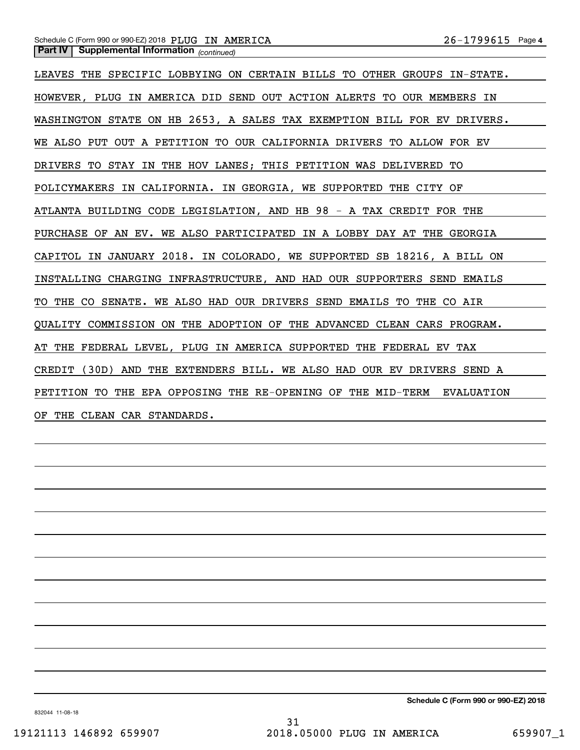**Part IV | Supplemental Information** *(continued)*

LEAVES THE SPECIFIC LOBBYING ON CERTAIN BILLS TO OTHER GROUPS IN-STATE. HOWEVER, PLUG IN AMERICA DID SEND OUT ACTION ALERTS TO OUR MEMBERS IN WASHINGTON STATE ON HB 2653, A SALES TAX EXEMPTION BILL FOR EV DRIVERS. WE ALSO PUT OUT A PETITION TO OUR CALIFORNIA DRIVERS TO ALLOW FOR EV DRIVERS TO STAY IN THE HOV LANES; THIS PETITION WAS DELIVERED TO POLICYMAKERS IN CALIFORNIA. IN GEORGIA, WE SUPPORTED THE CITY OF ATLANTA BUILDING CODE LEGISLATION, AND HB 98 - A TAX CREDIT FOR THE PURCHASE OF AN EV. WE ALSO PARTICIPATED IN A LOBBY DAY AT THE GEORGIA CAPITOL IN JANUARY 2018. IN COLORADO, WE SUPPORTED SB 18216, A BILL ON INSTALLING CHARGING INFRASTRUCTURE, AND HAD OUR SUPPORTERS SEND EMAILS TO THE CO SENATE. WE ALSO HAD OUR DRIVERS SEND EMAILS TO THE CO AIR QUALITY COMMISSION ON THE ADOPTION OF THE ADVANCED CLEAN CARS PROGRAM. AT THE FEDERAL LEVEL, PLUG IN AMERICA SUPPORTED THE FEDERAL EV TAX CREDIT (30D) AND THE EXTENDERS BILL. WE ALSO HAD OUR EV DRIVERS SEND A PETITION TO THE EPA OPPOSING THE RE-OPENING OF THE MID-TERM EVALUATION OF THE CLEAN CAR STANDARDS.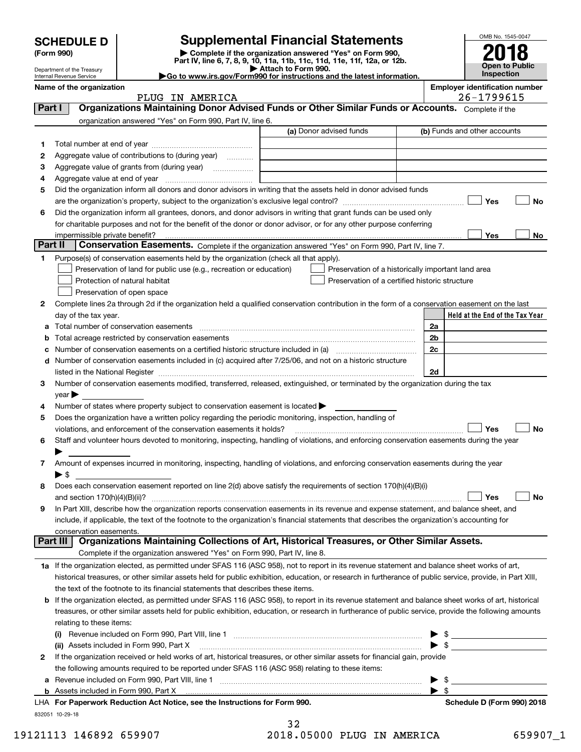# SCHEDULE D (Form 990)

Department of the Treasury
Internal Revenue Service

# Supplemental Financial Statements

▶ Complete if the organization answered "Yes" on Form 990, Part IV, line 6, 7, 8, 9, 10, 11a, 11b, 11c, 11d, 11e, 11f, 12a, or 12b.
▶ Attach to Form 990.
▶Go to www.irs.gov/Form990 for instructions and the latest information.

OMB No. 1545-0047

**2018**

**Open to Public Inspection**

**Name of the organization:** PLUG IN AMERICA

**Employer identification number:** 26-1799615

## Part I Organizations Maintaining Donor Advised Funds or Other Similar Funds or Accounts.

Complete if the organization answered "Yes" on Form 990, Part IV, line 6.

| | | (a) Donor advised funds | (b) Funds and other accounts |
|---|---|---|---|
| 1 | Total number at end of year | | |
| 2 | Aggregate value of contributions to (during year) | | |
| 3 | Aggregate value of grants from (during year) | | |
| 4 | Aggregate value at end of year | | |

5 Did the organization inform all donors and donor advisors in writing that the assets held in donor advised funds are the organization's property, subject to the organization's exclusive legal control? ☐ Yes ☐ No

6 Did the organization inform all grantees, donors, and donor advisors in writing that grant funds can be used only for charitable purposes and not for the benefit of the donor or donor advisor, or for any other purpose conferring impermissible private benefit? ☐ Yes ☐ No

## Part II Conservation Easements.

Complete if the organization answered "Yes" on Form 990, Part IV, line 7.

1 Purpose(s) of conservation easements held by the organization (check all that apply).

- ☐ Preservation of land for public use (e.g., recreation or education)
- ☐ Protection of natural habitat
- ☐ Preservation of open space
- ☐ Preservation of a historically important land area
- ☐ Preservation of a certified historic structure

2 Complete lines 2a through 2d if the organization held a qualified conservation contribution in the form of a conservation easement on the last day of the tax year.

| | | | Held at the End of the Tax Year |
|---|---|---|---|
| a | Total number of conservation easements | 2a | |
| b | Total acreage restricted by conservation easements | 2b | |
| c | Number of conservation easements on a certified historic structure included in (a) | 2c | |
| d | Number of conservation easements included in (c) acquired after 7/25/06, and not on a historic structure listed in the National Register | 2d | |

3 Number of conservation easements modified, transferred, released, extinguished, or terminated by the organization during the tax year ▶

4 Number of states where property subject to conservation easement is located ▶

5 Does the organization have a written policy regarding the periodic monitoring, inspection, handling of violations, and enforcement of the conservation easements it holds? ☐ Yes ☐ No

6 Staff and volunteer hours devoted to monitoring, inspecting, handling of violations, and enforcing conservation easements during the year ▶

7 Amount of expenses incurred in monitoring, inspecting, handling of violations, and enforcing conservation easements during the year ▶ $

8 Does each conservation easement reported on line 2(d) above satisfy the requirements of section 170(h)(4)(B)(i) and section 170(h)(4)(B)(ii)? ☐ Yes ☐ No

9 In Part XIII, describe how the organization reports conservation easements in its revenue and expense statement, and balance sheet, and include, if applicable, the text of the footnote to the organization's financial statements that describes the organization's accounting for conservation easements.

## Part III Organizations Maintaining Collections of Art, Historical Treasures, or Other Similar Assets.

Complete if the organization answered "Yes" on Form 990, Part IV, line 8.

1a If the organization elected, as permitted under SFAS 116 (ASC 958), not to report in its revenue statement and balance sheet works of art, historical treasures, or other similar assets held for public exhibition, education, or research in furtherance of public service, provide, in Part XIII, the text of the footnote to its financial statements that describes these items.

b If the organization elected, as permitted under SFAS 116 (ASC 958), to report in its revenue statement and balance sheet works of art, historical treasures, or other similar assets held for public exhibition, education, or research in furtherance of public service, provide the following amounts relating to these items:

(i) Revenue included on Form 990, Part VIII, line 1 ▶ $

(ii) Assets included in Form 990, Part X ▶ $

2 If the organization received or held works of art, historical treasures, or other similar assets for financial gain, provide the following amounts required to be reported under SFAS 116 (ASC 958) relating to these items:

a Revenue included on Form 990, Part VIII, line 1 ▶ $

b Assets included in Form 990, Part X ▶ $

LHA For Paperwork Reduction Act Notice, see the Instructions for Form 990. Schedule D (Form 990) 2018

832051 10-29-18

19121113 146892 659907 2018.05000 PLUG IN AMERICA 659907_1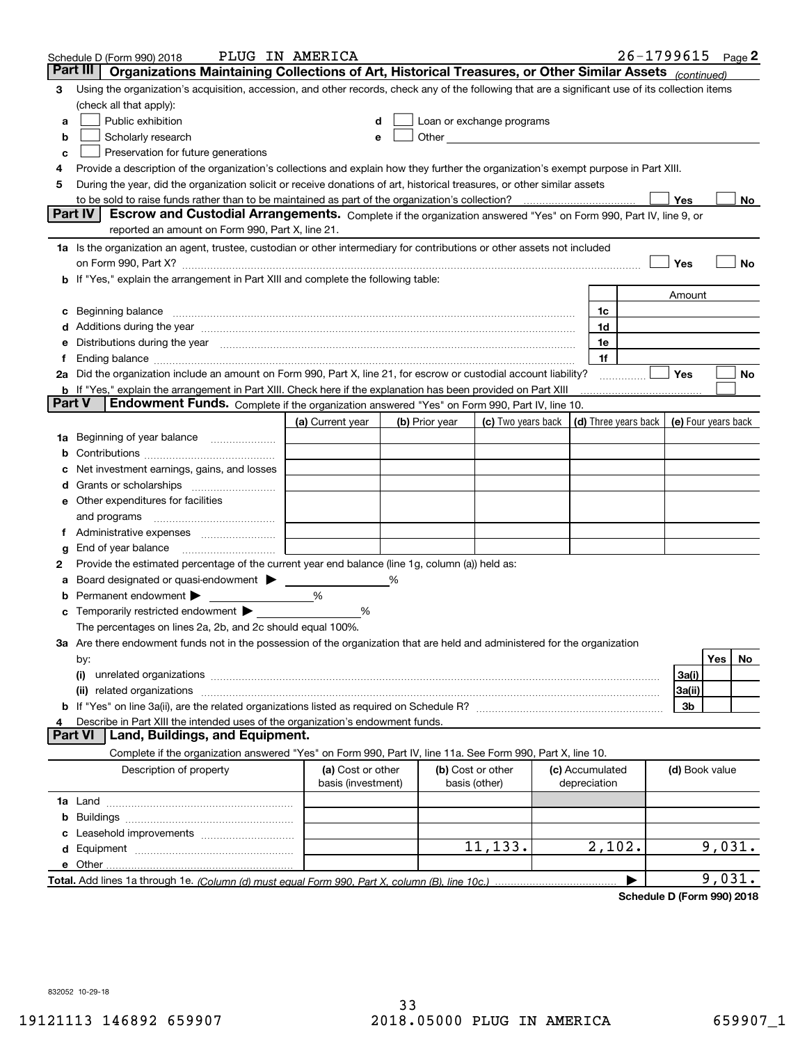Schedule D (Form 990) 2018 PLUG IN AMERICA 26-1799615 Page 2

## Part III Organizations Maintaining Collections of Art, Historical Treasures, or Other Similar Assets *(continued)*

3 Using the organization's acquisition, accession, and other records, check any of the following that are a significant use of its collection items (check all that apply):

- a ☐ Public exhibition
- b ☐ Scholarly research
- c ☐ Preservation for future generations
- d ☐ Loan or exchange programs
- e ☐ Other

4 Provide a description of the organization's collections and explain how they further the organization's exempt purpose in Part XIII.

5 During the year, did the organization solicit or receive donations of art, historical treasures, or other similar assets to be sold to raise funds rather than to be maintained as part of the organization's collection? ☐ Yes ☐ No

## Part IV Escrow and Custodial Arrangements.

Complete if the organization answered "Yes" on Form 990, Part IV, line 9, or reported an amount on Form 990, Part X, line 21.

1a Is the organization an agent, trustee, custodian or other intermediary for contributions or other assets not included on Form 990, Part X? ☐ Yes ☐ No

b If "Yes," explain the arrangement in Part XIII and complete the following table:

| | | Amount |
|---|---|---|
| c Beginning balance | 1c | |
| d Additions during the year | 1d | |
| e Distributions during the year | 1e | |
| f Ending balance | 1f | |

2a Did the organization include an amount on Form 990, Part X, line 21, for escrow or custodial account liability? ☐ Yes ☐ No

b If "Yes," explain the arrangement in Part XIII. Check here if the explanation has been provided on Part XIII ☐

## Part V Endowment Funds.

Complete if the organization answered "Yes" on Form 990, Part IV, line 10.

| | (a) Current year | (b) Prior year | (c) Two years back | (d) Three years back | (e) Four years back |
|---|---|---|---|---|---|
| 1a Beginning of year balance | | | | | |
| b Contributions | | | | | |
| c Net investment earnings, gains, and losses | | | | | |
| d Grants or scholarships | | | | | |
| e Other expenditures for facilities and programs | | | | | |
| f Administrative expenses | | | | | |
| g End of year balance | | | | | |

2 Provide the estimated percentage of the current year end balance (line 1g, column (a)) held as:

- a Board designated or quasi-endowment ▶ ____ %
- b Permanent endowment ▶ ____ %
- c Temporarily restricted endowment ▶ ____ %

The percentages on lines 2a, 2b, and 2c should equal 100%.

3a Are there endowment funds not in the possession of the organization that are held and administered for the organization by:

| | | Yes | No |
|---|---|---|---|
| (i) unrelated organizations | 3a(i) | | |
| (ii) related organizations | 3a(ii) | | |
| b If "Yes" on line 3a(ii), are the related organizations listed as required on Schedule R? | 3b | | |

4 Describe in Part XIII the intended uses of the organization's endowment funds.

## Part VI Land, Buildings, and Equipment.

Complete if the organization answered "Yes" on Form 990, Part IV, line 11a. See Form 990, Part X, line 10.

| Description of property | (a) Cost or other basis (investment) | (b) Cost or other basis (other) | (c) Accumulated depreciation | (d) Book value |
|---|---|---|---|---|
| 1a Land | | | | |
| b Buildings | | | | |
| c Leasehold improvements | | | | |
| d Equipment | | 11,133. | 2,102. | 9,031. |
| e Other | | | | |

**Total.** Add lines 1a through 1e. *(Column (d) must equal Form 990, Part X, column (B), line 10c.)* ▶ 9,031.

**Schedule D (Form 990) 2018**

832052 10-29-18

19121113 146892 659907 2018.05000 PLUG IN AMERICA 659907_1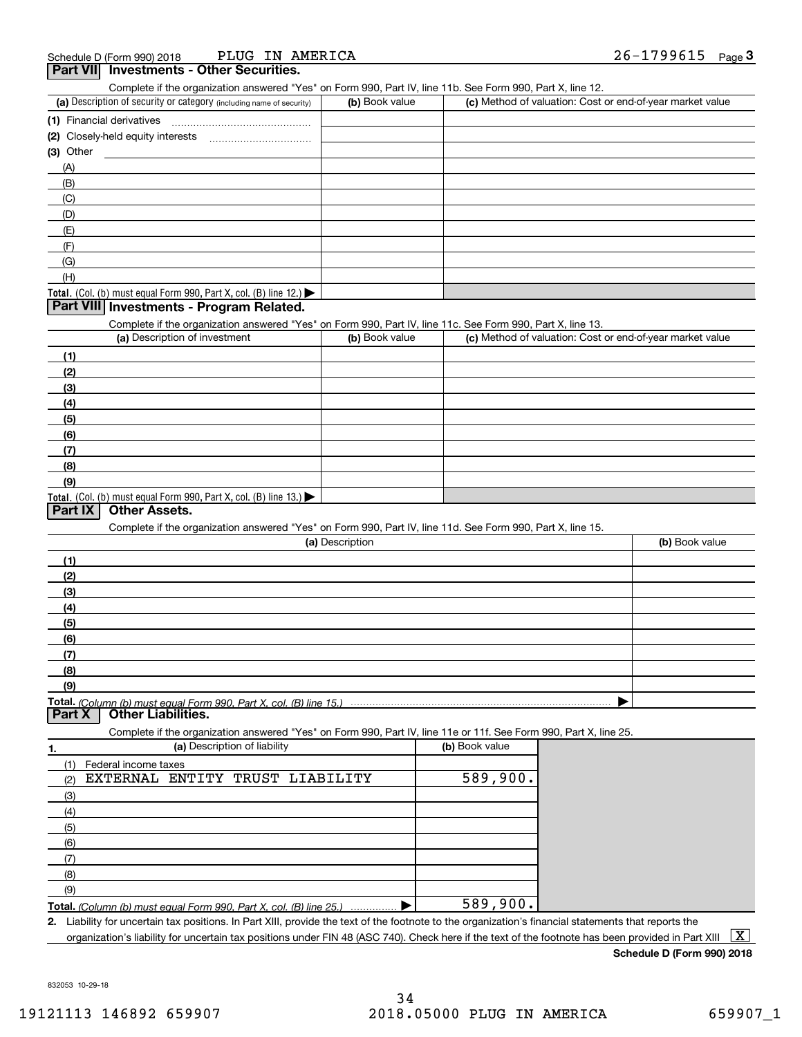Schedule D (Form 990) 2018 PLUG IN AMERICA 26-1799615 Page 3

## Part VII Investments - Other Securities.

Complete if the organization answered "Yes" on Form 990, Part IV, line 11b. See Form 990, Part X, line 12.

| (a) Description of security or category (including name of security) | (b) Book value | (c) Method of valuation: Cost or end-of-year market value |
|---|---|---|
| (1) Financial derivatives | | |
| (2) Closely-held equity interests | | |
| (3) Other | | |
| (A) | | |
| (B) | | |
| (C) | | |
| (D) | | |
| (E) | | |
| (F) | | |
| (G) | | |
| (H) | | |
| **Total.** (Col. (b) must equal Form 990, Part X, col. (B) line 12.) ▶ | | |

## Part VIII Investments - Program Related.

Complete if the organization answered "Yes" on Form 990, Part IV, line 11c. See Form 990, Part X, line 13.

| (a) Description of investment | (b) Book value | (c) Method of valuation: Cost or end-of-year market value |
|---|---|---|
| (1) | | |
| (2) | | |
| (3) | | |
| (4) | | |
| (5) | | |
| (6) | | |
| (7) | | |
| (8) | | |
| (9) | | |
| **Total.** (Col. (b) must equal Form 990, Part X, col. (B) line 13.) ▶ | | |

## Part IX Other Assets.

Complete if the organization answered "Yes" on Form 990, Part IV, line 11d. See Form 990, Part X, line 15.

| (a) Description | (b) Book value |
|---|---|
| (1) | |
| (2) | |
| (3) | |
| (4) | |
| (5) | |
| (6) | |
| (7) | |
| (8) | |
| (9) | |
| **Total.** *(Column (b) must equal Form 990, Part X, col. (B) line 15.)* ▶ | |

## Part X Other Liabilities.

Complete if the organization answered "Yes" on Form 990, Part IV, line 11e or 11f. See Form 990, Part X, line 25.

| 1. (a) Description of liability | (b) Book value |
|---|---|
| (1) Federal income taxes | |
| (2) EXTERNAL ENTITY TRUST LIABILITY | 589,900. |
| (3) | |
| (4) | |
| (5) | |
| (6) | |
| (7) | |
| (8) | |
| (9) | |
| **Total.** *(Column (b) must equal Form 990, Part X, col. (B) line 25.)* ▶ | 589,900. |

**2.** Liability for uncertain tax positions. In Part XIII, provide the text of the footnote to the organization's financial statements that reports the organization's liability for uncertain tax positions under FIN 48 (ASC 740). Check here if the text of the footnote has been provided in Part XIII [X]

**Schedule D (Form 990) 2018**

832053 10-29-18

19121113 146892 659907 2018.05000 PLUG IN AMERICA 659907_1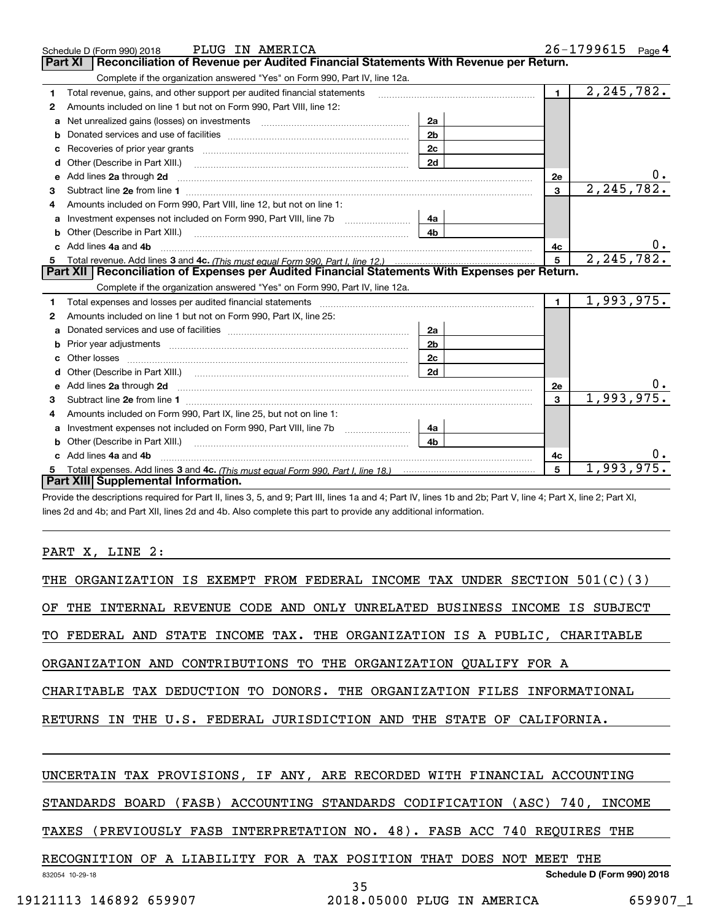Schedule D (Form 990) 2018 PLUG IN AMERICA 26-1799615 Page 4

## Part XI Reconciliation of Revenue per Audited Financial Statements With Revenue per Return.

Complete if the organization answered "Yes" on Form 990, Part IV, line 12a.

| | | | | | |
|---|---|---|---|---|---|
| 1 | Total revenue, gains, and other support per audited financial statements | | | 1 | 2,245,782. |
| 2 | Amounts included on line 1 but not on Form 990, Part VIII, line 12: | | | | |
| a | Net unrealized gains (losses) on investments | 2a | | | |
| b | Donated services and use of facilities | 2b | | | |
| c | Recoveries of prior year grants | 2c | | | |
| d | Other (Describe in Part XIII.) | 2d | | | |
| e | Add lines 2a through 2d | | | 2e | 0. |
| 3 | Subtract line 2e from line 1 | | | 3 | 2,245,782. |
| 4 | Amounts included on Form 990, Part VIII, line 12, but not on line 1: | | | | |
| a | Investment expenses not included on Form 990, Part VIII, line 7b | 4a | | | |
| b | Other (Describe in Part XIII.) | 4b | | | |
| c | Add lines 4a and 4b | | | 4c | 0. |
| 5 | Total revenue. Add lines 3 and 4c. *(This must equal Form 990, Part I, line 12.)* | | | 5 | 2,245,782. |

## Part XII Reconciliation of Expenses per Audited Financial Statements With Expenses per Return.

Complete if the organization answered "Yes" on Form 990, Part IV, line 12a.

| | | | | | |
|---|---|---|---|---|---|
| 1 | Total expenses and losses per audited financial statements | | | 1 | 1,993,975. |
| 2 | Amounts included on line 1 but not on Form 990, Part IX, line 25: | | | | |
| a | Donated services and use of facilities | 2a | | | |
| b | Prior year adjustments | 2b | | | |
| c | Other losses | 2c | | | |
| d | Other (Describe in Part XIII.) | 2d | | | |
| e | Add lines 2a through 2d | | | 2e | 0. |
| 3 | Subtract line 2e from line 1 | | | 3 | 1,993,975. |
| 4 | Amounts included on Form 990, Part IX, line 25, but not on line 1: | | | | |
| a | Investment expenses not included on Form 990, Part VIII, line 7b | 4a | | | |
| b | Other (Describe in Part XIII.) | 4b | | | |
| c | Add lines 4a and 4b | | | 4c | 0. |
| 5 | Total expenses. Add lines 3 and 4c. *(This must equal Form 990, Part I, line 18.)* | | | 5 | 1,993,975. |

## Part XIII Supplemental Information.

Provide the descriptions required for Part II, lines 3, 5, and 9; Part III, lines 1a and 4; Part IV, lines 1b and 2b; Part V, line 4; Part X, line 2; Part XI, lines 2d and 4b; and Part XII, lines 2d and 4b. Also complete this part to provide any additional information.

PART X, LINE 2:

THE ORGANIZATION IS EXEMPT FROM FEDERAL INCOME TAX UNDER SECTION 501(C)(3) OF THE INTERNAL REVENUE CODE AND ONLY UNRELATED BUSINESS INCOME IS SUBJECT TO FEDERAL AND STATE INCOME TAX. THE ORGANIZATION IS A PUBLIC, CHARITABLE ORGANIZATION AND CONTRIBUTIONS TO THE ORGANIZATION QUALIFY FOR A CHARITABLE TAX DEDUCTION TO DONORS. THE ORGANIZATION FILES INFORMATIONAL RETURNS IN THE U.S. FEDERAL JURISDICTION AND THE STATE OF CALIFORNIA.

UNCERTAIN TAX PROVISIONS, IF ANY, ARE RECORDED WITH FINANCIAL ACCOUNTING STANDARDS BOARD (FASB) ACCOUNTING STANDARDS CODIFICATION (ASC) 740, INCOME TAXES (PREVIOUSLY FASB INTERPRETATION NO. 48). FASB ACC 740 REQUIRES THE RECOGNITION OF A LIABILITY FOR A TAX POSITION THAT DOES NOT MEET THE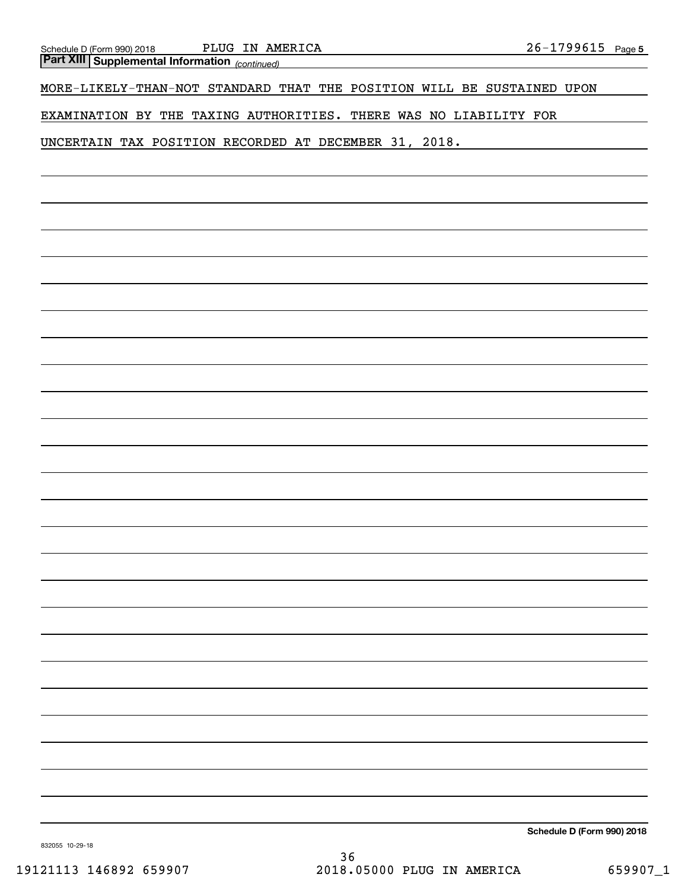**Part XIII Supplemental Information** *(continued)*

MORE-LIKELY-THAN-NOT STANDARD THAT THE POSITION WILL BE SUSTAINED UPON EXAMINATION BY THE TAXING AUTHORITIES. THERE WAS NO LIABILITY FOR UNCERTAIN TAX POSITION RECORDED AT DECEMBER 31, 2018.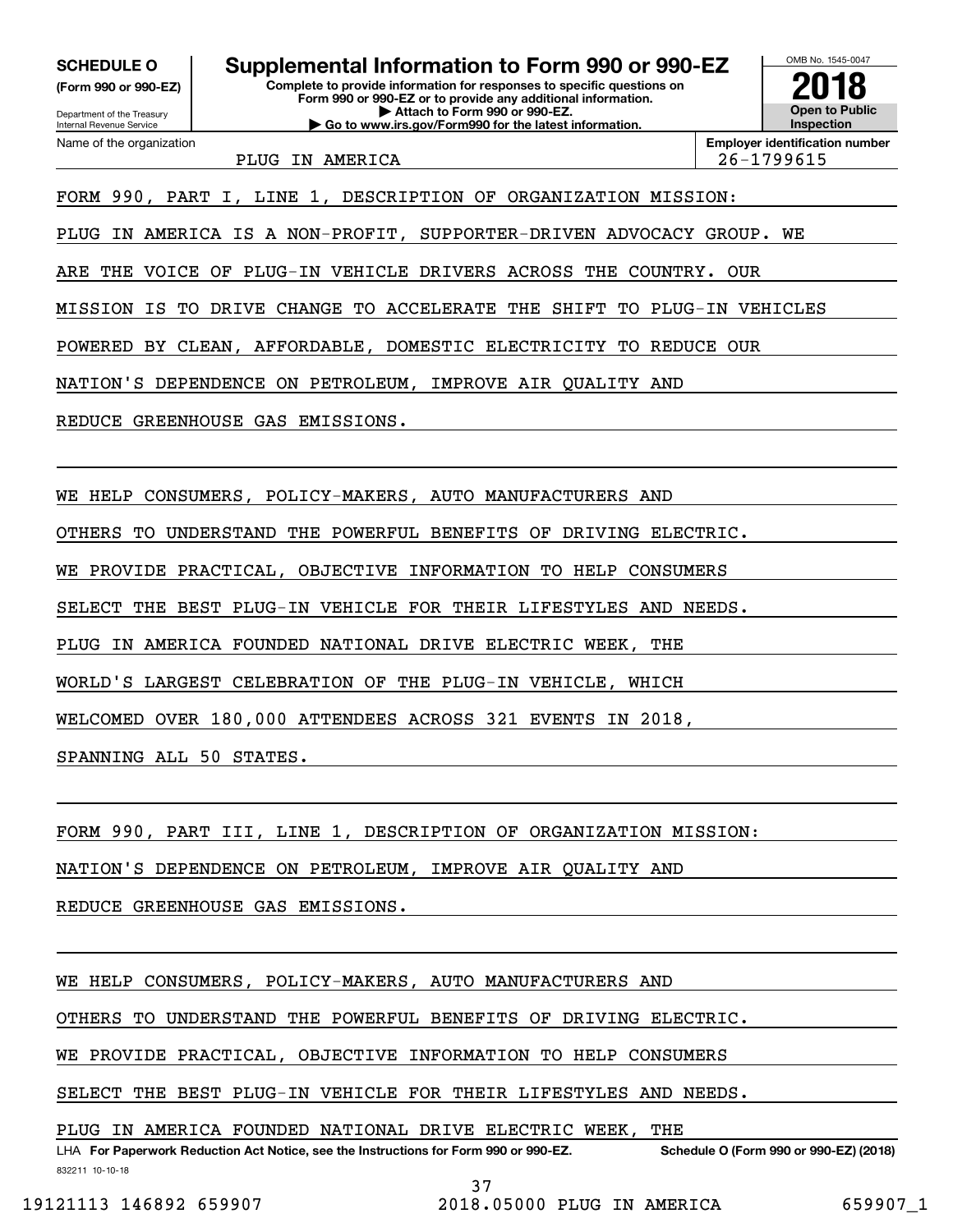**SCHEDULE O**
**(Form 990 or 990-EZ)**

Department of the Treasury
Internal Revenue Service

# Supplemental Information to Form 990 or 990-EZ

**Complete to provide information for responses to specific questions on Form 990 or 990-EZ or to provide any additional information.**
**▶ Attach to Form 990 or 990-EZ.**
**▶ Go to www.irs.gov/Form990 for the latest information.**

OMB No. 1545-0047
**2018**
**Open to Public Inspection**

Name of the organization: PLUG IN AMERICA
**Employer identification number:** 26-1799615

FORM 990, PART I, LINE 1, DESCRIPTION OF ORGANIZATION MISSION:

PLUG IN AMERICA IS A NON-PROFIT, SUPPORTER-DRIVEN ADVOCACY GROUP. WE ARE THE VOICE OF PLUG-IN VEHICLE DRIVERS ACROSS THE COUNTRY. OUR MISSION IS TO DRIVE CHANGE TO ACCELERATE THE SHIFT TO PLUG-IN VEHICLES POWERED BY CLEAN, AFFORDABLE, DOMESTIC ELECTRICITY TO REDUCE OUR NATION'S DEPENDENCE ON PETROLEUM, IMPROVE AIR QUALITY AND REDUCE GREENHOUSE GAS EMISSIONS.

WE HELP CONSUMERS, POLICY-MAKERS, AUTO MANUFACTURERS AND OTHERS TO UNDERSTAND THE POWERFUL BENEFITS OF DRIVING ELECTRIC. WE PROVIDE PRACTICAL, OBJECTIVE INFORMATION TO HELP CONSUMERS SELECT THE BEST PLUG-IN VEHICLE FOR THEIR LIFESTYLES AND NEEDS. PLUG IN AMERICA FOUNDED NATIONAL DRIVE ELECTRIC WEEK, THE WORLD'S LARGEST CELEBRATION OF THE PLUG-IN VEHICLE, WHICH WELCOMED OVER 180,000 ATTENDEES ACROSS 321 EVENTS IN 2018, SPANNING ALL 50 STATES.

FORM 990, PART III, LINE 1, DESCRIPTION OF ORGANIZATION MISSION:

NATION'S DEPENDENCE ON PETROLEUM, IMPROVE AIR QUALITY AND REDUCE GREENHOUSE GAS EMISSIONS.

WE HELP CONSUMERS, POLICY-MAKERS, AUTO MANUFACTURERS AND OTHERS TO UNDERSTAND THE POWERFUL BENEFITS OF DRIVING ELECTRIC. WE PROVIDE PRACTICAL, OBJECTIVE INFORMATION TO HELP CONSUMERS SELECT THE BEST PLUG-IN VEHICLE FOR THEIR LIFESTYLES AND NEEDS. PLUG IN AMERICA FOUNDED NATIONAL DRIVE ELECTRIC WEEK, THE

LHA **For Paperwork Reduction Act Notice, see the Instructions for Form 990 or 990-EZ.** **Schedule O (Form 990 or 990-EZ) (2018)**

832211 10-10-18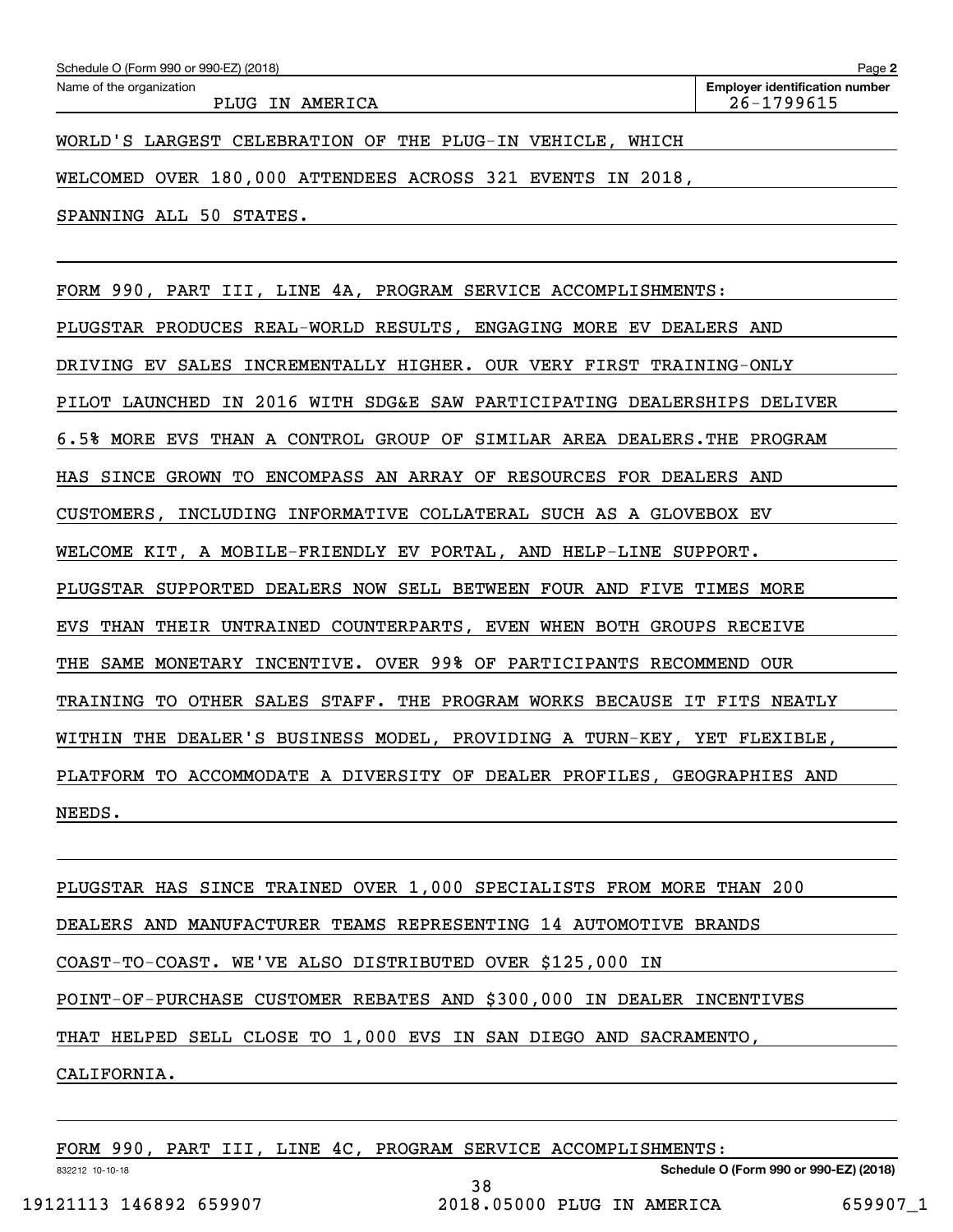WORLD'S LARGEST CELEBRATION OF THE PLUG-IN VEHICLE, WHICH WELCOMED OVER 180,000 ATTENDEES ACROSS 321 EVENTS IN 2018, SPANNING ALL 50 STATES.

FORM 990, PART III, LINE 4A, PROGRAM SERVICE ACCOMPLISHMENTS:

PLUGSTAR PRODUCES REAL-WORLD RESULTS, ENGAGING MORE EV DEALERS AND DRIVING EV SALES INCREMENTALLY HIGHER. OUR VERY FIRST TRAINING-ONLY PILOT LAUNCHED IN 2016 WITH SDG&E SAW PARTICIPATING DEALERSHIPS DELIVER 6.5% MORE EVS THAN A CONTROL GROUP OF SIMILAR AREA DEALERS.THE PROGRAM HAS SINCE GROWN TO ENCOMPASS AN ARRAY OF RESOURCES FOR DEALERS AND CUSTOMERS, INCLUDING INFORMATIVE COLLATERAL SUCH AS A GLOVEBOX EV WELCOME KIT, A MOBILE-FRIENDLY EV PORTAL, AND HELP-LINE SUPPORT. PLUGSTAR SUPPORTED DEALERS NOW SELL BETWEEN FOUR AND FIVE TIMES MORE EVS THAN THEIR UNTRAINED COUNTERPARTS, EVEN WHEN BOTH GROUPS RECEIVE THE SAME MONETARY INCENTIVE. OVER 99% OF PARTICIPANTS RECOMMEND OUR TRAINING TO OTHER SALES STAFF. THE PROGRAM WORKS BECAUSE IT FITS NEATLY WITHIN THE DEALER'S BUSINESS MODEL, PROVIDING A TURN-KEY, YET FLEXIBLE, PLATFORM TO ACCOMMODATE A DIVERSITY OF DEALER PROFILES, GEOGRAPHIES AND NEEDS.

PLUGSTAR HAS SINCE TRAINED OVER 1,000 SPECIALISTS FROM MORE THAN 200 DEALERS AND MANUFACTURER TEAMS REPRESENTING 14 AUTOMOTIVE BRANDS COAST-TO-COAST. WE'VE ALSO DISTRIBUTED OVER $125,000 IN POINT-OF-PURCHASE CUSTOMER REBATES AND $300,000 IN DEALER INCENTIVES THAT HELPED SELL CLOSE TO 1,000 EVS IN SAN DIEGO AND SACRAMENTO, CALIFORNIA.

FORM 990, PART III, LINE 4C, PROGRAM SERVICE ACCOMPLISHMENTS: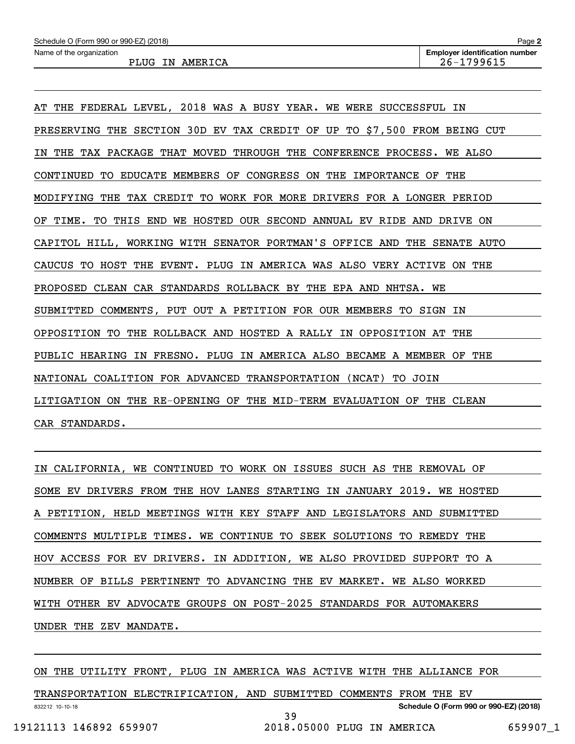AT THE FEDERAL LEVEL, 2018 WAS A BUSY YEAR. WE WERE SUCCESSFUL IN PRESERVING THE SECTION 30D EV TAX CREDIT OF UP TO $7,500 FROM BEING CUT IN THE TAX PACKAGE THAT MOVED THROUGH THE CONFERENCE PROCESS. WE ALSO CONTINUED TO EDUCATE MEMBERS OF CONGRESS ON THE IMPORTANCE OF THE MODIFYING THE TAX CREDIT TO WORK FOR MORE DRIVERS FOR A LONGER PERIOD OF TIME. TO THIS END WE HOSTED OUR SECOND ANNUAL EV RIDE AND DRIVE ON CAPITOL HILL, WORKING WITH SENATOR PORTMAN'S OFFICE AND THE SENATE AUTO CAUCUS TO HOST THE EVENT. PLUG IN AMERICA WAS ALSO VERY ACTIVE ON THE PROPOSED CLEAN CAR STANDARDS ROLLBACK BY THE EPA AND NHTSA. WE SUBMITTED COMMENTS, PUT OUT A PETITION FOR OUR MEMBERS TO SIGN IN OPPOSITION TO THE ROLLBACK AND HOSTED A RALLY IN OPPOSITION AT THE PUBLIC HEARING IN FRESNO. PLUG IN AMERICA ALSO BECAME A MEMBER OF THE NATIONAL COALITION FOR ADVANCED TRANSPORTATION (NCAT) TO JOIN LITIGATION ON THE RE-OPENING OF THE MID-TERM EVALUATION OF THE CLEAN CAR STANDARDS.

IN CALIFORNIA, WE CONTINUED TO WORK ON ISSUES SUCH AS THE REMOVAL OF SOME EV DRIVERS FROM THE HOV LANES STARTING IN JANUARY 2019. WE HOSTED A PETITION, HELD MEETINGS WITH KEY STAFF AND LEGISLATORS AND SUBMITTED COMMENTS MULTIPLE TIMES. WE CONTINUE TO SEEK SOLUTIONS TO REMEDY THE HOV ACCESS FOR EV DRIVERS. IN ADDITION, WE ALSO PROVIDED SUPPORT TO A NUMBER OF BILLS PERTINENT TO ADVANCING THE EV MARKET. WE ALSO WORKED WITH OTHER EV ADVOCATE GROUPS ON POST-2025 STANDARDS FOR AUTOMAKERS UNDER THE ZEV MANDATE.

ON THE UTILITY FRONT, PLUG IN AMERICA WAS ACTIVE WITH THE ALLIANCE FOR TRANSPORTATION ELECTRIFICATION, AND SUBMITTED COMMENTS FROM THE EV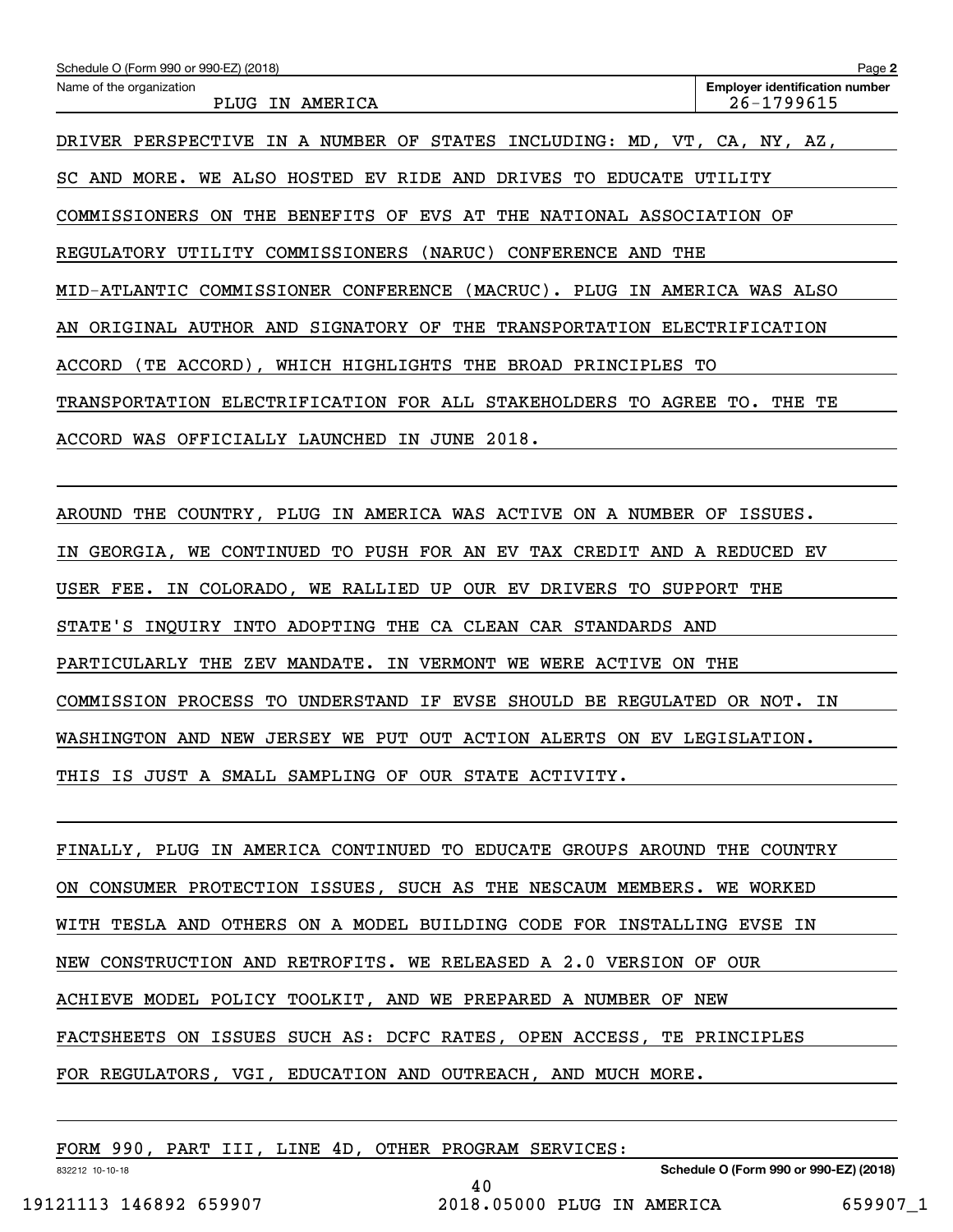Schedule O (Form 990 or 990-EZ) (2018)

Name of the organization: PLUG IN AMERICA

Employer identification number: 26-1799615

DRIVER PERSPECTIVE IN A NUMBER OF STATES INCLUDING: MD, VT, CA, NY, AZ, SC AND MORE. WE ALSO HOSTED EV RIDE AND DRIVES TO EDUCATE UTILITY COMMISSIONERS ON THE BENEFITS OF EVS AT THE NATIONAL ASSOCIATION OF REGULATORY UTILITY COMMISSIONERS (NARUC) CONFERENCE AND THE MID-ATLANTIC COMMISSIONER CONFERENCE (MACRUC). PLUG IN AMERICA WAS ALSO AN ORIGINAL AUTHOR AND SIGNATORY OF THE TRANSPORTATION ELECTRIFICATION ACCORD (TE ACCORD), WHICH HIGHLIGHTS THE BROAD PRINCIPLES TO TRANSPORTATION ELECTRIFICATION FOR ALL STAKEHOLDERS TO AGREE TO. THE TE ACCORD WAS OFFICIALLY LAUNCHED IN JUNE 2018.

AROUND THE COUNTRY, PLUG IN AMERICA WAS ACTIVE ON A NUMBER OF ISSUES. IN GEORGIA, WE CONTINUED TO PUSH FOR AN EV TAX CREDIT AND A REDUCED EV USER FEE. IN COLORADO, WE RALLIED UP OUR EV DRIVERS TO SUPPORT THE STATE'S INQUIRY INTO ADOPTING THE CA CLEAN CAR STANDARDS AND PARTICULARLY THE ZEV MANDATE. IN VERMONT WE WERE ACTIVE ON THE COMMISSION PROCESS TO UNDERSTAND IF EVSE SHOULD BE REGULATED OR NOT. IN WASHINGTON AND NEW JERSEY WE PUT OUT ACTION ALERTS ON EV LEGISLATION. THIS IS JUST A SMALL SAMPLING OF OUR STATE ACTIVITY.

FINALLY, PLUG IN AMERICA CONTINUED TO EDUCATE GROUPS AROUND THE COUNTRY ON CONSUMER PROTECTION ISSUES, SUCH AS THE NESCAUM MEMBERS. WE WORKED WITH TESLA AND OTHERS ON A MODEL BUILDING CODE FOR INSTALLING EVSE IN NEW CONSTRUCTION AND RETROFITS. WE RELEASED A 2.0 VERSION OF OUR ACHIEVE MODEL POLICY TOOLKIT, AND WE PREPARED A NUMBER OF NEW FACTSHEETS ON ISSUES SUCH AS: DCFC RATES, OPEN ACCESS, TE PRINCIPLES FOR REGULATORS, VGI, EDUCATION AND OUTREACH, AND MUCH MORE.

FORM 990, PART III, LINE 4D, OTHER PROGRAM SERVICES: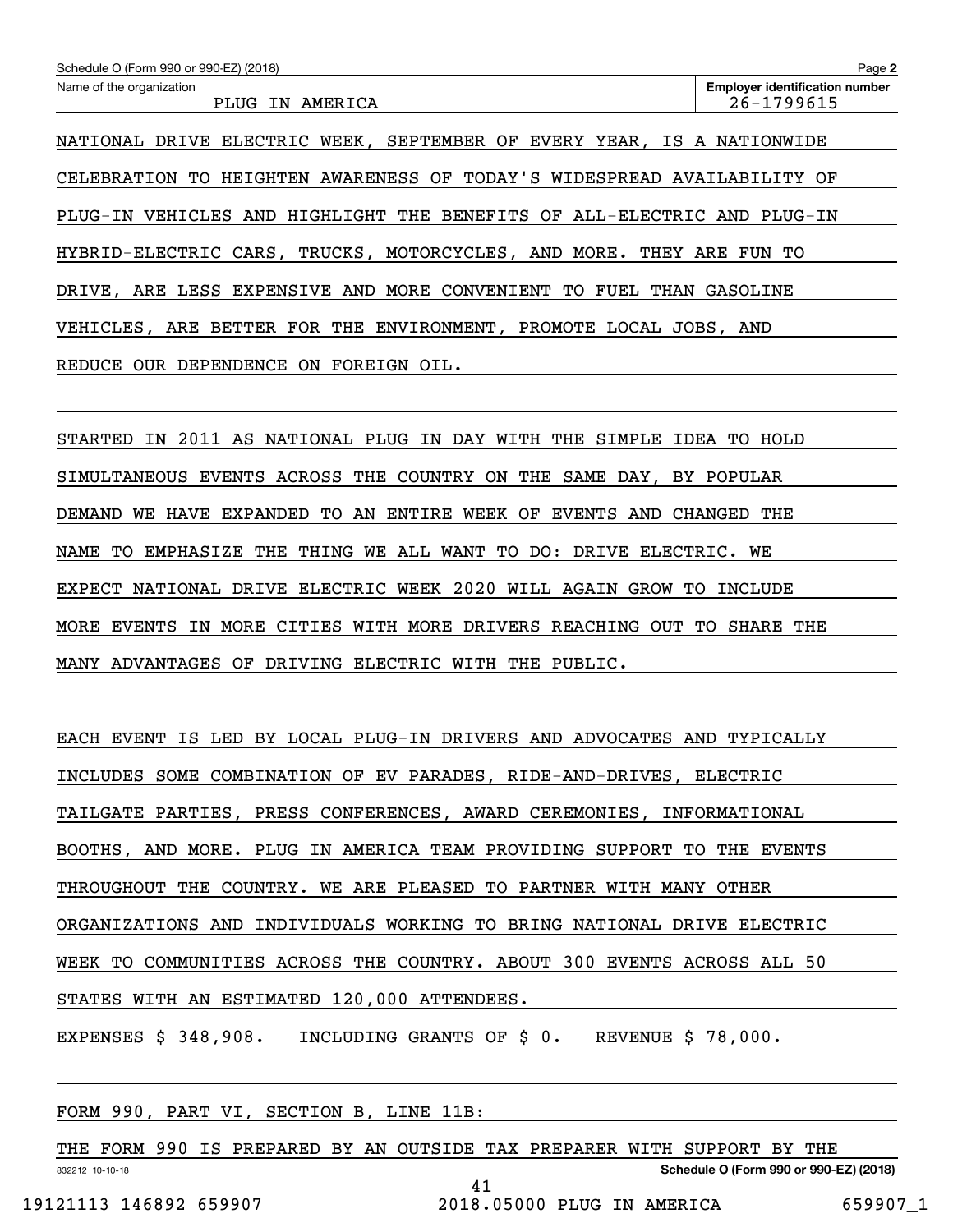Schedule O (Form 990 or 990-EZ) (2018)

Name of the organization: PLUG IN AMERICA

Employer identification number: 26-1799615

NATIONAL DRIVE ELECTRIC WEEK, SEPTEMBER OF EVERY YEAR, IS A NATIONWIDE CELEBRATION TO HEIGHTEN AWARENESS OF TODAY'S WIDESPREAD AVAILABILITY OF PLUG-IN VEHICLES AND HIGHLIGHT THE BENEFITS OF ALL-ELECTRIC AND PLUG-IN HYBRID-ELECTRIC CARS, TRUCKS, MOTORCYCLES, AND MORE. THEY ARE FUN TO DRIVE, ARE LESS EXPENSIVE AND MORE CONVENIENT TO FUEL THAN GASOLINE VEHICLES, ARE BETTER FOR THE ENVIRONMENT, PROMOTE LOCAL JOBS, AND REDUCE OUR DEPENDENCE ON FOREIGN OIL.

STARTED IN 2011 AS NATIONAL PLUG IN DAY WITH THE SIMPLE IDEA TO HOLD SIMULTANEOUS EVENTS ACROSS THE COUNTRY ON THE SAME DAY, BY POPULAR DEMAND WE HAVE EXPANDED TO AN ENTIRE WEEK OF EVENTS AND CHANGED THE NAME TO EMPHASIZE THE THING WE ALL WANT TO DO: DRIVE ELECTRIC. WE EXPECT NATIONAL DRIVE ELECTRIC WEEK 2020 WILL AGAIN GROW TO INCLUDE MORE EVENTS IN MORE CITIES WITH MORE DRIVERS REACHING OUT TO SHARE THE MANY ADVANTAGES OF DRIVING ELECTRIC WITH THE PUBLIC.

EACH EVENT IS LED BY LOCAL PLUG-IN DRIVERS AND ADVOCATES AND TYPICALLY INCLUDES SOME COMBINATION OF EV PARADES, RIDE-AND-DRIVES, ELECTRIC TAILGATE PARTIES, PRESS CONFERENCES, AWARD CEREMONIES, INFORMATIONAL BOOTHS, AND MORE. PLUG IN AMERICA TEAM PROVIDING SUPPORT TO THE EVENTS THROUGHOUT THE COUNTRY. WE ARE PLEASED TO PARTNER WITH MANY OTHER ORGANIZATIONS AND INDIVIDUALS WORKING TO BRING NATIONAL DRIVE ELECTRIC WEEK TO COMMUNITIES ACROSS THE COUNTRY. ABOUT 300 EVENTS ACROSS ALL 50 STATES WITH AN ESTIMATED 120,000 ATTENDEES.

EXPENSES $ 348,908.   INCLUDING GRANTS OF $ 0.   REVENUE $ 78,000.

FORM 990, PART VI, SECTION B, LINE 11B:

THE FORM 990 IS PREPARED BY AN OUTSIDE TAX PREPARER WITH SUPPORT BY THE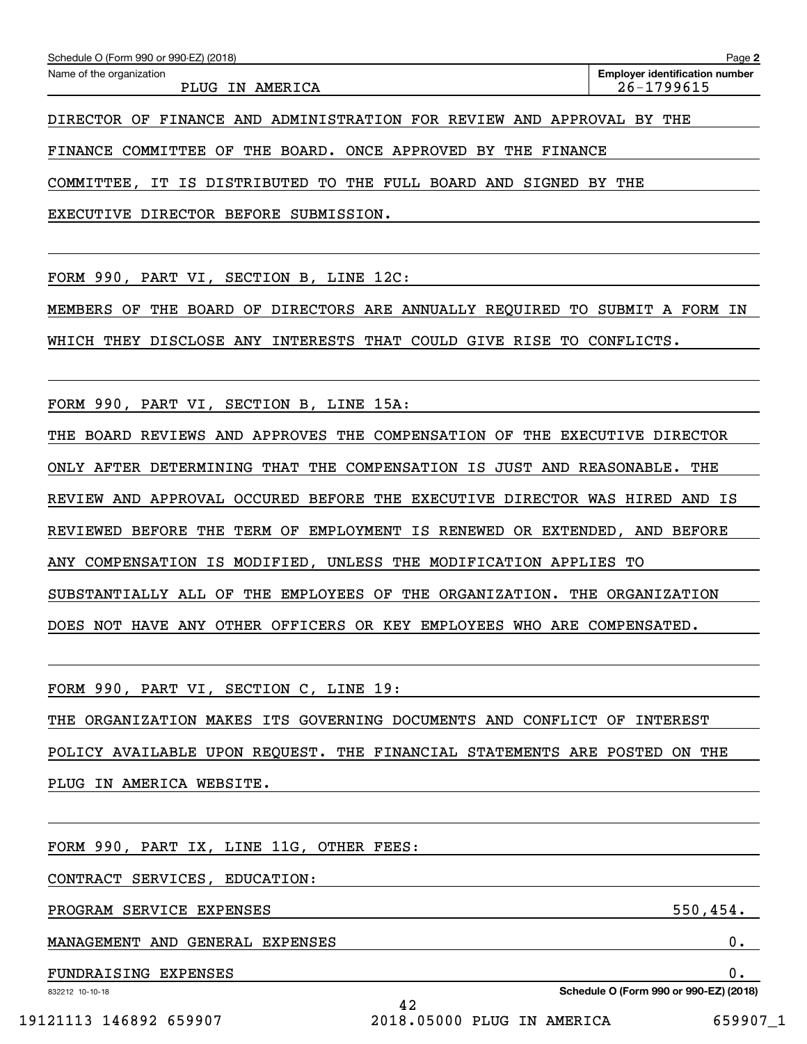Schedule O (Form 990 or 990-EZ) (2018)

Name of the organization: PLUG IN AMERICA

Employer identification number: 26-1799615

DIRECTOR OF FINANCE AND ADMINISTRATION FOR REVIEW AND APPROVAL BY THE FINANCE COMMITTEE OF THE BOARD. ONCE APPROVED BY THE FINANCE COMMITTEE, IT IS DISTRIBUTED TO THE FULL BOARD AND SIGNED BY THE EXECUTIVE DIRECTOR BEFORE SUBMISSION.

FORM 990, PART VI, SECTION B, LINE 12C:

MEMBERS OF THE BOARD OF DIRECTORS ARE ANNUALLY REQUIRED TO SUBMIT A FORM IN WHICH THEY DISCLOSE ANY INTERESTS THAT COULD GIVE RISE TO CONFLICTS.

FORM 990, PART VI, SECTION B, LINE 15A:

THE BOARD REVIEWS AND APPROVES THE COMPENSATION OF THE EXECUTIVE DIRECTOR ONLY AFTER DETERMINING THAT THE COMPENSATION IS JUST AND REASONABLE. THE REVIEW AND APPROVAL OCCURED BEFORE THE EXECUTIVE DIRECTOR WAS HIRED AND IS REVIEWED BEFORE THE TERM OF EMPLOYMENT IS RENEWED OR EXTENDED, AND BEFORE ANY COMPENSATION IS MODIFIED, UNLESS THE MODIFICATION APPLIES TO SUBSTANTIALLY ALL OF THE EMPLOYEES OF THE ORGANIZATION. THE ORGANIZATION DOES NOT HAVE ANY OTHER OFFICERS OR KEY EMPLOYEES WHO ARE COMPENSATED.

FORM 990, PART VI, SECTION C, LINE 19:

THE ORGANIZATION MAKES ITS GOVERNING DOCUMENTS AND CONFLICT OF INTEREST POLICY AVAILABLE UPON REQUEST. THE FINANCIAL STATEMENTS ARE POSTED ON THE PLUG IN AMERICA WEBSITE.

FORM 990, PART IX, LINE 11G, OTHER FEES:

CONTRACT SERVICES, EDUCATION:

| | |
|---|---|
| PROGRAM SERVICE EXPENSES | 550,454. |
| MANAGEMENT AND GENERAL EXPENSES | 0. |
| FUNDRAISING EXPENSES | 0. |

Schedule O (Form 990 or 990-EZ) (2018)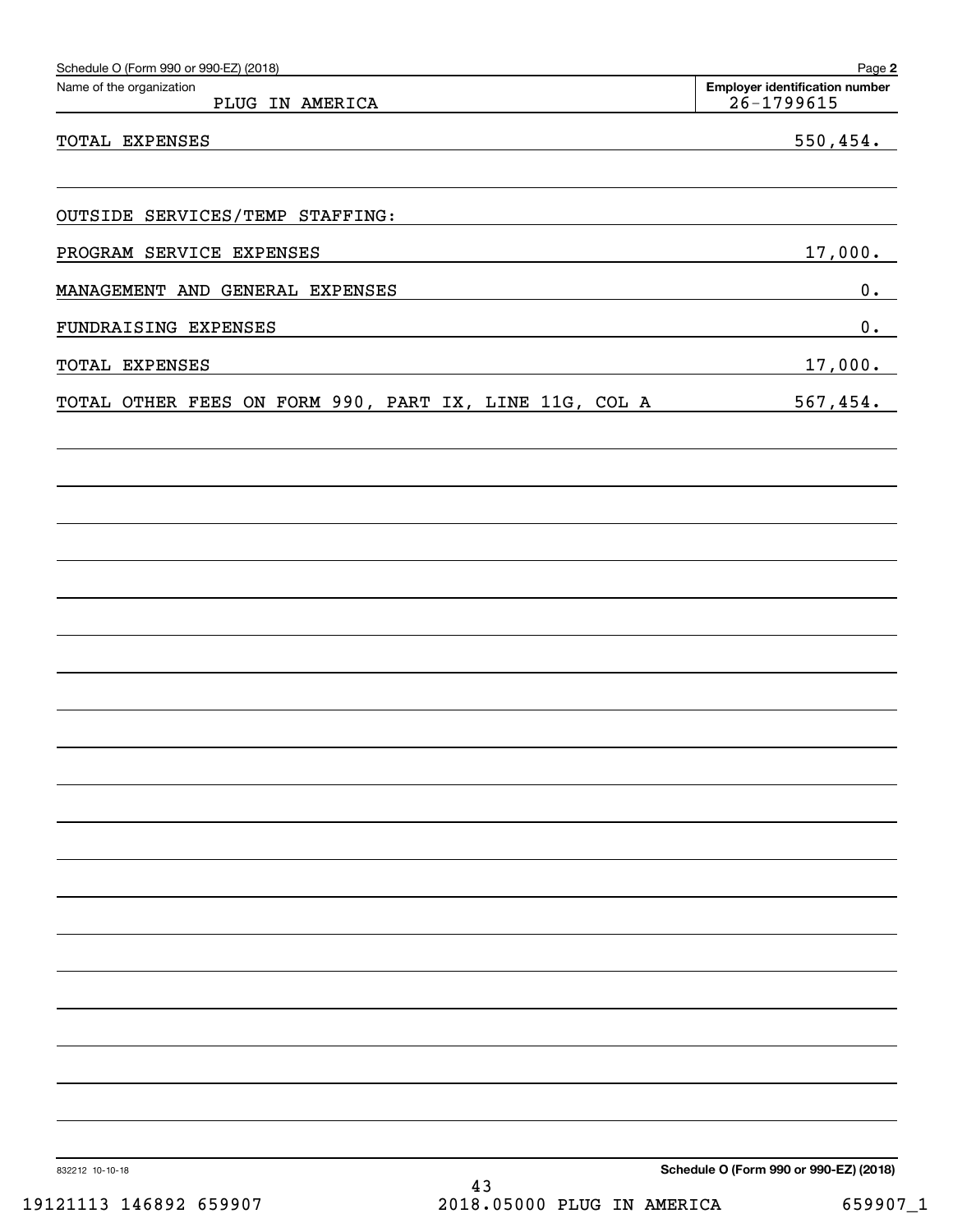Schedule O (Form 990 or 990-EZ) (2018)

Name of the organization: PLUG IN AMERICA

Employer identification number: 26-1799615

| | |
|---|---|
| TOTAL EXPENSES | 550,454. |
| | |
| OUTSIDE SERVICES/TEMP STAFFING: | |
| PROGRAM SERVICE EXPENSES | 17,000. |
| MANAGEMENT AND GENERAL EXPENSES | 0. |
| FUNDRAISING EXPENSES | 0. |
| TOTAL EXPENSES | 17,000. |
| TOTAL OTHER FEES ON FORM 990, PART IX, LINE 11G, COL A | 567,454. |

832212 10-10-18

Schedule O (Form 990 or 990-EZ) (2018)

19121113 146892 659907 2018.05000 PLUG IN AMERICA 659907_1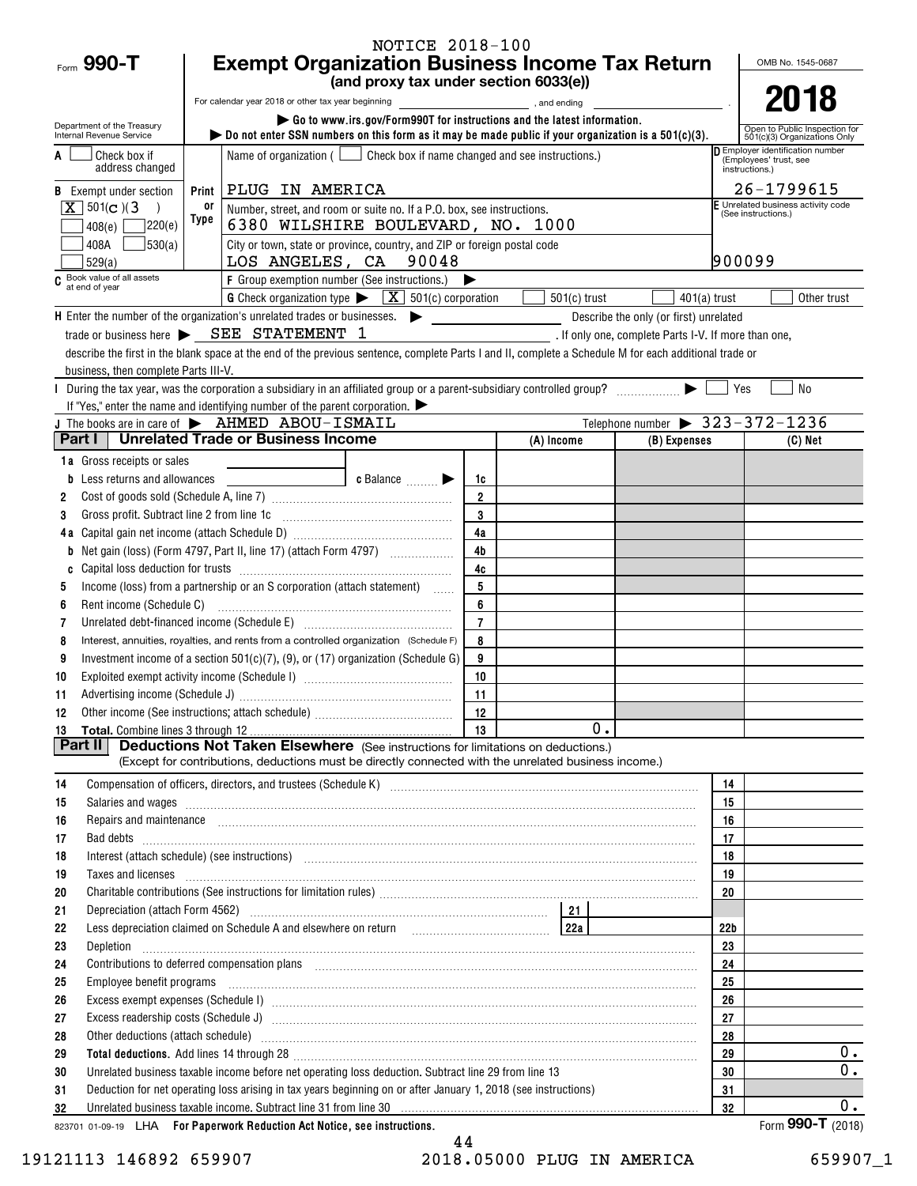NOTICE 2018-100

Form **990-T**

# Exempt Organization Business Income Tax Return

**(and proxy tax under section 6033(e))**

For calendar year 2018 or other tax year beginning , and ending .

▶ Go to www.irs.gov/Form990T for instructions and the latest information.

▶ Do not enter SSN numbers on this form as it may be made public if your organization is a 501(c)(3).

Department of the Treasury Internal Revenue Service

OMB No. 1545-0687

**2018**

Open to Public Inspection for 501(c)(3) Organizations Only

A ☐ Check box if address changed

B Exempt under section
☒ 501(C)(3 )
☐ 408(e) ☐ 220(e)
☐ 408A ☐ 530(a)
☐ 529(a)

C Book value of all assets at end of year

Name of organization ( ☐ Check box if name changed and see instructions.)

PLUG IN AMERICA

Number, street, and room or suite no. If a P.O. box, see instructions.

6380 WILSHIRE BOULEVARD, NO. 1000

City or town, state or province, country, and ZIP or foreign postal code

LOS ANGELES, CA 90048

D Employer identification number (Employees' trust, see instructions.)

26-1799615

E Unrelated business activity code (See instructions.)

900099

F Group exemption number (See instructions.) ▶

G Check organization type ▶ ☒ 501(c) corporation ☐ 501(c) trust ☐ 401(a) trust ☐ Other trust

H Enter the number of the organization's unrelated trades or businesses. ▶ ______ Describe the only (or first) unrelated trade or business here ▶ SEE STATEMENT 1 . If only one, complete Parts I-V. If more than one, describe the first in the blank space at the end of the previous sentence, complete Parts I and II, complete a Schedule M for each additional trade or business, then complete Parts III-V.

I During the tax year, was the corporation a subsidiary in an affiliated group or a parent-subsidiary controlled group? ▶ ☐ Yes ☐ No

If "Yes," enter the name and identifying number of the parent corporation. ▶

J The books are in care of ▶ AHMED ABOU-ISMAIL Telephone number ▶ 323-372-1236

## Part I Unrelated Trade or Business Income

| | | | (A) Income | (B) Expenses | (C) Net |
|---|---|---|---|---|---|
| 1a | Gross receipts or sales | | | | |
| b | Less returns and allowances c Balance ▶ | 1c | | | |
| 2 | Cost of goods sold (Schedule A, line 7) | 2 | | | |
| 3 | Gross profit. Subtract line 2 from line 1c | 3 | | | |
| 4a | Capital gain net income (attach Schedule D) | 4a | | | |
| b | Net gain (loss) (Form 4797, Part II, line 17) (attach Form 4797) | 4b | | | |
| c | Capital loss deduction for trusts | 4c | | | |
| 5 | Income (loss) from a partnership or an S corporation (attach statement) | 5 | | | |
| 6 | Rent income (Schedule C) | 6 | | | |
| 7 | Unrelated debt-financed income (Schedule E) | 7 | | | |
| 8 | Interest, annuities, royalties, and rents from a controlled organization (Schedule F) | 8 | | | |
| 9 | Investment income of a section 501(c)(7), (9), or (17) organization (Schedule G) | 9 | | | |
| 10 | Exploited exempt activity income (Schedule I) | 10 | | | |
| 11 | Advertising income (Schedule J) | 11 | | | |
| 12 | Other income (See instructions; attach schedule) | 12 | | | |
| 13 | **Total.** Combine lines 3 through 12 | 13 | 0. | | |

## Part II Deductions Not Taken Elsewhere (See instructions for limitations on deductions.)

(Except for contributions, deductions must be directly connected with the unrelated business income.)

| | | | |
|---|---|---|---|
| 14 | Compensation of officers, directors, and trustees (Schedule K) | 14 | |
| 15 | Salaries and wages | 15 | |
| 16 | Repairs and maintenance | 16 | |
| 17 | Bad debts | 17 | |
| 18 | Interest (attach schedule) (see instructions) | 18 | |
| 19 | Taxes and licenses | 19 | |
| 20 | Charitable contributions (See instructions for limitation rules) | 20 | |
| 21 | Depreciation (attach Form 4562) — 21 | | |
| 22 | Less depreciation claimed on Schedule A and elsewhere on return — 22a | 22b | |
| 23 | Depletion | 23 | |
| 24 | Contributions to deferred compensation plans | 24 | |
| 25 | Employee benefit programs | 25 | |
| 26 | Excess exempt expenses (Schedule I) | 26 | |
| 27 | Excess readership costs (Schedule J) | 27 | |
| 28 | Other deductions (attach schedule) | 28 | |
| 29 | **Total deductions.** Add lines 14 through 28 | 29 | 0. |
| 30 | Unrelated business taxable income before net operating loss deduction. Subtract line 29 from line 13 | 30 | 0. |
| 31 | Deduction for net operating loss arising in tax years beginning on or after January 1, 2018 (see instructions) | 31 | |
| 32 | Unrelated business taxable income. Subtract line 31 from line 30 | 32 | 0. |

823701 01-09-19 LHA **For Paperwork Reduction Act Notice, see instructions.** Form **990-T** (2018)

19121113 146892 659907 2018.05000 PLUG IN AMERICA 659907_1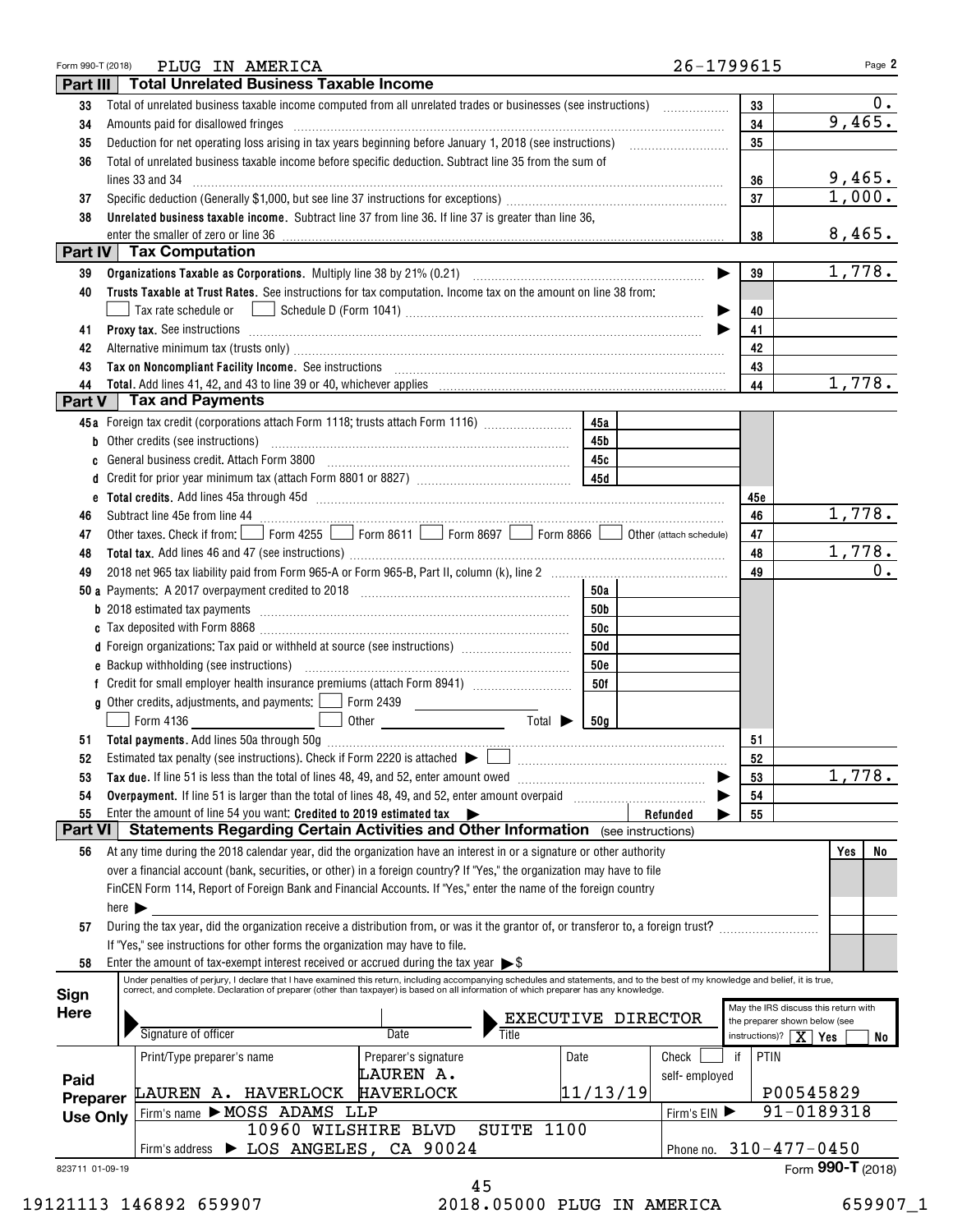Form 990-T (2018) PLUG IN AMERICA 26-1799615 Page 2

## Part III Total Unrelated Business Taxable Income

| | | | |
|---|---|---|---|
| 33 | Total of unrelated business taxable income computed from all unrelated trades or businesses (see instructions) | 33 | 0. |
| 34 | Amounts paid for disallowed fringes | 34 | 9,465. |
| 35 | Deduction for net operating loss arising in tax years beginning before January 1, 2018 (see instructions) | 35 | |
| 36 | Total of unrelated business taxable income before specific deduction. Subtract line 35 from the sum of lines 33 and 34 | 36 | 9,465. |
| 37 | Specific deduction (Generally $1,000, but see line 37 instructions for exceptions) | 37 | 1,000. |
| 38 | **Unrelated business taxable income.** Subtract line 37 from line 36. If line 37 is greater than line 36, enter the smaller of zero or line 36 | 38 | 8,465. |

## Part IV Tax Computation

| | | | |
|---|---|---|---|
| 39 | **Organizations Taxable as Corporations.** Multiply line 38 by 21% (0.21) | 39 | 1,778. |
| 40 | **Trusts Taxable at Trust Rates.** See instructions for tax computation. Income tax on the amount on line 38 from: ☐ Tax rate schedule or ☐ Schedule D (Form 1041) | 40 | |
| 41 | **Proxy tax.** See instructions | 41 | |
| 42 | Alternative minimum tax (trusts only) | 42 | |
| 43 | **Tax on Noncompliant Facility Income.** See instructions | 43 | |
| 44 | **Total.** Add lines 41, 42, and 43 to line 39 or 40, whichever applies | 44 | 1,778. |

## Part V Tax and Payments

| | | | | | |
|---|---|---|---|---|---|
| 45a | Foreign tax credit (corporations attach Form 1118; trusts attach Form 1116) | 45a | | | |
| b | Other credits (see instructions) | 45b | | | |
| c | General business credit. Attach Form 3800 | 45c | | | |
| d | Credit for prior year minimum tax (attach Form 8801 or 8827) | 45d | | | |
| e | **Total credits.** Add lines 45a through 45d | | | 45e | |
| 46 | Subtract line 45e from line 44 | | | 46 | 1,778. |
| 47 | Other taxes. Check if from: ☐ Form 4255 ☐ Form 8611 ☐ Form 8697 ☐ Form 8866 ☐ Other (attach schedule) | | | 47 | |
| 48 | **Total tax.** Add lines 46 and 47 (see instructions) | | | 48 | 1,778. |
| 49 | 2018 net 965 tax liability paid from Form 965-A or Form 965-B, Part II, column (k), line 2 | | | 49 | 0. |
| 50a | Payments: A 2017 overpayment credited to 2018 | 50a | | | |
| b | 2018 estimated tax payments | 50b | | | |
| c | Tax deposited with Form 8868 | 50c | | | |
| d | Foreign organizations: Tax paid or withheld at source (see instructions) | 50d | | | |
| e | Backup withholding (see instructions) | 50e | | | |
| f | Credit for small employer health insurance premiums (attach Form 8941) | 50f | | | |
| g | Other credits, adjustments, and payments: ☐ Form 2439 ☐ Form 4136 ☐ Other Total ▶ | 50g | | | |
| 51 | **Total payments.** Add lines 50a through 50g | | | 51 | |
| 52 | Estimated tax penalty (see instructions). Check if Form 2220 is attached ▶ ☐ | | | 52 | |
| 53 | **Tax due.** If line 51 is less than the total of lines 48, 49, and 52, enter amount owed | | | 53 | 1,778. |
| 54 | **Overpayment.** If line 51 is larger than the total of lines 48, 49, and 52, enter amount overpaid | | | 54 | |
| 55 | Enter the amount of line 54 you want: **Credited to 2019 estimated tax** ▶ | | Refunded ▶ | 55 | |

## Part VI Statements Regarding Certain Activities and Other Information (see instructions)

| | | Yes | No |
|---|---|---|---|
| 56 | At any time during the 2018 calendar year, did the organization have an interest in or a signature or other authority over a financial account (bank, securities, or other) in a foreign country? If "Yes," the organization may have to file FinCEN Form 114, Report of Foreign Bank and Financial Accounts. If "Yes," enter the name of the foreign country here ▶ | | |
| 57 | During the tax year, did the organization receive a distribution from, or was it the grantor of, or transferor to, a foreign trust? If "Yes," see instructions for other forms the organization may have to file. | | |
| 58 | Enter the amount of tax-exempt interest received or accrued during the tax year ▶ $ | | |

**Sign Here**

Under penalties of perjury, I declare that I have examined this return, including accompanying schedules and statements, and to the best of my knowledge and belief, it is true, correct, and complete. Declaration of preparer (other than taxpayer) is based on all information of which preparer has any knowledge.

Signature of officer | Date | Title: EXECUTIVE DIRECTOR

May the IRS discuss this return with the preparer shown below (see instructions)? ☒ Yes ☐ No

**Paid Preparer Use Only**

| Print/Type preparer's name | Preparer's signature | Date | Check ☐ if self-employed | PTIN |
|---|---|---|---|---|
| LAUREN A. HAVERLOCK | LAUREN A. HAVERLOCK | 11/13/19 | | P00545829 |

Firm's name ▶ MOSS ADAMS LLP — Firm's EIN ▶ 91-0189318

Firm's address ▶ 10960 WILSHIRE BLVD SUITE 1100, LOS ANGELES, CA 90024 — Phone no. 310-477-0450

823711 01-09-19 Form **990-T** (2018)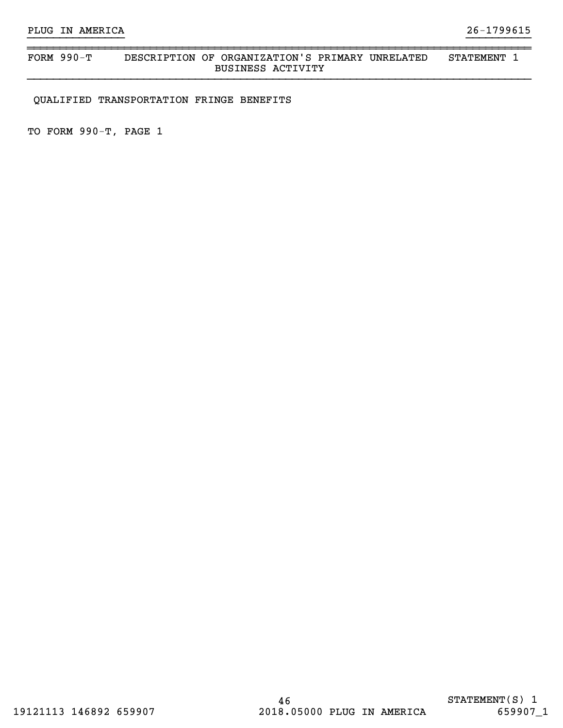PLUG IN AMERICA 26-1799615

| FORM 990-T | DESCRIPTION OF ORGANIZATION'S PRIMARY UNRELATED BUSINESS ACTIVITY | STATEMENT 1 |
|---|---|---|

QUALIFIED TRANSPORTATION FRINGE BENEFITS

TO FORM 990-T, PAGE 1